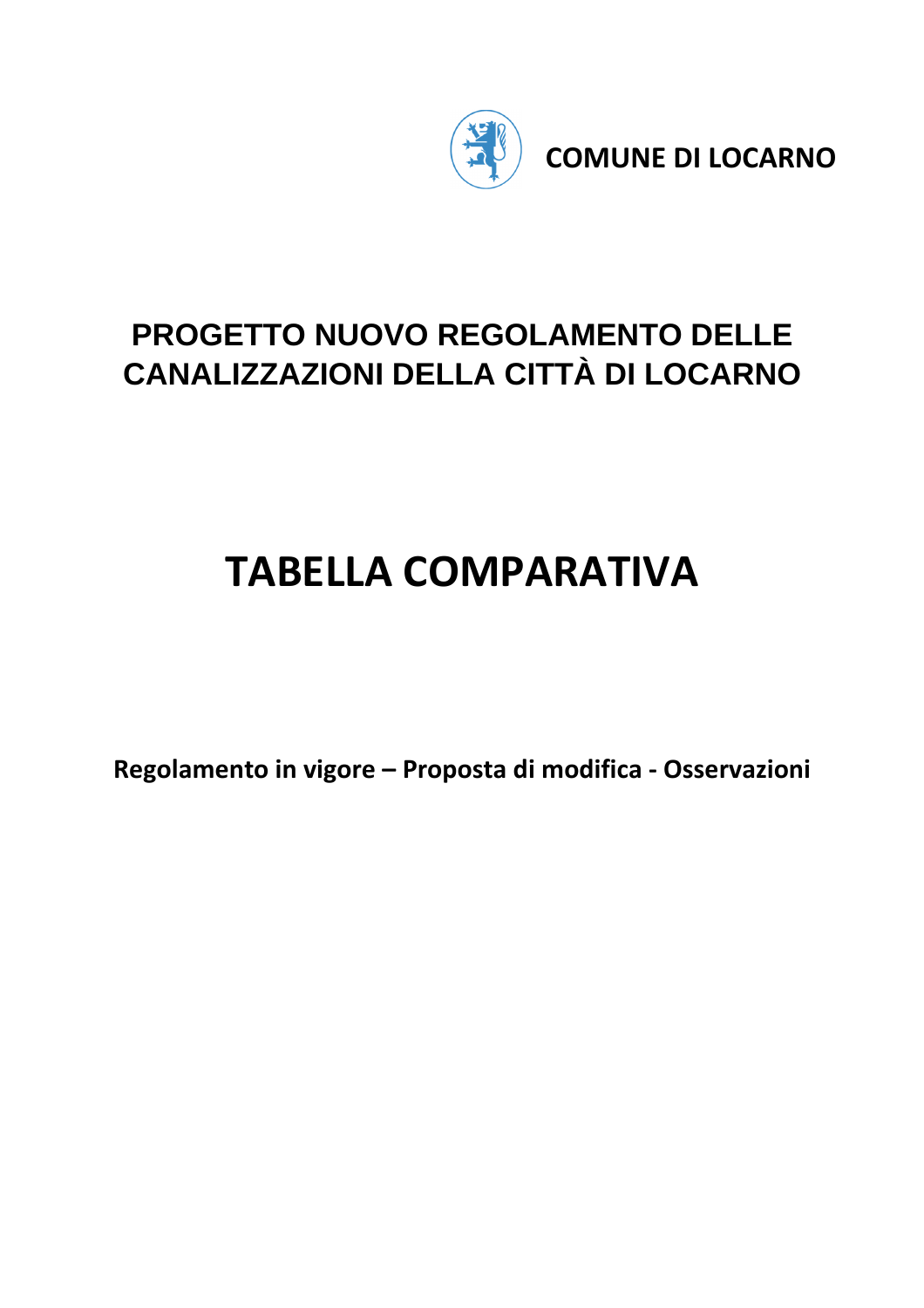COMUNE DI LOCARNO

# PROGETTO NUOVO REGOLAMENTO DELLE CANALIZZAZIONI DELLA CITTÀ DI LOCARNO

# TABELLA COMPARATIVA

**Regolamento in vigore – Proposta di modifica - Osservazioni**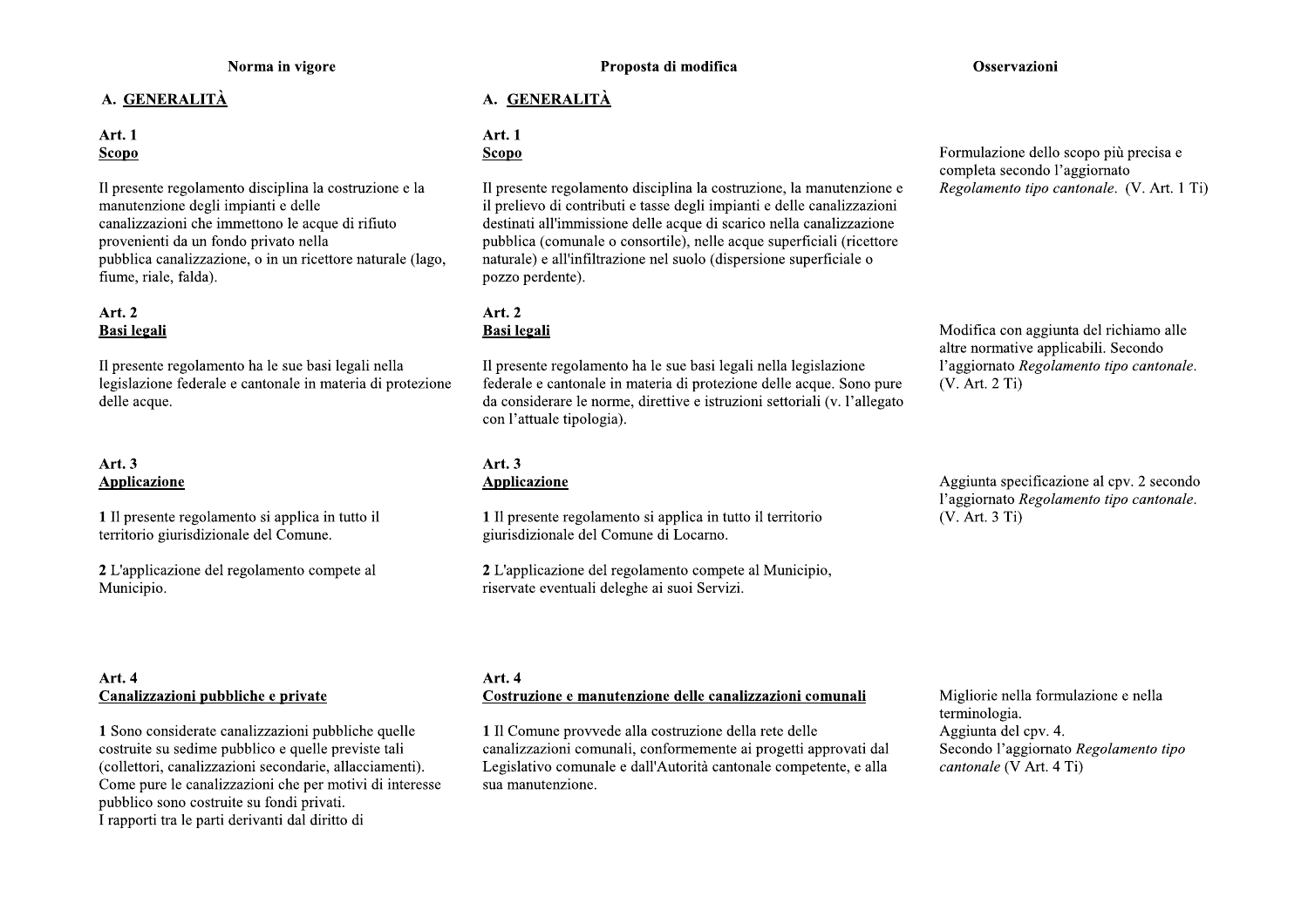| Norma in vigore | Proposta di modifica | Osservazioni |
|---|---|---|
| **A. GENERALITÀ** | **A. GENERALITÀ** | |
| **Art. 1**<br>**Scopo**<br><br>Il presente regolamento disciplina la costruzione e la manutenzione degli impianti e delle canalizzazioni che immettono le acque di rifiuto provenienti da un fondo privato nella pubblica canalizzazione, o in un ricettore naturale (lago, fiume, riale, falda). | **Art. 1**<br>**Scopo**<br><br>Il presente regolamento disciplina la costruzione, la manutenzione e il prelievo di contributi e tasse degli impianti e delle canalizzazioni destinati all'immissione delle acque di scarico nella canalizzazione pubblica (comunale o consortile), nelle acque superficiali (ricettore naturale) e all'infiltrazione nel suolo (dispersione superficiale o pozzo perdente). | Formulazione dello scopo più precisa e completa secondo l'aggiornato *Regolamento tipo cantonale*. (V. Art. 1 Ti) |
| **Art. 2**<br>**Basi legali**<br><br>Il presente regolamento ha le sue basi legali nella legislazione federale e cantonale in materia di protezione delle acque. | **Art. 2**<br>**Basi legali**<br><br>Il presente regolamento ha le sue basi legali nella legislazione federale e cantonale in materia di protezione delle acque. Sono pure da considerare le norme, direttive e istruzioni settoriali (v. l'allegato con l'attuale tipologia). | Modifica con aggiunta del richiamo alle altre normative applicabili. Secondo l'aggiornato *Regolamento tipo cantonale*. (V. Art. 2 Ti) |
| **Art. 3**<br>**Applicazione**<br><br>**1** Il presente regolamento si applica in tutto il territorio giurisdizionale del Comune.<br><br>**2** L'applicazione del regolamento compete al Municipio. | **Art. 3**<br>**Applicazione**<br><br>**1** Il presente regolamento si applica in tutto il territorio giurisdizionale del Comune di Locarno.<br><br>**2** L'applicazione del regolamento compete al Municipio, riservate eventuali deleghe ai suoi Servizi. | Aggiunta specificazione al cpv. 2 secondo l'aggiornato *Regolamento tipo cantonale*. (V. Art. 3 Ti) |
| **Art. 4**<br>**Canalizzazioni pubbliche e private**<br><br>**1** Sono considerate canalizzazioni pubbliche quelle costruite su sedime pubblico e quelle previste tali (collettori, canalizzazioni secondarie, allacciamenti). Come pure le canalizzazioni che per motivi di interesse pubblico sono costruite su fondi privati.<br>I rapporti tra le parti derivanti dal diritto di | **Art. 4**<br>**Costruzione e manutenzione delle canalizzazioni comunali**<br><br>**1** Il Comune provvede alla costruzione della rete delle canalizzazioni comunali, conformemente ai progetti approvati dal Legislativo comunale e dall'Autorità cantonale competente, e alla sua manutenzione. | Migliorie nella formulazione e nella terminologia.<br>Aggiunta del cpv. 4.<br>Secondo l'aggiornato *Regolamento tipo cantonale* (V Art. 4 Ti) |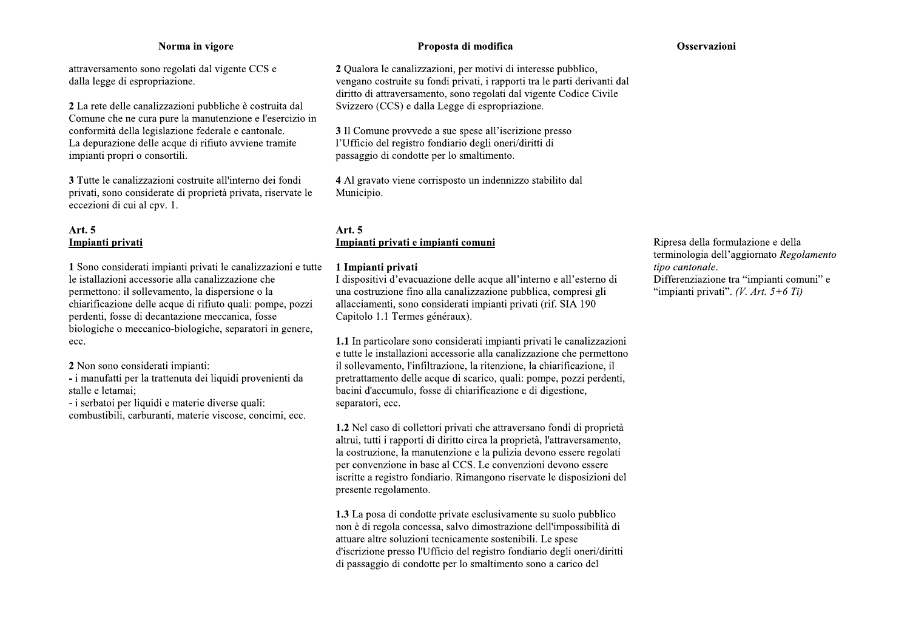| Norma in vigore | Proposta di modifica | Osservazioni |
|---|---|---|
| attraversamento sono regolati dal vigente CCS e dalla legge di espropriazione.<br><br>**2** La rete delle canalizzazioni pubbliche è costruita dal Comune che ne cura pure la manutenzione e l'esercizio in conformità della legislazione federale e cantonale. La depurazione delle acque di rifiuto avviene tramite impianti propri o consortili.<br><br>**3** Tutte le canalizzazioni costruite all'interno dei fondi privati, sono considerate di proprietà privata, riservate le eccezioni di cui al cpv. 1. | **2** Qualora le canalizzazioni, per motivi di interesse pubblico, vengano costruite su fondi privati, i rapporti tra le parti derivanti dal diritto di attraversamento, sono regolati dal vigente Codice Civile Svizzero (CCS) e dalla Legge di espropriazione.<br><br>**3** Il Comune provvede a sue spese all'iscrizione presso l'Ufficio del registro fondiario degli oneri/diritti di passaggio di condotte per lo smaltimento.<br><br>**4** Al gravato viene corrisposto un indennizzo stabilito dal Municipio. | |
| **Art. 5**<br>**<u>Impianti privati</u>**<br><br>**1** Sono considerati impianti privati le canalizzazioni e tutte le istallazioni accessorie alla canalizzazione che permettono: il sollevamento, la dispersione o la chiarificazione delle acque di rifiuto quali: pompe, pozzi perdenti, fosse di decantazione meccanica, fosse biologiche o meccanico-biologiche, separatori in genere, ecc.<br><br>**2** Non sono considerati impianti:<br>- i manufatti per la trattenuta dei liquidi provenienti da stalle e letamai;<br>- i serbatoi per liquidi e materie diverse quali: combustibili, carburanti, materie viscose, concimi, ecc. | **Art. 5**<br>**<u>Impianti privati e impianti comuni</u>**<br><br>**1 Impianti privati**<br>I dispositivi d'evacuazione delle acque all'interno e all'esterno di una costruzione fino alla canalizzazione pubblica, compresi gli allacciamenti, sono considerati impianti privati (rif. SIA 190 Capitolo 1.1 Termes généraux).<br><br>**1.1** In particolare sono considerati impianti privati le canalizzazioni e tutte le installazioni accessorie alla canalizzazione che permettono il sollevamento, l'infiltrazione, la ritenzione, la chiarificazione, il pretrattamento delle acque di scarico, quali: pompe, pozzi perdenti, bacini d'accumulo, fosse di chiarificazione e di digestione, separatori, ecc.<br><br>**1.2** Nel caso di collettori privati che attraversano fondi di proprietà altrui, tutti i rapporti di diritto circa la proprietà, l'attraversamento, la costruzione, la manutenzione e la pulizia devono essere regolati per convenzione in base al CCS. Le convenzioni devono essere iscritte a registro fondiario. Rimangono riservate le disposizioni del presente regolamento.<br><br>**1.3** La posa di condotte private esclusivamente su suolo pubblico non è di regola concessa, salvo dimostrazione dell'impossibilità di attuare altre soluzioni tecnicamente sostenibili. Le spese d'iscrizione presso l'Ufficio del registro fondiario degli oneri/diritti di passaggio di condotte per lo smaltimento sono a carico del | Ripresa della formulazione e della terminologia dell'aggiornato *Regolamento tipo cantonale*.<br>Differenziazione tra "impianti comuni" e "impianti privati". *(V. Art. 5+6 Ti)* |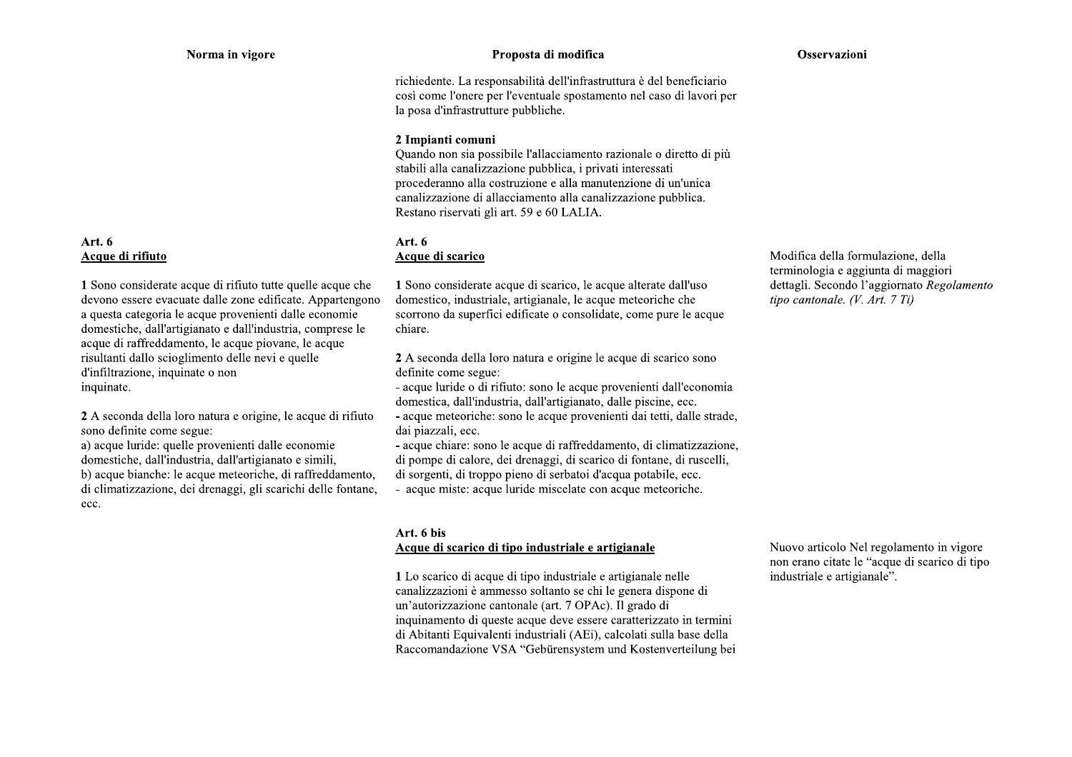| Norma in vigore | Proposta di modifica | Osservazioni |
|---|---|---|
| | richiedente. La responsabilità dell'infrastruttura è del beneficiario così come l'onere per l'eventuale spostamento nel caso di lavori per la posa d'infrastrutture pubbliche.<br><br>**2 Impianti comuni**<br>Quando non sia possibile l'allacciamento razionale o diretto di più stabili alla canalizzazione pubblica, i privati interessati procederanno alla costruzione e alla manutenzione di un'unica canalizzazione di allacciamento alla canalizzazione pubblica. Restano riservati gli art. 59 e 60 LALIA. | |
| **Art. 6**<br>**<u>Acque di rifiuto</u>**<br><br>**1** Sono considerate acque di rifiuto tutte quelle acque che devono essere evacuate dalle zone edificate. Appartengono a questa categoria le acque provenienti dalle economie domestiche, dall'artigianato e dall'industria, comprese le acque di raffreddamento, le acque piovane, le acque risultanti dallo scioglimento delle nevi e quelle d'infiltrazione, inquinate o non inquinate.<br><br>**2** A seconda della loro natura e origine, le acque di rifiuto sono definite come segue:<br>a) acque luride: quelle provenienti dalle economie domestiche, dall'industria, dall'artigianato e simili,<br>b) acque bianche: le acque meteoriche, di raffreddamento, di climatizzazione, dei drenaggi, gli scarichi delle fontane, ecc. | **Art. 6**<br>**<u>Acque di scarico</u>**<br><br>**1** Sono considerate acque di scarico, le acque alterate dall'uso domestico, industriale, artigianale, le acque meteoriche che scorrono da superfici edificate o consolidate, come pure le acque chiare.<br><br>**2** A seconda della loro natura e origine le acque di scarico sono definite come segue:<br>- acque luride o di rifiuto: sono le acque provenienti dall'economia domestica, dall'industria, dall'artigianato, dalle piscine, ecc.<br>- acque meteoriche: sono le acque provenienti dai tetti, dalle strade, dai piazzali, ecc.<br>- acque chiare: sono le acque di raffreddamento, di climatizzazione, di pompe di calore, dei drenaggi, di scarico di fontane, di ruscelli, di sorgenti, di troppo pieno di serbatoi d'acqua potabile, ecc.<br>- acque miste: acque luride miscelate con acque meteoriche. | Modifica della formulazione, della terminologia e aggiunta di maggiori dettagli. Secondo l'aggiornato *Regolamento tipo cantonale. (V. Art. 7 Ti)* |
| | **Art. 6 bis**<br>**<u>Acque di scarico di tipo industriale e artigianale</u>**<br><br>**1** Lo scarico di acque di tipo industriale e artigianale nelle canalizzazioni è ammesso soltanto se chi le genera dispone di un'autorizzazione cantonale (art. 7 OPAc). Il grado di inquinamento di queste acque deve essere caratterizzato in termini di Abitanti Equivalenti industriali (AEi), calcolati sulla base della Raccomandazione VSA "Gebürensystem und Kostenverteilung bei | Nuovo articolo Nel regolamento in vigore non erano citate le "acque di scarico di tipo industriale e artigianale". |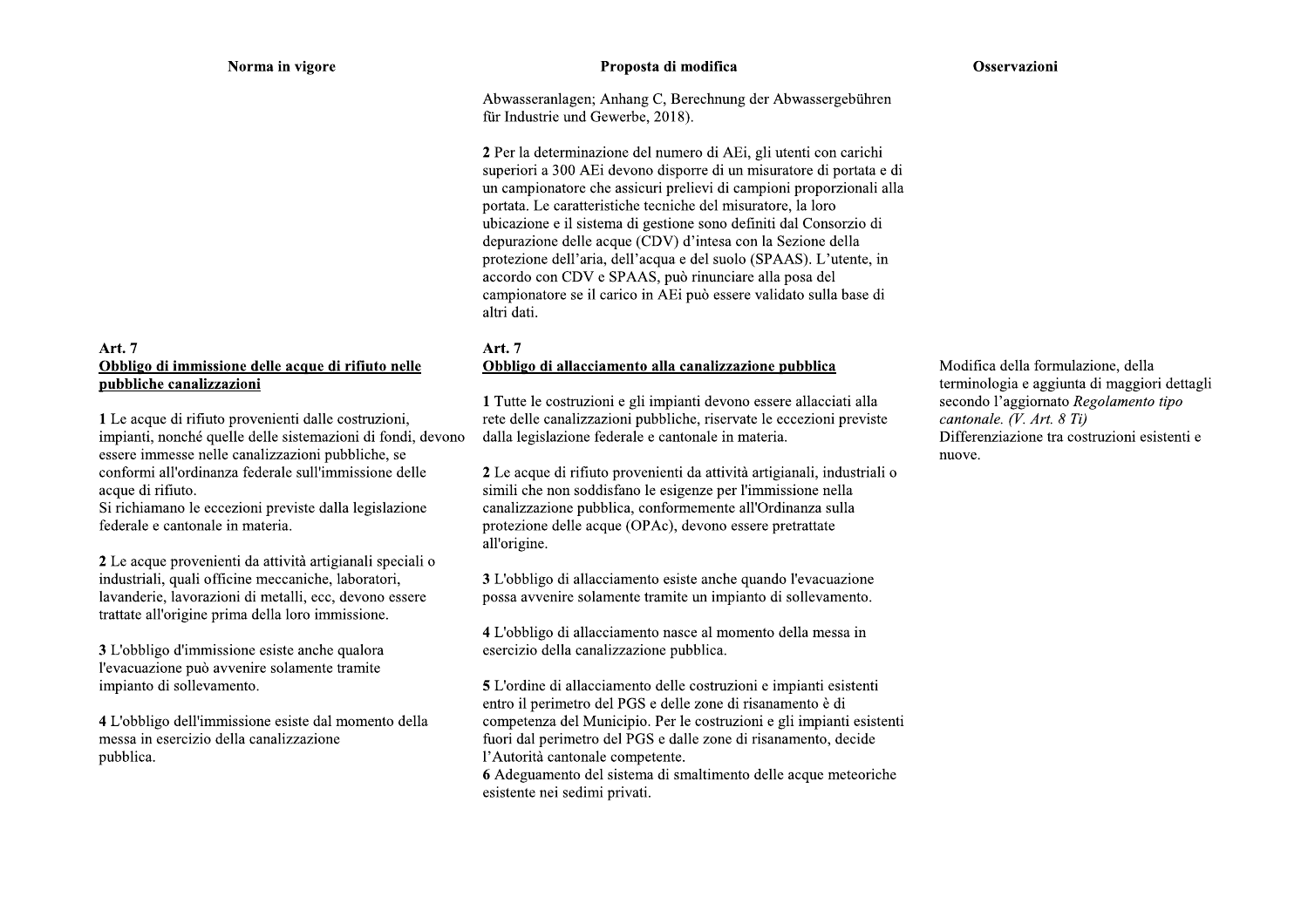| Norma in vigore | Proposta di modifica | Osservazioni |
| --- | --- | --- |
| | Abwasseranlagen; Anhang C, Berechnung der Abwassergebühren für Industrie und Gewerbe, 2018).<br><br>**2** Per la determinazione del numero di AEi, gli utenti con carichi superiori a 300 AEi devono disporre di un misuratore di portata e di un campionatore che assicuri prelievi di campioni proporzionali alla portata. Le caratteristiche tecniche del misuratore, la loro ubicazione e il sistema di gestione sono definiti dal Consorzio di depurazione delle acque (CDV) d'intesa con la Sezione della protezione dell'aria, dell'acqua e del suolo (SPAAS). L'utente, in accordo con CDV e SPAAS, può rinunciare alla posa del campionatore se il carico in AEi può essere validato sulla base di altri dati. | |
| **Art. 7**<br>**Obbligo di immissione delle acque di rifiuto nelle pubbliche canalizzazioni**<br><br>**1** Le acque di rifiuto provenienti dalle costruzioni, impianti, nonché quelle delle sistemazioni di fondi, devono essere immesse nelle canalizzazioni pubbliche, se conformi all'ordinanza federale sull'immissione delle acque di rifiuto.<br>Si richiamano le eccezioni previste dalla legislazione federale e cantonale in materia.<br><br>**2** Le acque provenienti da attività artigianali speciali o industriali, quali officine meccaniche, laboratori, lavanderie, lavorazioni di metalli, ecc, devono essere trattate all'origine prima della loro immissione.<br><br>**3** L'obbligo d'immissione esiste anche qualora l'evacuazione può avvenire solamente tramite impianto di sollevamento.<br><br>**4** L'obbligo dell'immissione esiste dal momento della messa in esercizio della canalizzazione pubblica. | **Art. 7**<br>**Obbligo di allacciamento alla canalizzazione pubblica**<br><br>**1** Tutte le costruzioni e gli impianti devono essere allacciati alla rete delle canalizzazioni pubbliche, riservate le eccezioni previste dalla legislazione federale e cantonale in materia.<br><br>**2** Le acque di rifiuto provenienti da attività artigianali, industriali o simili che non soddisfano le esigenze per l'immissione nella canalizzazione pubblica, conformemente all'Ordinanza sulla protezione delle acque (OPAc), devono essere pretrattate all'origine.<br><br>**3** L'obbligo di allacciamento esiste anche quando l'evacuazione possa avvenire solamente tramite un impianto di sollevamento.<br><br>**4** L'obbligo di allacciamento nasce al momento della messa in esercizio della canalizzazione pubblica.<br><br>**5** L'ordine di allacciamento delle costruzioni e impianti esistenti entro il perimetro del PGS e delle zone di risanamento è di competenza del Municipio. Per le costruzioni e gli impianti esistenti fuori dal perimetro del PGS e dalle zone di risanamento, decide l'Autorità cantonale competente.<br>**6** Adeguamento del sistema di smaltimento delle acque meteoriche esistente nei sedimi privati. | Modifica della formulazione, della terminologia e aggiunta di maggiori dettagli secondo l'aggiornato *Regolamento tipo cantonale. (V. Art. 8 Ti)*<br>Differenziazione tra costruzioni esistenti e nuove. |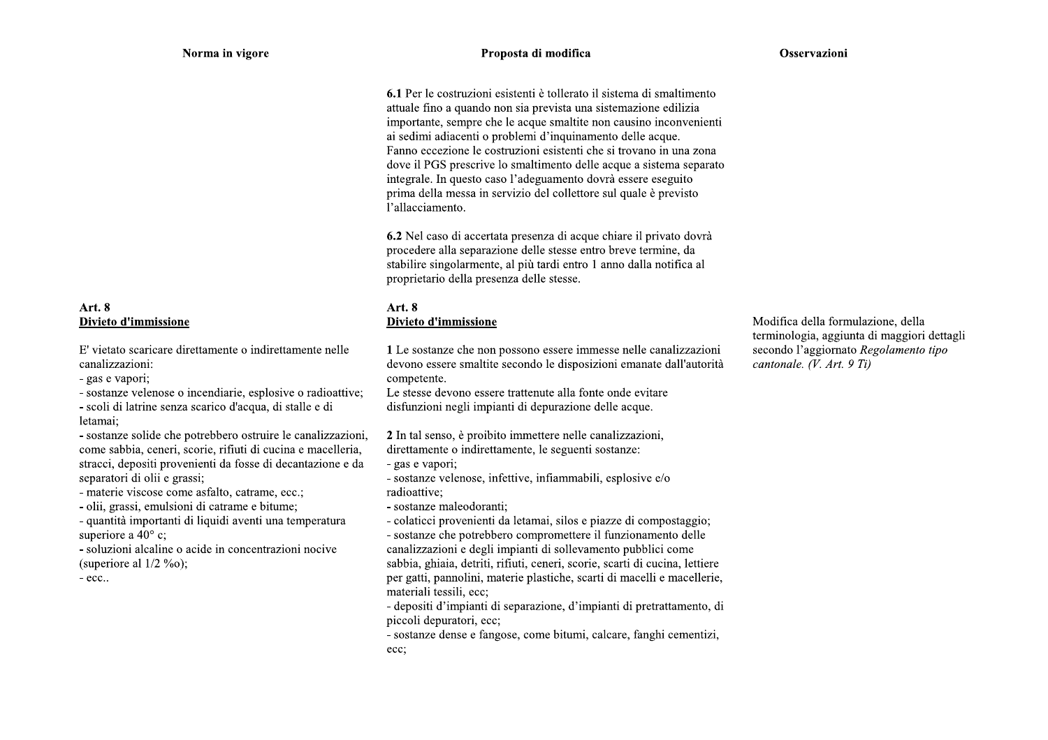| Norma in vigore | Proposta di modifica | Osservazioni |
|---|---|---|
| | **6.1** Per le costruzioni esistenti è tollerato il sistema di smaltimento attuale fino a quando non sia prevista una sistemazione edilizia importante, sempre che le acque smaltite non causino inconvenienti ai sedimi adiacenti o problemi d'inquinamento delle acque.<br>Fanno eccezione le costruzioni esistenti che si trovano in una zona dove il PGS prescrive lo smaltimento delle acque a sistema separato integrale. In questo caso l'adeguamento dovrà essere eseguito prima della messa in servizio del collettore sul quale è previsto l'allacciamento.<br><br>**6.2** Nel caso di accertata presenza di acque chiare il privato dovrà procedere alla separazione delle stesse entro breve termine, da stabilire singolarmente, al più tardi entro 1 anno dalla notifica al proprietario della presenza delle stesse. | |
| **Art. 8**<br>**<u>Divieto d'immissione</u>**<br><br>E' vietato scaricare direttamente o indirettamente nelle canalizzazioni:<br>- gas e vapori;<br>- sostanze velenose o incendiarie, esplosive o radioattive;<br>- scoli di latrine senza scarico d'acqua, di stalle e di letamai;<br>- sostanze solide che potrebbero ostruire le canalizzazioni, come sabbia, ceneri, scorie, rifiuti di cucina e macelleria, stracci, depositi provenienti da fosse di decantazione e da separatori di olii e grassi;<br>- materie viscose come asfalto, catrame, ecc.;<br>- olii, grassi, emulsioni di catrame e bitume;<br>- quantità importanti di liquidi aventi una temperatura superiore a 40° c;<br>- soluzioni alcaline o acide in concentrazioni nocive (superiore al 1/2 ‰);<br>- ecc.. | **Art. 8**<br>**<u>Divieto d'immissione</u>**<br><br>**1** Le sostanze che non possono essere immesse nelle canalizzazioni devono essere smaltite secondo le disposizioni emanate dall'autorità competente.<br>Le stesse devono essere trattenute alla fonte onde evitare disfunzioni negli impianti di depurazione delle acque.<br><br>**2** In tal senso, è proibito immettere nelle canalizzazioni, direttamente o indirettamente, le seguenti sostanze:<br>- gas e vapori;<br>- sostanze velenose, infettive, infiammabili, esplosive e/o radioattive;<br>- sostanze maleodoranti;<br>- colaticci provenienti da letamai, silos e piazze di compostaggio;<br>- sostanze che potrebbero compromettere il funzionamento delle canalizzazioni e degli impianti di sollevamento pubblici come sabbia, ghiaia, detriti, rifiuti, ceneri, scorie, scarti di cucina, lettiere per gatti, pannolini, materie plastiche, scarti di macelli e macellerie, materiali tessili, ecc;<br>- depositi d'impianti di separazione, d'impianti di pretrattamento, di piccoli depuratori, ecc;<br>- sostanze dense e fangose, come bitumi, calcare, fanghi cementizi, ecc; | Modifica della formulazione, della terminologia, aggiunta di maggiori dettagli secondo l'aggiornato *Regolamento tipo cantonale. (V. Art. 9 Ti)* |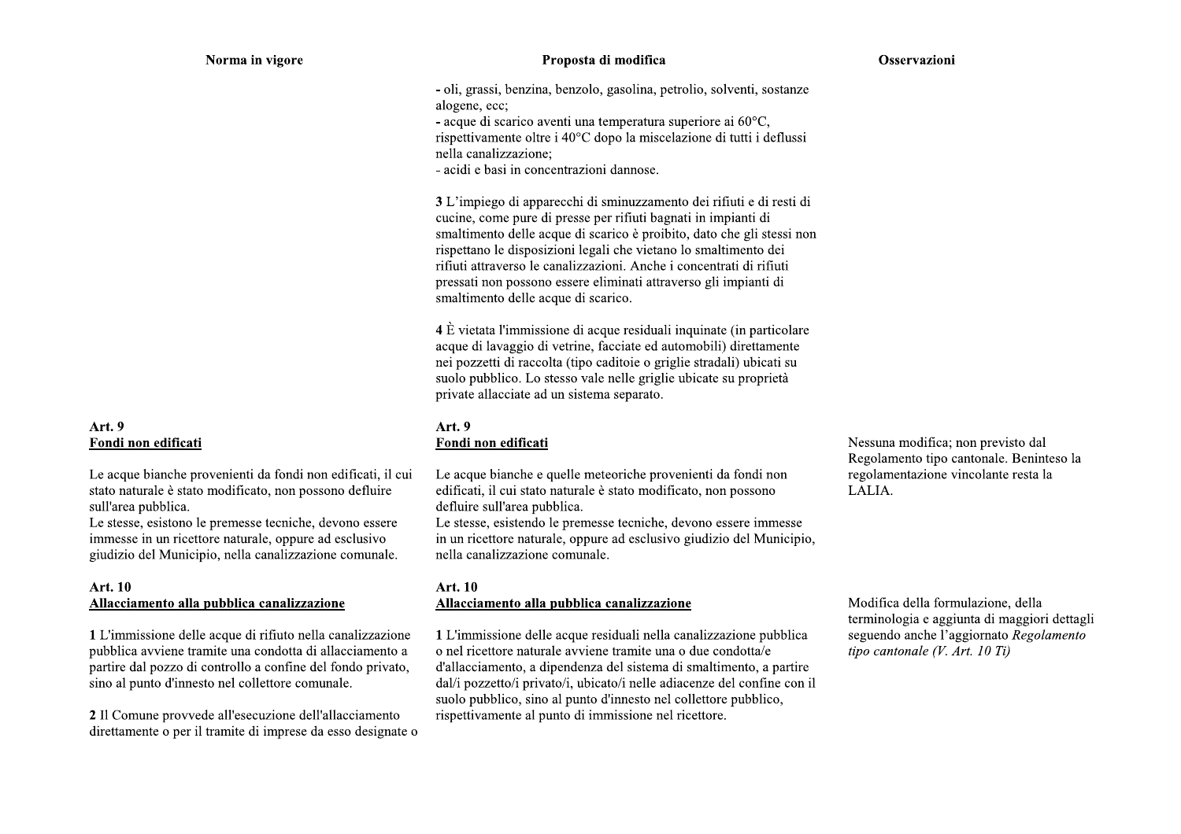| Norma in vigore | Proposta di modifica | Osservazioni |
|---|---|---|
| | - oli, grassi, benzina, benzolo, gasolina, petrolio, solventi, sostanze alogene, ecc;<br>- acque di scarico aventi una temperatura superiore ai 60°C, rispettivamente oltre i 40°C dopo la miscelazione di tutti i deflussi nella canalizzazione;<br>- acidi e basi in concentrazioni dannose.<br><br>**3** L'impiego di apparecchi di sminuzzamento dei rifiuti e di resti di cucine, come pure di presse per rifiuti bagnati in impianti di smaltimento delle acque di scarico è proibito, dato che gli stessi non rispettano le disposizioni legali che vietano lo smaltimento dei rifiuti attraverso le canalizzazioni. Anche i concentrati di rifiuti pressati non possono essere eliminati attraverso gli impianti di smaltimento delle acque di scarico.<br><br>**4** È vietata l'immissione di acque residuali inquinate (in particolare acque di lavaggio di vetrine, facciate ed automobili) direttamente nei pozzetti di raccolta (tipo caditoie o griglie stradali) ubicati su suolo pubblico. Lo stesso vale nelle griglie ubicate su proprietà private allacciate ad un sistema separato. | |
| **Art. 9**<br>**<u>Fondi non edificati</u>**<br><br>Le acque bianche provenienti da fondi non edificati, il cui stato naturale è stato modificato, non possono defluire sull'area pubblica.<br>Le stesse, esistono le premesse tecniche, devono essere immesse in un ricettore naturale, oppure ad esclusivo giudizio del Municipio, nella canalizzazione comunale. | **Art. 9**<br>**<u>Fondi non edificati</u>**<br><br>Le acque bianche e quelle meteoriche provenienti da fondi non edificati, il cui stato naturale è stato modificato, non possono defluire sull'area pubblica.<br>Le stesse, esistendo le premesse tecniche, devono essere immesse in un ricettore naturale, oppure ad esclusivo giudizio del Municipio, nella canalizzazione comunale. | Nessuna modifica; non previsto dal Regolamento tipo cantonale. Beninteso la regolamentazione vincolante resta la LALIA. |
| **Art. 10**<br>**<u>Allacciamento alla pubblica canalizzazione</u>**<br><br>**1** L'immissione delle acque di rifiuto nella canalizzazione pubblica avviene tramite una condotta di allacciamento a partire dal pozzo di controllo a confine del fondo privato, sino al punto d'innesto nel collettore comunale.<br><br>**2** Il Comune provvede all'esecuzione dell'allacciamento direttamente o per il tramite di imprese da esso designate o | **Art. 10**<br>**<u>Allacciamento alla pubblica canalizzazione</u>**<br><br>**1** L'immissione delle acque residuali nella canalizzazione pubblica o nel ricettore naturale avviene tramite una o due condotta/e d'allacciamento, a dipendenza del sistema di smaltimento, a partire dal/i pozzetto/i privato/i, ubicato/i nelle adiacenze del confine con il suolo pubblico, sino al punto d'innesto nel collettore pubblico, rispettivamente al punto di immissione nel ricettore. | Modifica della formulazione, della terminologia e aggiunta di maggiori dettagli seguendo anche l'aggiornato *Regolamento tipo cantonale (V. Art. 10 Ti)* |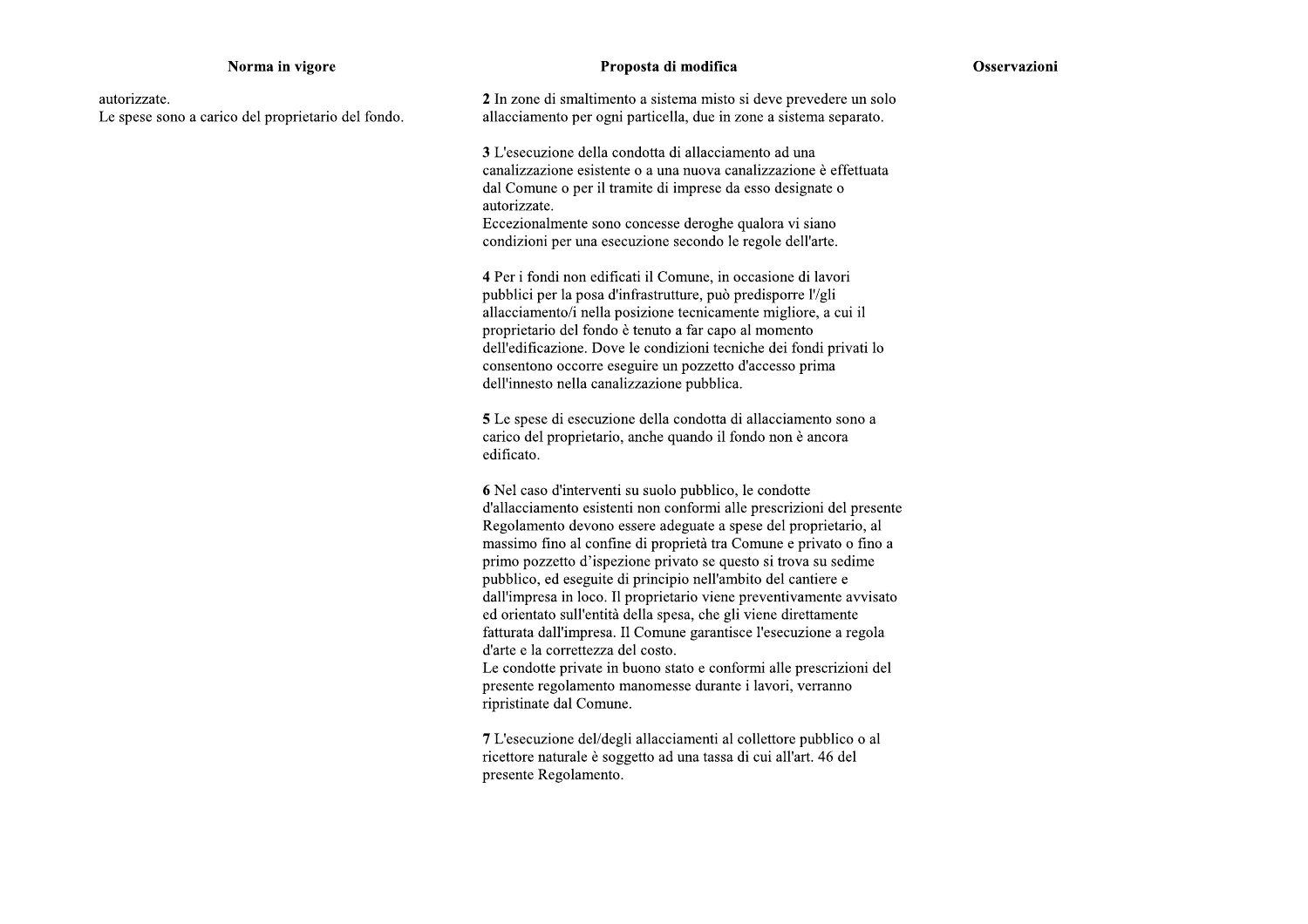| Norma in vigore | Proposta di modifica | Osservazioni |
|---|---|---|
| autorizzate.<br>Le spese sono a carico del proprietario del fondo. | **2** In zone di smaltimento a sistema misto si deve prevedere un solo allacciamento per ogni particella, due in zone a sistema separato.<br><br>**3** L'esecuzione della condotta di allacciamento ad una canalizzazione esistente o a una nuova canalizzazione è effettuata dal Comune o per il tramite di imprese da esso designate o autorizzate.<br>Eccezionalmente sono concesse deroghe qualora vi siano condizioni per una esecuzione secondo le regole dell'arte.<br><br>**4** Per i fondi non edificati il Comune, in occasione di lavori pubblici per la posa d'infrastrutture, può predisporre l'/gli allacciamento/i nella posizione tecnicamente migliore, a cui il proprietario del fondo è tenuto a far capo al momento dell'edificazione. Dove le condizioni tecniche dei fondi privati lo consentono occorre eseguire un pozzetto d'accesso prima dell'innesto nella canalizzazione pubblica.<br><br>**5** Le spese di esecuzione della condotta di allacciamento sono a carico del proprietario, anche quando il fondo non è ancora edificato.<br><br>**6** Nel caso d'interventi su suolo pubblico, le condotte d'allacciamento esistenti non conformi alle prescrizioni del presente Regolamento devono essere adeguate a spese del proprietario, al massimo fino al confine di proprietà tra Comune e privato o fino a primo pozzetto d'ispezione privato se questo si trova su sedime pubblico, ed eseguite di principio nell'ambito del cantiere e dall'impresa in loco. Il proprietario viene preventivamente avvisato ed orientato sull'entità della spesa, che gli viene direttamente fatturata dall'impresa. Il Comune garantisce l'esecuzione a regola d'arte e la correttezza del costo.<br>Le condotte private in buono stato e conformi alle prescrizioni del presente regolamento manomesse durante i lavori, verranno ripristinate dal Comune.<br><br>**7** L'esecuzione del/degli allacciamenti al collettore pubblico o al ricettore naturale è soggetto ad una tassa di cui all'art. 46 del presente Regolamento. | |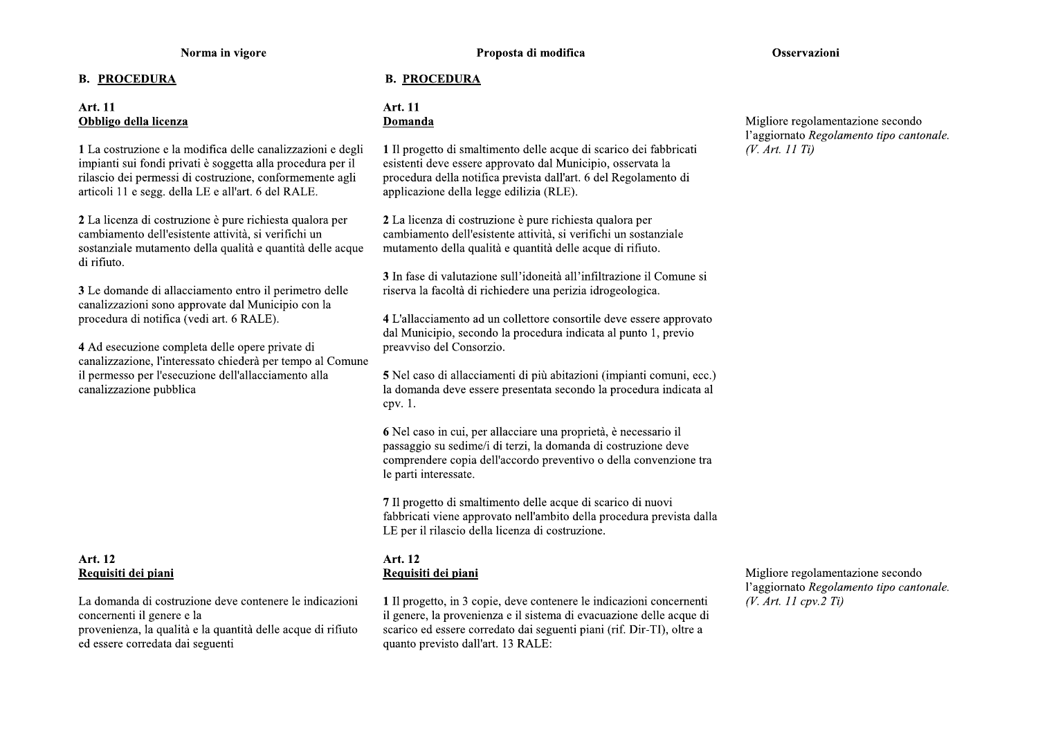| Norma in vigore | Proposta di modifica | Osservazioni |
| --- | --- | --- |
| **B. PROCEDURA** | **B. PROCEDURA** | |
| **Art. 11**<br>**Obbligo della licenza**<br><br>**1** La costruzione e la modifica delle canalizzazioni e degli impianti sui fondi privati è soggetta alla procedura per il rilascio dei permessi di costruzione, conformemente agli articoli 11 e segg. della LE e all'art. 6 del RALE.<br><br>**2** La licenza di costruzione è pure richiesta qualora per cambiamento dell'esistente attività, si verifichi un sostanziale mutamento della qualità e quantità delle acque di rifiuto.<br><br>**3** Le domande di allacciamento entro il perimetro delle canalizzazioni sono approvate dal Municipio con la procedura di notifica (vedi art. 6 RALE).<br><br>**4** Ad esecuzione completa delle opere private di canalizzazione, l'interessato chiederà per tempo al Comune il permesso per l'esecuzione dell'allacciamento alla canalizzazione pubblica | **Art. 11**<br>**Domanda**<br><br>**1** Il progetto di smaltimento delle acque di scarico dei fabbricati esistenti deve essere approvato dal Municipio, osservata la procedura della notifica prevista dall'art. 6 del Regolamento di applicazione della legge edilizia (RLE).<br><br>**2** La licenza di costruzione è pure richiesta qualora per cambiamento dell'esistente attività, si verifichi un sostanziale mutamento della qualità e quantità delle acque di rifiuto.<br><br>**3** In fase di valutazione sull'idoneità all'infiltrazione il Comune si riserva la facoltà di richiedere una perizia idrogeologica.<br><br>**4** L'allacciamento ad un collettore consortile deve essere approvato dal Municipio, secondo la procedura indicata al punto 1, previo preavviso del Consorzio.<br><br>**5** Nel caso di allacciamenti di più abitazioni (impianti comuni, ecc.) la domanda deve essere presentata secondo la procedura indicata al cpv. 1.<br><br>**6** Nel caso in cui, per allacciare una proprietà, è necessario il passaggio su sedime/i di terzi, la domanda di costruzione deve comprendere copia dell'accordo preventivo o della convenzione tra le parti interessate.<br><br>**7** Il progetto di smaltimento delle acque di scarico di nuovi fabbricati viene approvato nell'ambito della procedura prevista dalla LE per il rilascio della licenza di costruzione. | Migliore regolamentazione secondo l'aggiornato *Regolamento tipo cantonale. (V. Art. 11 Ti)* |
| **Art. 12**<br>**Requisiti dei piani**<br><br>La domanda di costruzione deve contenere le indicazioni concernenti il genere e la provenienza, la qualità e la quantità delle acque di rifiuto ed essere corredata dai seguenti | **Art. 12**<br>**Requisiti dei piani**<br><br>**1** Il progetto, in 3 copie, deve contenere le indicazioni concernenti il genere, la provenienza e il sistema di evacuazione delle acque di scarico ed essere corredato dai seguenti piani (rif. Dir-TI), oltre a quanto previsto dall'art. 13 RALE: | Migliore regolamentazione secondo l'aggiornato *Regolamento tipo cantonale. (V. Art. 11 cpv.2 Ti)* |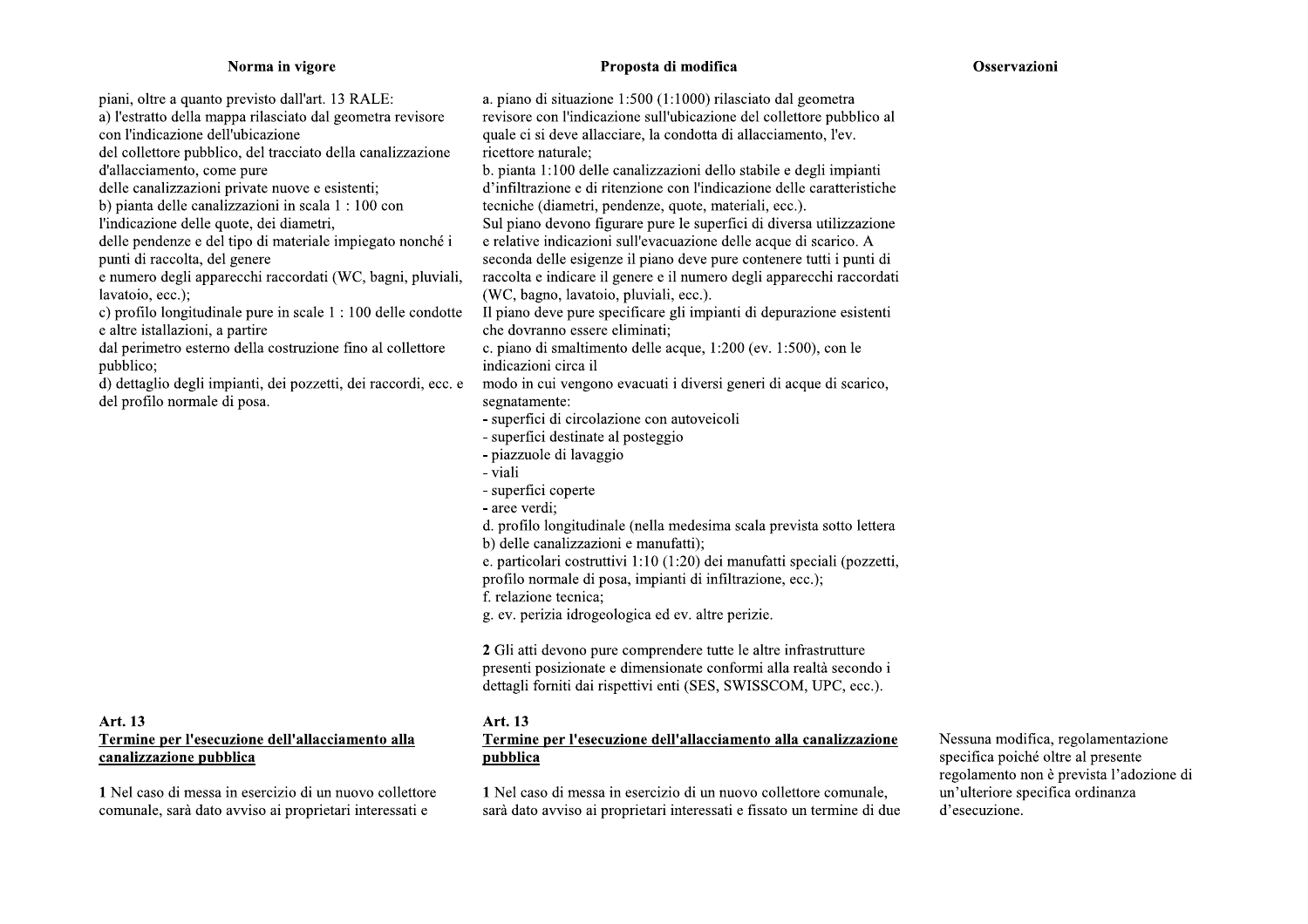| Norma in vigore | Proposta di modifica | Osservazioni |
| --- | --- | --- |
| piani, oltre a quanto previsto dall'art. 13 RALE:<br>a) l'estratto della mappa rilasciato dal geometra revisore con l'indicazione dell'ubicazione del collettore pubblico, del tracciato della canalizzazione d'allacciamento, come pure delle canalizzazioni private nuove e esistenti;<br>b) pianta delle canalizzazioni in scala 1 : 100 con l'indicazione delle quote, dei diametri, delle pendenze e del tipo di materiale impiegato nonché i punti di raccolta, del genere e numero degli apparecchi raccordati (WC, bagni, pluviali, lavatoio, ecc.);<br>c) profilo longitudinale pure in scale 1 : 100 delle condotte e altre istallazioni, a partire dal perimetro esterno della costruzione fino al collettore pubblico;<br>d) dettaglio degli impianti, dei pozzetti, dei raccordi, ecc. e del profilo normale di posa. | a. piano di situazione 1:500 (1:1000) rilasciato dal geometra revisore con l'indicazione sull'ubicazione del collettore pubblico al quale ci si deve allacciare, la condotta di allacciamento, l'ev. ricettore naturale;<br>b. pianta 1:100 delle canalizzazioni dello stabile e degli impianti d'infiltrazione e di ritenzione con l'indicazione delle caratteristiche tecniche (diametri, pendenze, quote, materiali, ecc.).<br>Sul piano devono figurare pure le superfici di diversa utilizzazione e relative indicazioni sull'evacuazione delle acque di scarico. A seconda delle esigenze il piano deve pure contenere tutti i punti di raccolta e indicare il genere e il numero degli apparecchi raccordati (WC, bagno, lavatoio, pluviali, ecc.).<br>Il piano deve pure specificare gli impianti di depurazione esistenti che dovranno essere eliminati;<br>c. piano di smaltimento delle acque, 1:200 (ev. 1:500), con le indicazioni circa il modo in cui vengono evacuati i diversi generi di acque di scarico, segnatamente:<br>- superfici di circolazione con autoveicoli<br>- superfici destinate al posteggio<br>- piazzuole di lavaggio<br>- viali<br>- superfici coperte<br>- aree verdi;<br>d. profilo longitudinale (nella medesima scala prevista sotto lettera b) delle canalizzazioni e manufatti);<br>e. particolari costruttivi 1:10 (1:20) dei manufatti speciali (pozzetti, profilo normale di posa, impianti di infiltrazione, ecc.);<br>f. relazione tecnica;<br>g. ev. perizia idrogeologica ed ev. altre perizie.<br><br>**2** Gli atti devono pure comprendere tutte le altre infrastrutture presenti posizionate e dimensionate conformi alla realtà secondo i dettagli forniti dai rispettivi enti (SES, SWISSCOM, UPC, ecc.). | |
| **Art. 13**<br>**Termine per l'esecuzione dell'allacciamento alla canalizzazione pubblica**<br><br>**1** Nel caso di messa in esercizio di un nuovo collettore comunale, sarà dato avviso ai proprietari interessati e | **Art. 13**<br>**Termine per l'esecuzione dell'allacciamento alla canalizzazione pubblica**<br><br>**1** Nel caso di messa in esercizio di un nuovo collettore comunale, sarà dato avviso ai proprietari interessati e fissato un termine di due | Nessuna modifica, regolamentazione specifica poiché oltre al presente regolamento non è prevista l'adozione di un'ulteriore specifica ordinanza d'esecuzione. |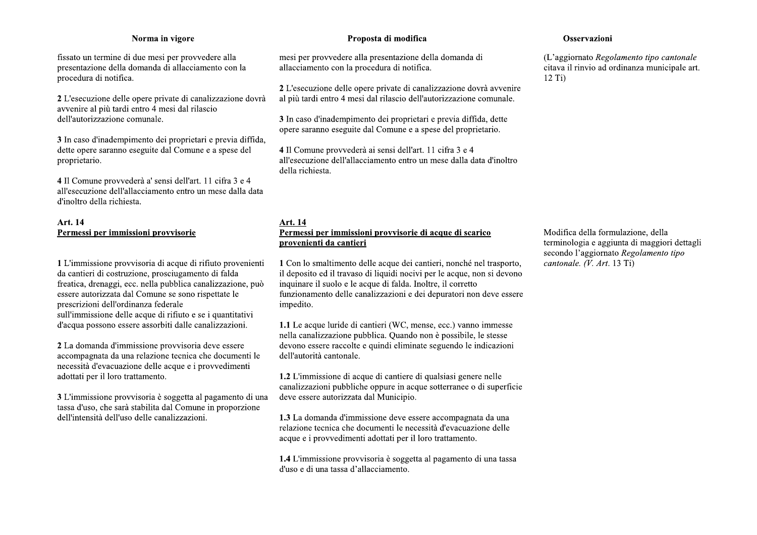| Norma in vigore | Proposta di modifica | Osservazioni |
|---|---|---|
| fissato un termine di due mesi per provvedere alla presentazione della domanda di allacciamento con la procedura di notifica.<br><br>**2** L'esecuzione delle opere private di canalizzazione dovrà avvenire al più tardi entro 4 mesi dal rilascio dell'autorizzazione comunale.<br><br>**3** In caso d'inadempimento dei proprietari e previa diffida, dette opere saranno eseguite dal Comune e a spese del proprietario.<br><br>**4** Il Comune provvederà a' sensi dell'art. 11 cifra 3 e 4 all'esecuzione dell'allacciamento entro un mese dalla data d'inoltro della richiesta. | mesi per provvedere alla presentazione della domanda di allacciamento con la procedura di notifica.<br><br>**2** L'esecuzione delle opere private di canalizzazione dovrà avvenire al più tardi entro 4 mesi dal rilascio dell'autorizzazione comunale.<br><br>**3** In caso d'inadempimento dei proprietari e previa diffida, dette opere saranno eseguite dal Comune e a spese del proprietario.<br><br>**4** Il Comune provvederà ai sensi dell'art. 11 cifra 3 e 4 all'esecuzione dell'allacciamento entro un mese dalla data d'inoltro della richiesta. | (L'aggiornato *Regolamento tipo cantonale* citava il rinvio ad ordinanza municipale art. 12 Ti) |
| **Art. 14**<br>**Permessi per immissioni provvisorie**<br><br>**1** L'immissione provvisoria di acque di rifiuto provenienti da cantieri di costruzione, prosciugamento di falda freatica, drenaggi, ecc. nella pubblica canalizzazione, può essere autorizzata dal Comune se sono rispettate le prescrizioni dell'ordinanza federale sull'immissione delle acque di rifiuto e se i quantitativi d'acqua possono essere assorbiti dalle canalizzazioni.<br><br>**2** La domanda d'immissione provvisoria deve essere accompagnata da una relazione tecnica che documenti le necessità d'evacuazione delle acque e i provvedimenti adottati per il loro trattamento.<br><br>**3** L'immissione provvisoria è soggetta al pagamento di una tassa d'uso, che sarà stabilita dal Comune in proporzione dell'intensità dell'uso delle canalizzazioni. | **Art. 14**<br>**Permessi per immissioni provvisorie di acque di scarico provenienti da cantieri**<br><br>**1** Con lo smaltimento delle acque dei cantieri, nonché nel trasporto, il deposito ed il travaso di liquidi nocivi per le acque, non si devono inquinare il suolo e le acque di falda. Inoltre, il corretto funzionamento delle canalizzazioni e dei depuratori non deve essere impedito.<br><br>**1.1** Le acque luride di cantieri (WC, mense, ecc.) vanno immesse nella canalizzazione pubblica. Quando non è possibile, le stesse devono essere raccolte e quindi eliminate seguendo le indicazioni dell'autorità cantonale.<br><br>**1.2** L'immissione di acque di cantiere di qualsiasi genere nelle canalizzazioni pubbliche oppure in acque sotterranee o di superficie deve essere autorizzata dal Municipio.<br><br>**1.3** La domanda d'immissione deve essere accompagnata da una relazione tecnica che documenti le necessità d'evacuazione delle acque e i provvedimenti adottati per il loro trattamento.<br><br>**1.4** L'immissione provvisoria è soggetta al pagamento di una tassa d'uso e di una tassa d'allacciamento. | Modifica della formulazione, della terminologia e aggiunta di maggiori dettagli secondo l'aggiornato *Regolamento tipo cantonale. (V. Art.* 13 Ti) |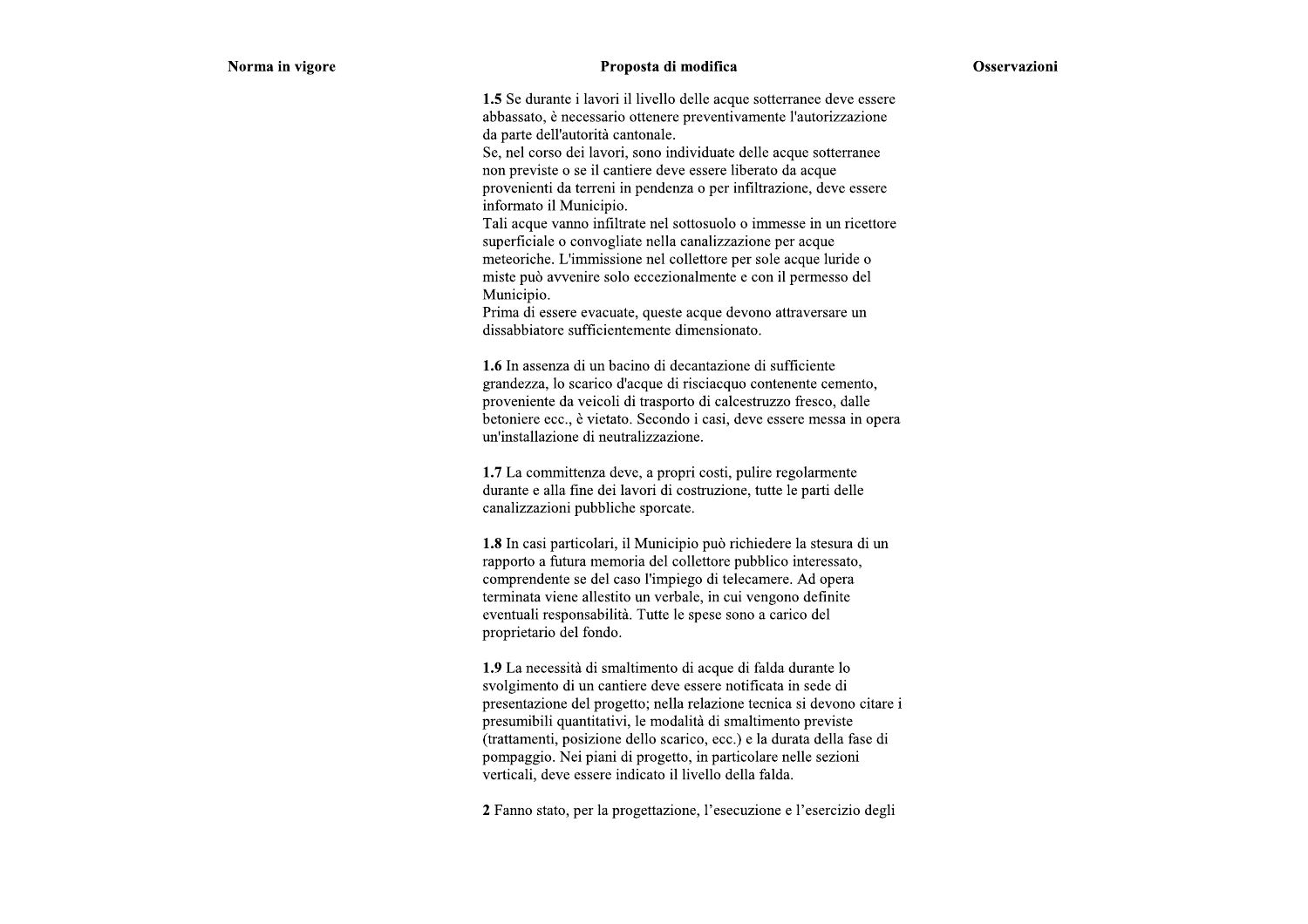| Norma in vigore | Proposta di modifica | Osservazioni |
| --- | --- | --- |
| | **1.5** Se durante i lavori il livello delle acque sotterranee deve essere abbassato, è necessario ottenere preventivamente l'autorizzazione da parte dell'autorità cantonale.<br>Se, nel corso dei lavori, sono individuate delle acque sotterranee non previste o se il cantiere deve essere liberato da acque provenienti da terreni in pendenza o per infiltrazione, deve essere informato il Municipio.<br>Tali acque vanno infiltrate nel sottosuolo o immesse in un ricettore superficiale o convogliate nella canalizzazione per acque meteoriche. L'immissione nel collettore per sole acque luride o miste può avvenire solo eccezionalmente e con il permesso del Municipio.<br>Prima di essere evacuate, queste acque devono attraversare un dissabbiatore sufficientemente dimensionato.<br><br>**1.6** In assenza di un bacino di decantazione di sufficiente grandezza, lo scarico d'acque di risciacquo contenente cemento, proveniente da veicoli di trasporto di calcestruzzo fresco, dalle betoniere ecc., è vietato. Secondo i casi, deve essere messa in opera un'installazione di neutralizzazione.<br><br>**1.7** La committenza deve, a propri costi, pulire regolarmente durante e alla fine dei lavori di costruzione, tutte le parti delle canalizzazioni pubbliche sporcate.<br><br>**1.8** In casi particolari, il Municipio può richiedere la stesura di un rapporto a futura memoria del collettore pubblico interessato, comprendente se del caso l'impiego di telecamere. Ad opera terminata viene allestito un verbale, in cui vengono definite eventuali responsabilità. Tutte le spese sono a carico del proprietario del fondo.<br><br>**1.9** La necessità di smaltimento di acque di falda durante lo svolgimento di un cantiere deve essere notificata in sede di presentazione del progetto; nella relazione tecnica si devono citare i presumibili quantitativi, le modalità di smaltimento previste (trattamenti, posizione dello scarico, ecc.) e la durata della fase di pompaggio. Nei piani di progetto, in particolare nelle sezioni verticali, deve essere indicato il livello della falda.<br><br>**2** Fanno stato, per la progettazione, l'esecuzione e l'esercizio degli | |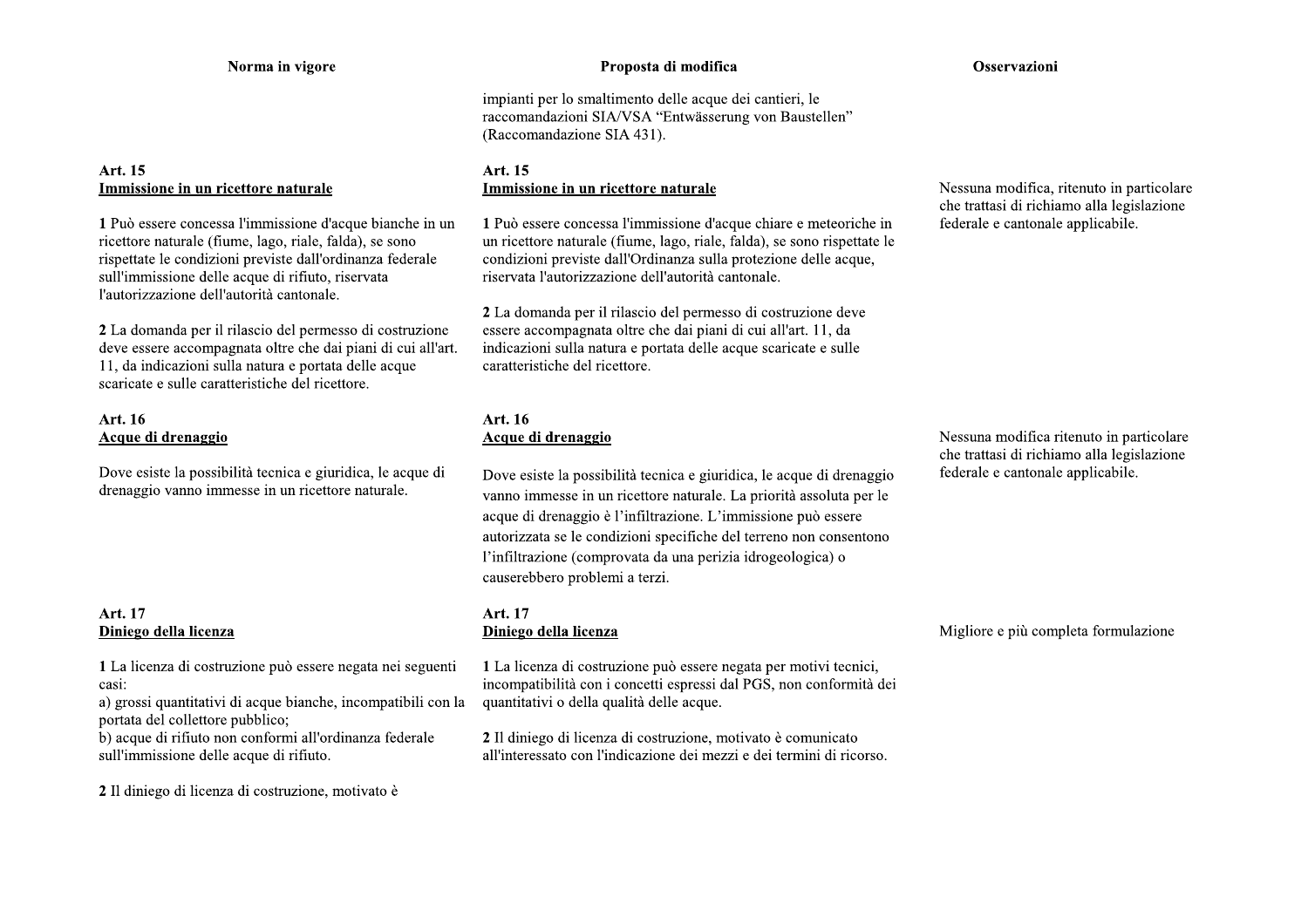| Norma in vigore | Proposta di modifica | Osservazioni |
| --- | --- | --- |
| | impianti per lo smaltimento delle acque dei cantieri, le raccomandazioni SIA/VSA "Entwässerung von Baustellen" (Raccomandazione SIA 431). | |
| **Art. 15**<br>**<u>Immissione in un ricettore naturale</u>**<br><br>**1** Può essere concessa l'immissione d'acque bianche in un ricettore naturale (fiume, lago, riale, falda), se sono rispettate le condizioni previste dall'ordinanza federale sull'immissione delle acque di rifiuto, riservata l'autorizzazione dell'autorità cantonale.<br><br>**2** La domanda per il rilascio del permesso di costruzione deve essere accompagnata oltre che dai piani di cui all'art. 11, da indicazioni sulla natura e portata delle acque scaricate e sulle caratteristiche del ricettore. | **Art. 15**<br>**<u>Immissione in un ricettore naturale</u>**<br><br>**1** Può essere concessa l'immissione d'acque chiare e meteoriche in un ricettore naturale (fiume, lago, riale, falda), se sono rispettate le condizioni previste dall'Ordinanza sulla protezione delle acque, riservata l'autorizzazione dell'autorità cantonale.<br><br>**2** La domanda per il rilascio del permesso di costruzione deve essere accompagnata oltre che dai piani di cui all'art. 11, da indicazioni sulla natura e portata delle acque scaricate e sulle caratteristiche del ricettore. | Nessuna modifica, ritenuto in particolare che trattasi di richiamo alla legislazione federale e cantonale applicabile. |
| **Art. 16**<br>**<u>Acque di drenaggio</u>**<br><br>Dove esiste la possibilità tecnica e giuridica, le acque di drenaggio vanno immesse in un ricettore naturale. | **Art. 16**<br>**<u>Acque di drenaggio</u>**<br><br>Dove esiste la possibilità tecnica e giuridica, le acque di drenaggio vanno immesse in un ricettore naturale. La priorità assoluta per le acque di drenaggio è l'infiltrazione. L'immissione può essere autorizzata se le condizioni specifiche del terreno non consentono l'infiltrazione (comprovata da una perizia idrogeologica) o causerebbero problemi a terzi. | Nessuna modifica ritenuto in particolare che trattasi di richiamo alla legislazione federale e cantonale applicabile. |
| **Art. 17**<br>**<u>Diniego della licenza</u>**<br><br>**1** La licenza di costruzione può essere negata nei seguenti casi:<br>a) grossi quantitativi di acque bianche, incompatibili con la portata del collettore pubblico;<br>b) acque di rifiuto non conformi all'ordinanza federale sull'immissione delle acque di rifiuto.<br><br>**2** Il diniego di licenza di costruzione, motivato è | **Art. 17**<br>**<u>Diniego della licenza</u>**<br><br>**1** La licenza di costruzione può essere negata per motivi tecnici, incompatibilità con i concetti espressi dal PGS, non conformità dei quantitativi o della qualità delle acque.<br><br>**2** Il diniego di licenza di costruzione, motivato è comunicato all'interessato con l'indicazione dei mezzi e dei termini di ricorso. | Migliore e più completa formulazione |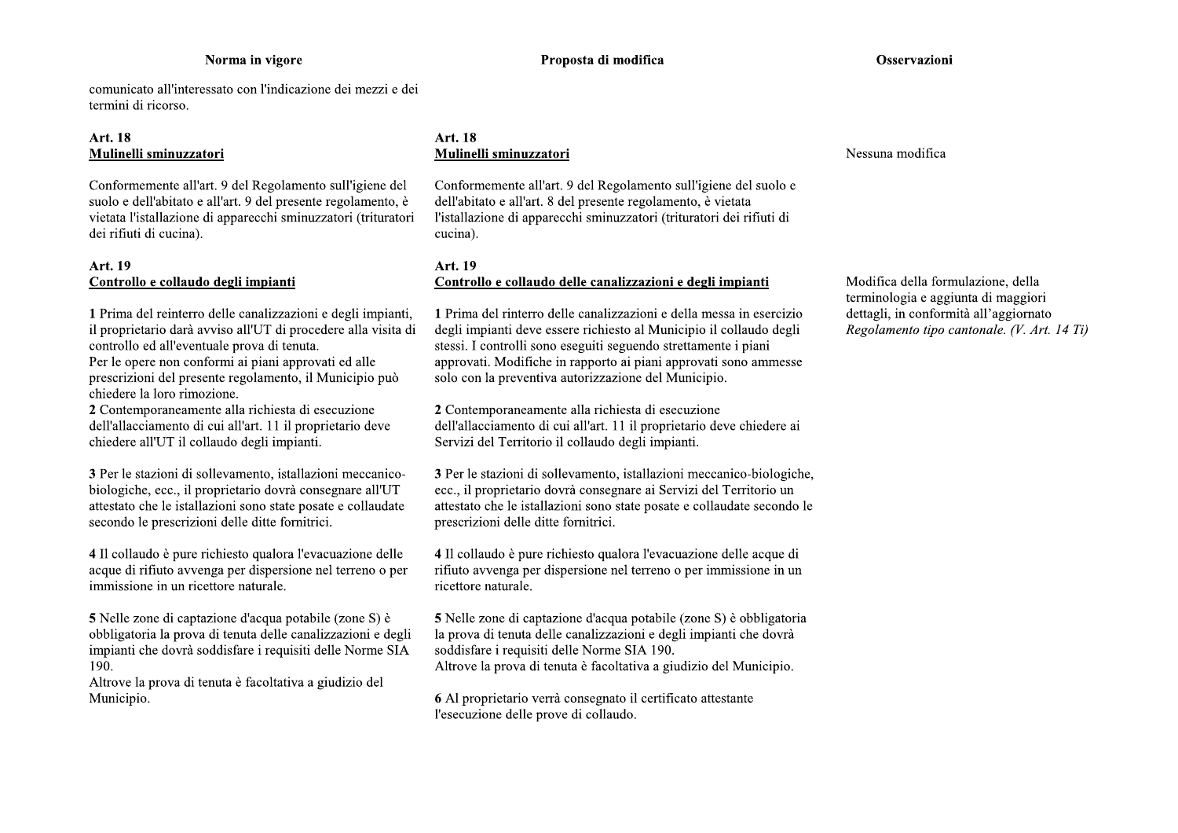| Norma in vigore | Proposta di modifica | Osservazioni |
|---|---|---|
| comunicato all'interessato con l'indicazione dei mezzi e dei termini di ricorso. | | |
| **Art. 18**<br>**<u>Mulinelli sminuzzatori</u>**<br><br>Conformemente all'art. 9 del Regolamento sull'igiene del suolo e dell'abitato e all'art. 9 del presente regolamento, è vietata l'istallazione di apparecchi sminuzzatori (trituratori dei rifiuti di cucina). | **Art. 18**<br>**<u>Mulinelli sminuzzatori</u>**<br><br>Conformemente all'art. 9 del Regolamento sull'igiene del suolo e dell'abitato e all'art. 8 del presente regolamento, è vietata l'istallazione di apparecchi sminuzzatori (trituratori dei rifiuti di cucina). | Nessuna modifica |
| **Art. 19**<br>**<u>Controllo e collaudo degli impianti</u>**<br><br>**1** Prima del reinterro delle canalizzazioni e degli impianti, il proprietario darà avviso all'UT di procedere alla visita di controllo ed all'eventuale prova di tenuta.<br>Per le opere non conformi ai piani approvati ed alle prescrizioni del presente regolamento, il Municipio può chiedere la loro rimozione.<br>**2** Contemporaneamente alla richiesta di esecuzione dell'allacciamento di cui all'art. 11 il proprietario deve chiedere all'UT il collaudo degli impianti.<br><br>**3** Per le stazioni di sollevamento, istallazioni meccanico-biologiche, ecc., il proprietario dovrà consegnare all'UT attestato che le istallazioni sono state posate e collaudate secondo le prescrizioni delle ditte fornitrici.<br><br>**4** Il collaudo è pure richiesto qualora l'evacuazione delle acque di rifiuto avvenga per dispersione nel terreno o per immissione in un ricettore naturale.<br><br>**5** Nelle zone di captazione d'acqua potabile (zone S) è obbligatoria la prova di tenuta delle canalizzazioni e degli impianti che dovrà soddisfare i requisiti delle Norme SIA 190.<br>Altrove la prova di tenuta è facoltativa a giudizio del Municipio. | **Art. 19**<br>**<u>Controllo e collaudo delle canalizzazioni e degli impianti</u>**<br><br>**1** Prima del rinterro delle canalizzazioni e della messa in esercizio degli impianti deve essere richiesto al Municipio il collaudo degli stessi. I controlli sono eseguiti seguendo strettamente i piani approvati. Modifiche in rapporto ai piani approvati sono ammesse solo con la preventiva autorizzazione del Municipio.<br><br>**2** Contemporaneamente alla richiesta di esecuzione dell'allacciamento di cui all'art. 11 il proprietario deve chiedere ai Servizi del Territorio il collaudo degli impianti.<br><br>**3** Per le stazioni di sollevamento, istallazioni meccanico-biologiche, ecc., il proprietario dovrà consegnare ai Servizi del Territorio un attestato che le istallazioni sono state posate e collaudate secondo le prescrizioni delle ditte fornitrici.<br><br>**4** Il collaudo è pure richiesto qualora l'evacuazione delle acque di rifiuto avvenga per dispersione nel terreno o per immissione in un ricettore naturale.<br><br>**5** Nelle zone di captazione d'acqua potabile (zone S) è obbligatoria la prova di tenuta delle canalizzazioni e degli impianti che dovrà soddisfare i requisiti delle Norme SIA 190.<br>Altrove la prova di tenuta è facoltativa a giudizio del Municipio.<br><br>**6** Al proprietario verrà consegnato il certificato attestante l'esecuzione delle prove di collaudo. | Modifica della formulazione, della terminologia e aggiunta di maggiori dettagli, in conformità all'aggiornato *Regolamento tipo cantonale. (V. Art. 14 Ti)* |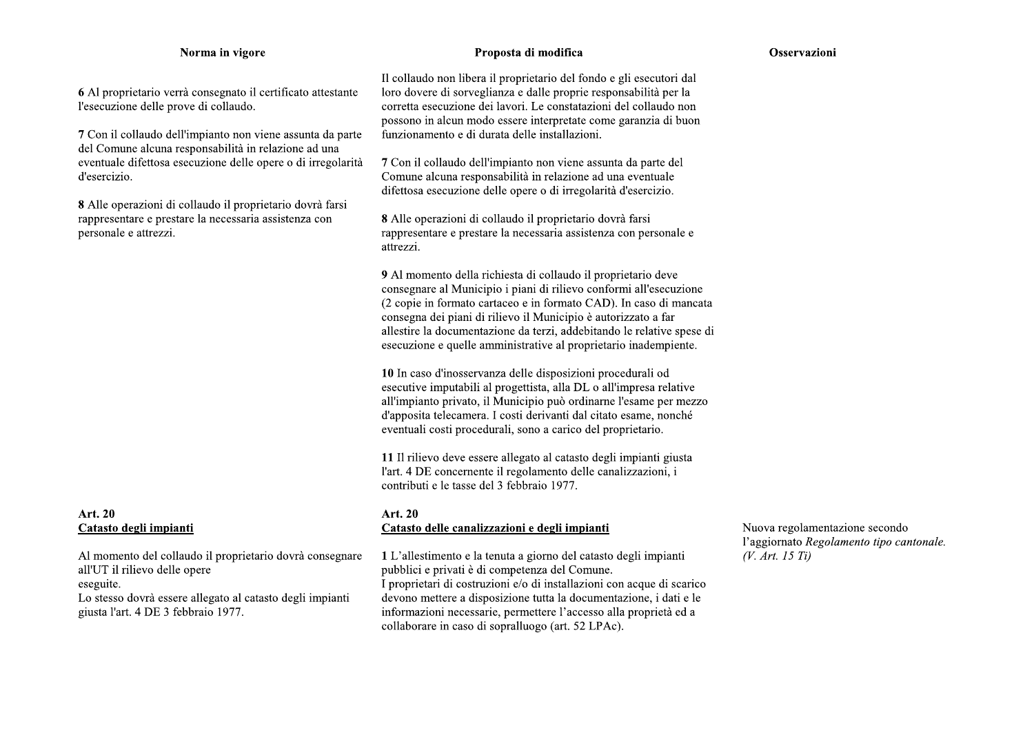| Norma in vigore | Proposta di modifica | Osservazioni |
|---|---|---|
| **6** Al proprietario verrà consegnato il certificato attestante l'esecuzione delle prove di collaudo. | Il collaudo non libera il proprietario del fondo e gli esecutori dal loro dovere di sorveglianza e dalle proprie responsabilità per la corretta esecuzione dei lavori. Le constatazioni del collaudo non possono in alcun modo essere interpretate come garanzia di buon funzionamento e di durata delle installazioni. | |
| **7** Con il collaudo dell'impianto non viene assunta da parte del Comune alcuna responsabilità in relazione ad una eventuale difettosa esecuzione delle opere o di irregolarità d'esercizio. | **7** Con il collaudo dell'impianto non viene assunta da parte del Comune alcuna responsabilità in relazione ad una eventuale difettosa esecuzione delle opere o di irregolarità d'esercizio. | |
| **8** Alle operazioni di collaudo il proprietario dovrà farsi rappresentare e prestare la necessaria assistenza con personale e attrezzi. | **8** Alle operazioni di collaudo il proprietario dovrà farsi rappresentare e prestare la necessaria assistenza con personale e attrezzi. | |
| | **9** Al momento della richiesta di collaudo il proprietario deve consegnare al Municipio i piani di rilievo conformi all'esecuzione (2 copie in formato cartaceo e in formato CAD). In caso di mancata consegna dei piani di rilievo il Municipio è autorizzato a far allestire la documentazione da terzi, addebitando le relative spese di esecuzione e quelle amministrative al proprietario inadempiente. | |
| | **10** In caso d'inosservanza delle disposizioni procedurali od esecutive imputabili al progettista, alla DL o all'impresa relative all'impianto privato, il Municipio può ordinarne l'esame per mezzo d'apposita telecamera. I costi derivanti dal citato esame, nonché eventuali costi procedurali, sono a carico del proprietario. | |
| | **11** Il rilievo deve essere allegato al catasto degli impianti giusta l'art. 4 DE concernente il regolamento delle canalizzazioni, i contributi e le tasse del 3 febbraio 1977. | |
| **Art. 20**<br>**Catasto degli impianti** | **Art. 20**<br>**Catasto delle canalizzazioni e degli impianti** | Nuova regolamentazione secondo l'aggiornato *Regolamento tipo cantonale.* *(V. Art. 15 Ti)* |
| Al momento del collaudo il proprietario dovrà consegnare all'UT il rilievo delle opere eseguite.<br>Lo stesso dovrà essere allegato al catasto degli impianti giusta l'art. 4 DE 3 febbraio 1977. | **1** L'allestimento e la tenuta a giorno del catasto degli impianti pubblici e privati è di competenza del Comune.<br>I proprietari di costruzioni e/o di installazioni con acque di scarico devono mettere a disposizione tutta la documentazione, i dati e le informazioni necessarie, permettere l'accesso alla proprietà ed a collaborare in caso di sopralluogo (art. 52 LPAc). | |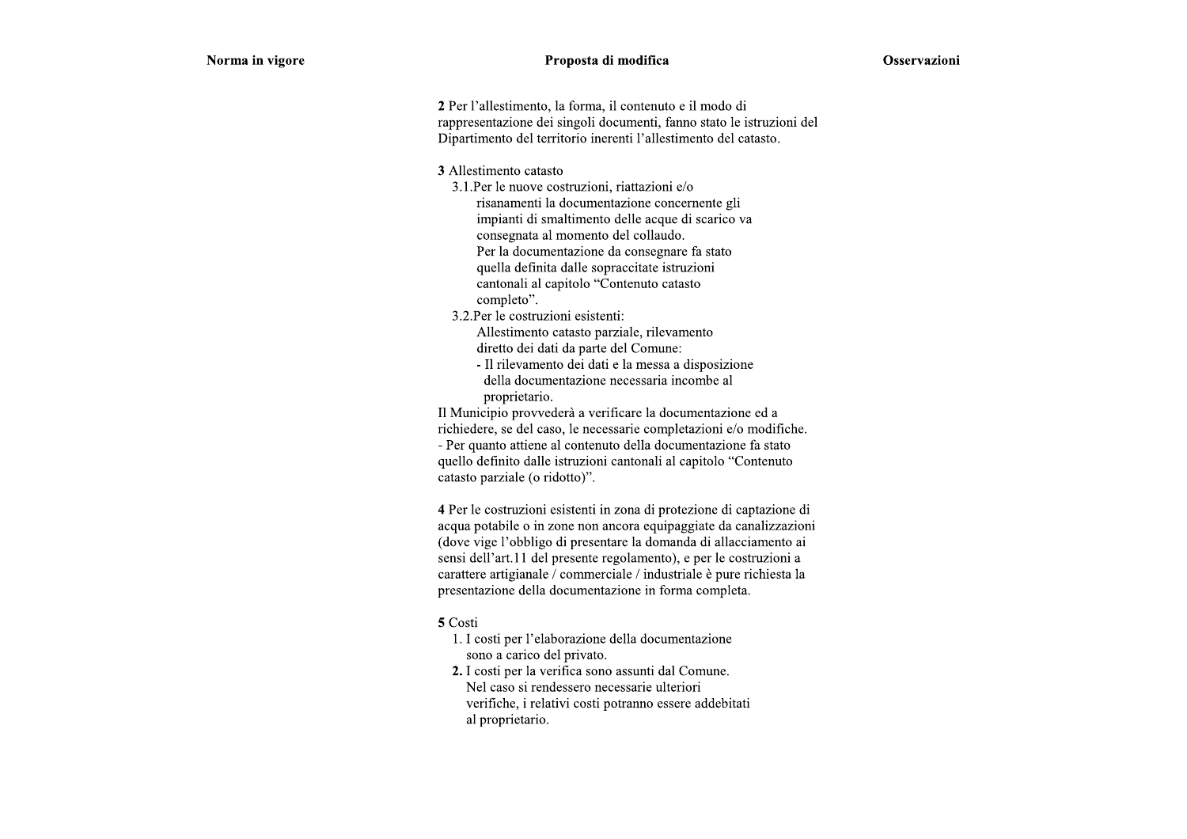| Norma in vigore | Proposta di modifica | Osservazioni |
|---|---|---|
| | **2** Per l'allestimento, la forma, il contenuto e il modo di rappresentazione dei singoli documenti, fanno stato le istruzioni del Dipartimento del territorio inerenti l'allestimento del catasto.<br><br>**3** Allestimento catasto<br>3.1. Per le nuove costruzioni, riattazioni e/o risanamenti la documentazione concernente gli impianti di smaltimento delle acque di scarico va consegnata al momento del collaudo. Per la documentazione da consegnare fa stato quella definita dalle sopraccitate istruzioni cantonali al capitolo "Contenuto catasto completo".<br>3.2. Per le costruzioni esistenti: Allestimento catasto parziale, rilevamento diretto dei dati da parte del Comune:<br>- Il rilevamento dei dati e la messa a disposizione della documentazione necessaria incombe al proprietario.<br>Il Municipio provvederà a verificare la documentazione ed a richiedere, se del caso, le necessarie completazioni e/o modifiche.<br>- Per quanto attiene al contenuto della documentazione fa stato quello definito dalle istruzioni cantonali al capitolo "Contenuto catasto parziale (o ridotto)".<br><br>**4** Per le costruzioni esistenti in zona di protezione di captazione di acqua potabile o in zone non ancora equipaggiate da canalizzazioni (dove vige l'obbligo di presentare la domanda di allacciamento ai sensi dell'art.11 del presente regolamento), e per le costruzioni a carattere artigianale / commerciale / industriale è pure richiesta la presentazione della documentazione in forma completa.<br><br>**5** Costi<br>1. I costi per l'elaborazione della documentazione sono a carico del privato.<br>**2.** I costi per la verifica sono assunti dal Comune. Nel caso si rendessero necessarie ulteriori verifiche, i relativi costi potranno essere addebitati al proprietario. | |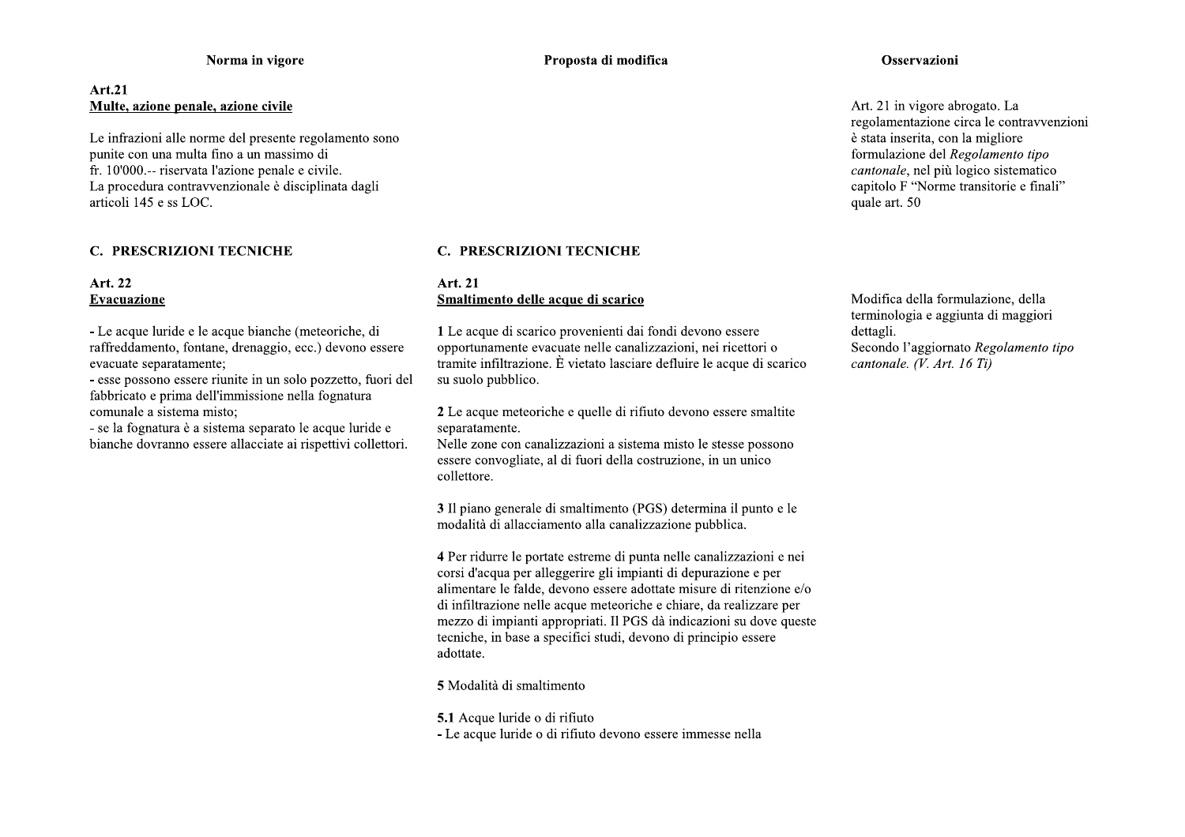| Norma in vigore | Proposta di modifica | Osservazioni |
|---|---|---|
| **Art.21**<br>**<u>Multe, azione penale, azione civile</u>**<br><br>Le infrazioni alle norme del presente regolamento sono punite con una multa fino a un massimo di fr. 10'000.-- riservata l'azione penale e civile.<br>La procedura contravvenzionale è disciplinata dagli articoli 145 e ss LOC. | | Art. 21 in vigore abrogato. La regolamentazione circa le contravvenzioni è stata inserita, con la migliore formulazione del *Regolamento tipo cantonale*, nel più logico sistematico capitolo F "Norme transitorie e finali" quale art. 50 |
| **C. PRESCRIZIONI TECNICHE** | **C. PRESCRIZIONI TECNICHE** | |
| **Art. 22**<br>**<u>Evacuazione</u>**<br><br>- Le acque luride e le acque bianche (meteoriche, di raffreddamento, fontane, drenaggio, ecc.) devono essere evacuate separatamente;<br>- esse possono essere riunite in un solo pozzetto, fuori del fabbricato e prima dell'immissione nella fognatura comunale a sistema misto;<br>- se la fognatura è a sistema separato le acque luride e bianche dovranno essere allacciate ai rispettivi collettori. | **Art. 21**<br>**<u>Smaltimento delle acque di scarico</u>**<br><br>**1** Le acque di scarico provenienti dai fondi devono essere opportunamente evacuate nelle canalizzazioni, nei ricettori o tramite infiltrazione. È vietato lasciare defluire le acque di scarico su suolo pubblico.<br><br>**2** Le acque meteoriche e quelle di rifiuto devono essere smaltite separatamente.<br>Nelle zone con canalizzazioni a sistema misto le stesse possono essere convogliate, al di fuori della costruzione, in un unico collettore.<br><br>**3** Il piano generale di smaltimento (PGS) determina il punto e le modalità di allacciamento alla canalizzazione pubblica.<br><br>**4** Per ridurre le portate estreme di punta nelle canalizzazioni e nei corsi d'acqua per alleggerire gli impianti di depurazione e per alimentare le falde, devono essere adottate misure di ritenzione e/o di infiltrazione nelle acque meteoriche e chiare, da realizzare per mezzo di impianti appropriati. Il PGS dà indicazioni su dove queste tecniche, in base a specifici studi, devono di principio essere adottate.<br><br>**5** Modalità di smaltimento<br><br>**5.1** Acque luride o di rifiuto<br>- Le acque luride o di rifiuto devono essere immesse nella | Modifica della formulazione, della terminologia e aggiunta di maggiori dettagli.<br>Secondo l'aggiornato *Regolamento tipo cantonale. (V. Art. 16 Ti)* |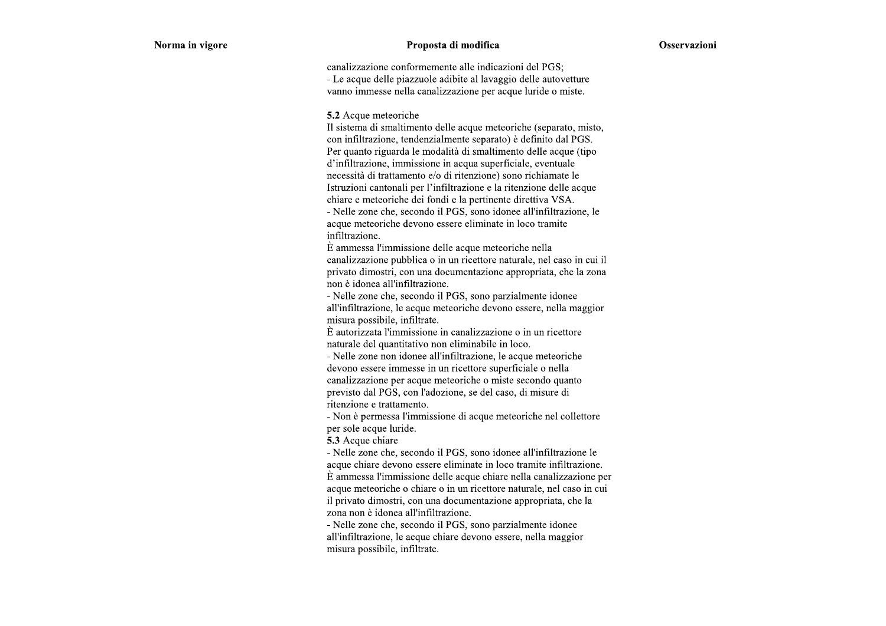| Norma in vigore | Proposta di modifica | Osservazioni |
| --- | --- | --- |
| | canalizzazione conformemente alle indicazioni del PGS;<br>- Le acque delle piazzuole adibite al lavaggio delle autovetture vanno immesse nella canalizzazione per acque luride o miste.<br><br>**5.2** Acque meteoriche<br>Il sistema di smaltimento delle acque meteoriche (separato, misto, con infiltrazione, tendenzialmente separato) è definito dal PGS. Per quanto riguarda le modalità di smaltimento delle acque (tipo d'infiltrazione, immissione in acqua superficiale, eventuale necessità di trattamento e/o di ritenzione) sono richiamate le Istruzioni cantonali per l'infiltrazione e la ritenzione delle acque chiare e meteoriche dei fondi e la pertinente direttiva VSA.<br>- Nelle zone che, secondo il PGS, sono idonee all'infiltrazione, le acque meteoriche devono essere eliminate in loco tramite infiltrazione.<br>È ammessa l'immissione delle acque meteoriche nella canalizzazione pubblica o in un ricettore naturale, nel caso in cui il privato dimostri, con una documentazione appropriata, che la zona non è idonea all'infiltrazione.<br>- Nelle zone che, secondo il PGS, sono parzialmente idonee all'infiltrazione, le acque meteoriche devono essere, nella maggior misura possibile, infiltrate.<br>È autorizzata l'immissione in canalizzazione o in un ricettore naturale del quantitativo non eliminabile in loco.<br>- Nelle zone non idonee all'infiltrazione, le acque meteoriche devono essere immesse in un ricettore superficiale o nella canalizzazione per acque meteoriche o miste secondo quanto previsto dal PGS, con l'adozione, se del caso, di misure di ritenzione e trattamento.<br>- Non è permessa l'immissione di acque meteoriche nel collettore per sole acque luride.<br>**5.3** Acque chiare<br>- Nelle zone che, secondo il PGS, sono idonee all'infiltrazione le acque chiare devono essere eliminate in loco tramite infiltrazione.<br>È ammessa l'immissione delle acque chiare nella canalizzazione per acque meteoriche o chiare o in un ricettore naturale, nel caso in cui il privato dimostri, con una documentazione appropriata, che la zona non è idonea all'infiltrazione.<br>- Nelle zone che, secondo il PGS, sono parzialmente idonee all'infiltrazione, le acque chiare devono essere, nella maggior misura possibile, infiltrate. | |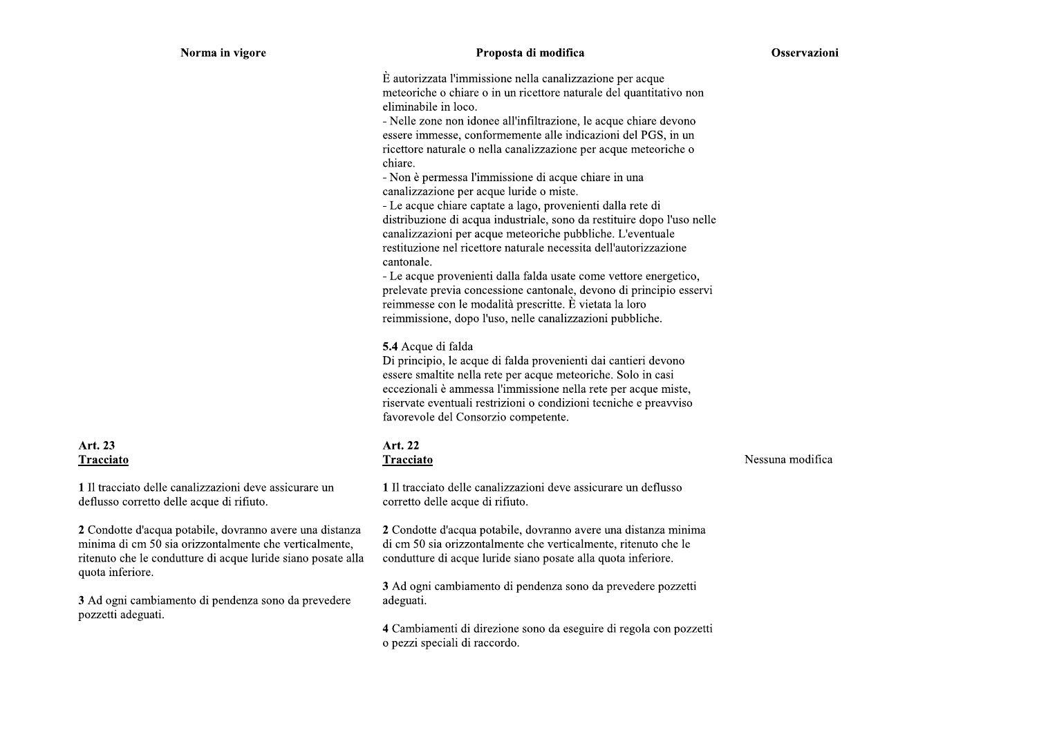| Norma in vigore | Proposta di modifica | Osservazioni |
|---|---|---|
| | È autorizzata l'immissione nella canalizzazione per acque meteoriche o chiare o in un ricettore naturale del quantitativo non eliminabile in loco.<br>- Nelle zone non idonee all'infiltrazione, le acque chiare devono essere immesse, conformemente alle indicazioni del PGS, in un ricettore naturale o nella canalizzazione per acque meteoriche o chiare.<br>- Non è permessa l'immissione di acque chiare in una canalizzazione per acque luride o miste.<br>- Le acque chiare captate a lago, provenienti dalla rete di distribuzione di acqua industriale, sono da restituire dopo l'uso nelle canalizzazioni per acque meteoriche pubbliche. L'eventuale restituzione nel ricettore naturale necessita dell'autorizzazione cantonale.<br>- Le acque provenienti dalla falda usate come vettore energetico, prelevate previa concessione cantonale, devono di principio esservi reimmesse con le modalità prescritte. È vietata la loro reimmissione, dopo l'uso, nelle canalizzazioni pubbliche.<br><br>**5.4** Acque di falda<br>Di principio, le acque di falda provenienti dai cantieri devono essere smaltite nella rete per acque meteoriche. Solo in casi eccezionali è ammessa l'immissione nella rete per acque miste, riservate eventuali restrizioni o condizioni tecniche e preavviso favorevole del Consorzio competente. | |
| **Art. 23**<br>**Tracciato**<br><br>**1** Il tracciato delle canalizzazioni deve assicurare un deflusso corretto delle acque di rifiuto.<br><br>**2** Condotte d'acqua potabile, dovranno avere una distanza minima di cm 50 sia orizzontalmente che verticalmente, ritenuto che le condutture di acque luride siano posate alla quota inferiore.<br><br>**3** Ad ogni cambiamento di pendenza sono da prevedere pozzetti adeguati. | **Art. 22**<br>**Tracciato**<br><br>**1** Il tracciato delle canalizzazioni deve assicurare un deflusso corretto delle acque di rifiuto.<br><br>**2** Condotte d'acqua potabile, dovranno avere una distanza minima di cm 50 sia orizzontalmente che verticalmente, ritenuto che le condutture di acque luride siano posate alla quota inferiore.<br><br>**3** Ad ogni cambiamento di pendenza sono da prevedere pozzetti adeguati.<br><br>**4** Cambiamenti di direzione sono da eseguire di regola con pozzetti o pezzi speciali di raccordo. | Nessuna modifica |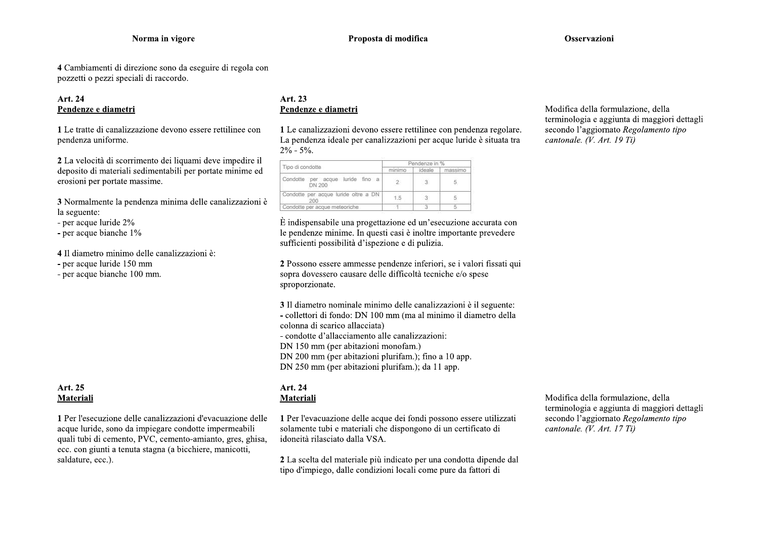| Norma in vigore | Proposta di modifica | Osservazioni |
|---|---|---|
| **4** Cambiamenti di direzione sono da eseguire di regola con pozzetti o pezzi speciali di raccordo. | | |
| **Art. 24** <br> <u>Pendenze e diametri</u> <br><br> **1** Le tratte di canalizzazione devono essere rettilinee con pendenza uniforme. <br><br> **2** La velocità di scorrimento dei liquami deve impedire il deposito di materiali sedimentabili per portate minime ed erosioni per portate massime. <br><br> **3** Normalmente la pendenza minima delle canalizzazioni è la seguente: <br> - per acque luride 2% <br> - per acque bianche 1% <br><br> **4** Il diametro minimo delle canalizzazioni è: <br> - per acque luride 150 mm <br> - per acque bianche 100 mm. | **Art. 23** <br> <u>Pendenze e diametri</u> <br><br> **1** Le canalizzazioni devono essere rettilinee con pendenza regolare. La pendenza ideale per canalizzazioni per acque luride è situata tra 2% - 5%. <br><br> *(Tabella – Tipo di condotte / Pendenze in %: minimo, ideale, massimo)* <br> Condotte per acque luride fino a DN 200: 2 – 3 – 5 <br> Condotte per acque luride oltre a DN 200: 1.5 – 3 – 5 <br> Condotte per acque meteoriche: 1 – 3 – 5 <br><br> È indispensabile una progettazione ed un'esecuzione accurata con le pendenze minime. In questi casi è inoltre importante prevedere sufficienti possibilità d'ispezione e di pulizia. <br><br> **2** Possono essere ammesse pendenze inferiori, se i valori fissati qui sopra dovessero causare delle difficoltà tecniche e/o spese sproporzionate. <br><br> **3** Il diametro nominale minimo delle canalizzazioni è il seguente: <br> - collettori di fondo: DN 100 mm (ma al minimo il diametro della colonna di scarico allacciata) <br> - condotte d'allacciamento alle canalizzazioni: <br> DN 150 mm (per abitazioni monofam.) <br> DN 200 mm (per abitazioni plurifam.); fino a 10 app. <br> DN 250 mm (per abitazioni plurifam.); da 11 app. | Modifica della formulazione, della terminologia e aggiunta di maggiori dettagli secondo l'aggiornato *Regolamento tipo cantonale. (V. Art. 19 Ti)* |
| **Art. 25** <br> <u>Materiali</u> <br><br> **1** Per l'esecuzione delle canalizzazioni d'evacuazione delle acque luride, sono da impiegare condotte impermeabili quali tubi di cemento, PVC, cemento-amianto, gres, ghisa, ecc. con giunti a tenuta stagna (a bicchiere, manicotti, saldature, ecc.). | **Art. 24** <br> <u>Materiali</u> <br><br> **1** Per l'evacuazione delle acque dei fondi possono essere utilizzati solamente tubi e materiali che dispongono di un certificato di idoneità rilasciato dalla VSA. <br><br> **2** La scelta del materiale più indicato per una condotta dipende dal tipo d'impiego, dalle condizioni locali come pure da fattori di | Modifica della formulazione, della terminologia e aggiunta di maggiori dettagli secondo l'aggiornato *Regolamento tipo cantonale. (V. Art. 17 Ti)* |

| Tipo di condotte | Pendenze in % | | |
|---|---|---|---|
| | minimo | ideale | massimo |
| Condotte per acque luride fino a DN 200 | 2 | 3 | 5 |
| Condotte per acque luride oltre a DN 200 | 1.5 | 3 | 5 |
| Condotte per acque meteoriche | 1 | 3 | 5 |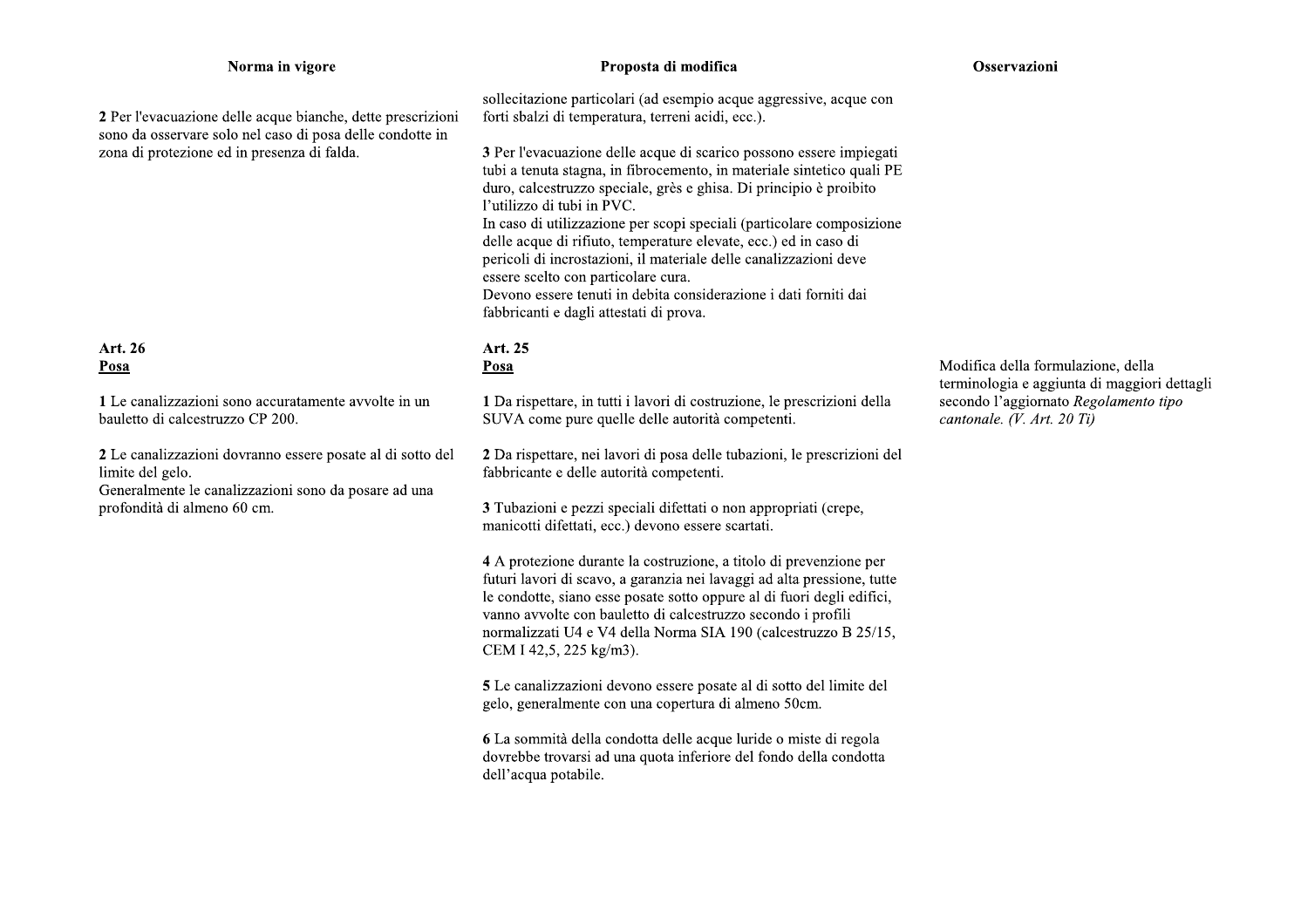| Norma in vigore | Proposta di modifica | Osservazioni |
|---|---|---|
| **2** Per l'evacuazione delle acque bianche, dette prescrizioni sono da osservare solo nel caso di posa delle condotte in zona di protezione ed in presenza di falda. | sollecitazione particolari (ad esempio acque aggressive, acque con forti sbalzi di temperatura, terreni acidi, ecc.).<br><br>**3** Per l'evacuazione delle acque di scarico possono essere impiegati tubi a tenuta stagna, in fibrocemento, in materiale sintetico quali PE duro, calcestruzzo speciale, grès e ghisa. Di principio è proibito l'utilizzo di tubi in PVC.<br>In caso di utilizzazione per scopi speciali (particolare composizione delle acque di rifiuto, temperature elevate, ecc.) ed in caso di pericoli di incrostazioni, il materiale delle canalizzazioni deve essere scelto con particolare cura.<br>Devono essere tenuti in debita considerazione i dati forniti dai fabbricanti e dagli attestati di prova. | |
| **Art. 26**<br>**Posa**<br><br>**1** Le canalizzazioni sono accuratamente avvolte in un bauletto di calcestruzzo CP 200.<br><br>**2** Le canalizzazioni dovranno essere posate al di sotto del limite del gelo.<br>Generalmente le canalizzazioni sono da posare ad una profondità di almeno 60 cm. | **Art. 25**<br>**Posa**<br><br>**1** Da rispettare, in tutti i lavori di costruzione, le prescrizioni della SUVA come pure quelle delle autorità competenti.<br><br>**2** Da rispettare, nei lavori di posa delle tubazioni, le prescrizioni del fabbricante e delle autorità competenti.<br><br>**3** Tubazioni e pezzi speciali difettati o non appropriati (crepe, manicotti difettati, ecc.) devono essere scartati.<br><br>**4** A protezione durante la costruzione, a titolo di prevenzione per futuri lavori di scavo, a garanzia nei lavaggi ad alta pressione, tutte le condotte, siano esse posate sotto oppure al di fuori degli edifici, vanno avvolte con bauletto di calcestruzzo secondo i profili normalizzati U4 e V4 della Norma SIA 190 (calcestruzzo B 25/15, CEM I 42,5, 225 kg/m3).<br><br>**5** Le canalizzazioni devono essere posate al di sotto del limite del gelo, generalmente con una copertura di almeno 50cm.<br><br>**6** La sommità della condotta delle acque luride o miste di regola dovrebbe trovarsi ad una quota inferiore del fondo della condotta dell'acqua potabile. | Modifica della formulazione, della terminologia e aggiunta di maggiori dettagli secondo l'aggiornato *Regolamento tipo cantonale. (V. Art. 20 Ti)* |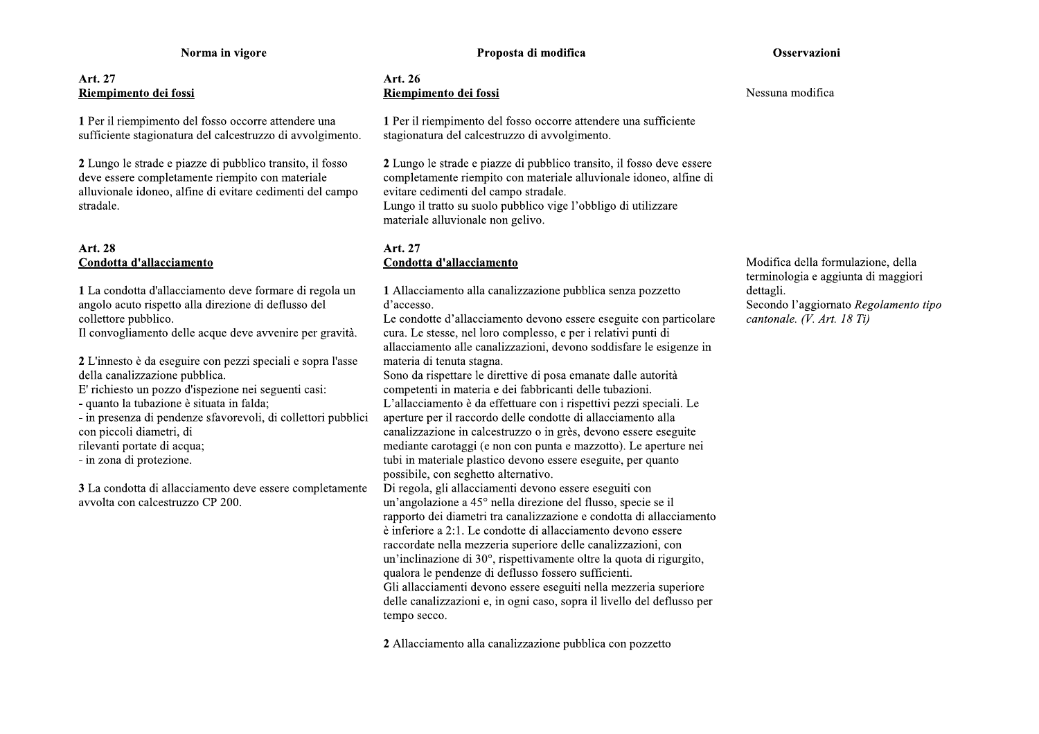| Norma in vigore | Proposta di modifica | Osservazioni |
|---|---|---|
| **Art. 27**<br>**Riempimento dei fossi**<br><br>**1** Per il riempimento del fosso occorre attendere una sufficiente stagionatura del calcestruzzo di avvolgimento.<br><br>**2** Lungo le strade e piazze di pubblico transito, il fosso deve essere completamente riempito con materiale alluvionale idoneo, alfine di evitare cedimenti del campo stradale. | **Art. 26**<br>**Riempimento dei fossi**<br><br>**1** Per il riempimento del fosso occorre attendere una sufficiente stagionatura del calcestruzzo di avvolgimento.<br><br>**2** Lungo le strade e piazze di pubblico transito, il fosso deve essere completamente riempito con materiale alluvionale idoneo, alfine di evitare cedimenti del campo stradale.<br>Lungo il tratto su suolo pubblico vige l'obbligo di utilizzare materiale alluvionale non gelivo. | Nessuna modifica |
| **Art. 28**<br>**Condotta d'allacciamento**<br><br>**1** La condotta d'allacciamento deve formare di regola un angolo acuto rispetto alla direzione di deflusso del collettore pubblico.<br>Il convogliamento delle acque deve avvenire per gravità.<br><br>**2** L'innesto è da eseguire con pezzi speciali e sopra l'asse della canalizzazione pubblica.<br>E' richiesto un pozzo d'ispezione nei seguenti casi:<br>- quanto la tubazione è situata in falda;<br>- in presenza di pendenze sfavorevoli, di collettori pubblici con piccoli diametri, di<br>rilevanti portate di acqua;<br>- in zona di protezione.<br><br>**3** La condotta di allacciamento deve essere completamente avvolta con calcestruzzo CP 200. | **Art. 27**<br>**Condotta d'allacciamento**<br><br>**1** Allacciamento alla canalizzazione pubblica senza pozzetto d'accesso.<br>Le condotte d'allacciamento devono essere eseguite con particolare cura. Le stesse, nel loro complesso, e per i relativi punti di allacciamento alle canalizzazioni, devono soddisfare le esigenze in materia di tenuta stagna.<br>Sono da rispettare le direttive di posa emanate dalle autorità competenti in materia e dei fabbricanti delle tubazioni.<br>L'allacciamento è da effettuare con i rispettivi pezzi speciali. Le aperture per il raccordo delle condotte di allacciamento alla canalizzazione in calcestruzzo o in grès, devono essere eseguite mediante carotaggi (e non con punta e mazzotto). Le aperture nei tubi in materiale plastico devono essere eseguite, per quanto possibile, con seghetto alternativo.<br>Di regola, gli allacciamenti devono essere eseguiti con un'angolazione a 45° nella direzione del flusso, specie se il rapporto dei diametri tra canalizzazione e condotta di allacciamento è inferiore a 2:1. Le condotte di allacciamento devono essere raccordate nella mezzeria superiore delle canalizzazioni, con un'inclinazione di 30°, rispettivamente oltre la quota di rigurgito, qualora le pendenze di deflusso fossero sufficienti.<br>Gli allacciamenti devono essere eseguiti nella mezzeria superiore delle canalizzazioni e, in ogni caso, sopra il livello del deflusso per tempo secco.<br><br>**2** Allacciamento alla canalizzazione pubblica con pozzetto | Modifica della formulazione, della terminologia e aggiunta di maggiori dettagli.<br>Secondo l'aggiornato *Regolamento tipo cantonale. (V. Art. 18 Ti)* |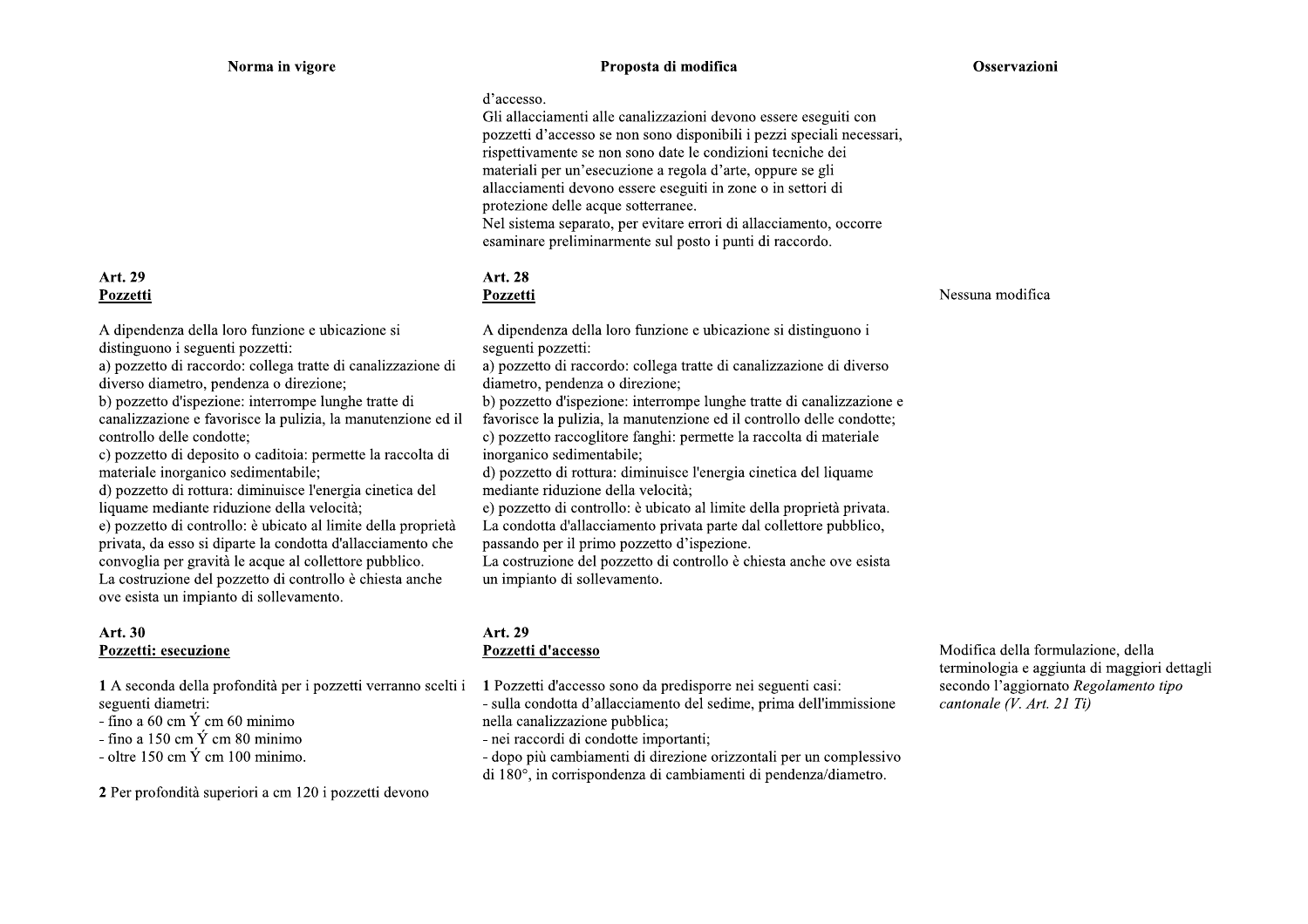| Norma in vigore | Proposta di modifica | Osservazioni |
|---|---|---|
| | d'accesso.<br>Gli allacciamenti alle canalizzazioni devono essere eseguiti con pozzetti d'accesso se non sono disponibili i pezzi speciali necessari, rispettivamente se non sono date le condizioni tecniche dei materiali per un'esecuzione a regola d'arte, oppure se gli allacciamenti devono essere eseguiti in zone o in settori di protezione delle acque sotterranee.<br>Nel sistema separato, per evitare errori di allacciamento, occorre esaminare preliminarmente sul posto i punti di raccordo. | |
| **Art. 29**<br>**<u>Pozzetti</u>**<br><br>A dipendenza della loro funzione e ubicazione si distinguono i seguenti pozzetti:<br>a) pozzetto di raccordo: collega tratte di canalizzazione di diverso diametro, pendenza o direzione;<br>b) pozzetto d'ispezione: interrompe lunghe tratte di canalizzazione e favorisce la pulizia, la manutenzione ed il controllo delle condotte;<br>c) pozzetto di deposito o caditoia: permette la raccolta di materiale inorganico sedimentabile;<br>d) pozzetto di rottura: diminuisce l'energia cinetica del liquame mediante riduzione della velocità;<br>e) pozzetto di controllo: è ubicato al limite della proprietà privata, da esso si diparte la condotta d'allacciamento che convoglia per gravità le acque al collettore pubblico.<br>La costruzione del pozzetto di controllo è chiesta anche ove esista un impianto di sollevamento. | **Art. 28**<br>**<u>Pozzetti</u>**<br><br>A dipendenza della loro funzione e ubicazione si distinguono i seguenti pozzetti:<br>a) pozzetto di raccordo: collega tratte di canalizzazione di diverso diametro, pendenza o direzione;<br>b) pozzetto d'ispezione: interrompe lunghe tratte di canalizzazione e favorisce la pulizia, la manutenzione ed il controllo delle condotte;<br>c) pozzetto raccoglitore fanghi: permette la raccolta di materiale inorganico sedimentabile;<br>d) pozzetto di rottura: diminuisce l'energia cinetica del liquame mediante riduzione della velocità;<br>e) pozzetto di controllo: è ubicato al limite della proprietà privata.<br>La condotta d'allacciamento privata parte dal collettore pubblico, passando per il primo pozzetto d'ispezione.<br>La costruzione del pozzetto di controllo è chiesta anche ove esista un impianto di sollevamento. | Nessuna modifica |
| **Art. 30**<br>**<u>Pozzetti: esecuzione</u>**<br><br>**1** A seconda della profondità per i pozzetti verranno scelti i seguenti diametri:<br>- fino a 60 cm Ý cm 60 minimo<br>- fino a 150 cm Ý cm 80 minimo<br>- oltre 150 cm Ý cm 100 minimo.<br><br>**2** Per profondità superiori a cm 120 i pozzetti devono | **Art. 29**<br>**<u>Pozzetti d'accesso</u>**<br><br>**1** Pozzetti d'accesso sono da predisporre nei seguenti casi:<br>- sulla condotta d'allacciamento del sedime, prima dell'immissione nella canalizzazione pubblica;<br>- nei raccordi di condotte importanti;<br>- dopo più cambiamenti di direzione orizzontali per un complessivo di 180°, in corrispondenza di cambiamenti di pendenza/diametro. | Modifica della formulazione, della terminologia e aggiunta di maggiori dettagli secondo l'aggiornato *Regolamento tipo cantonale (V. Art. 21 Ti)* |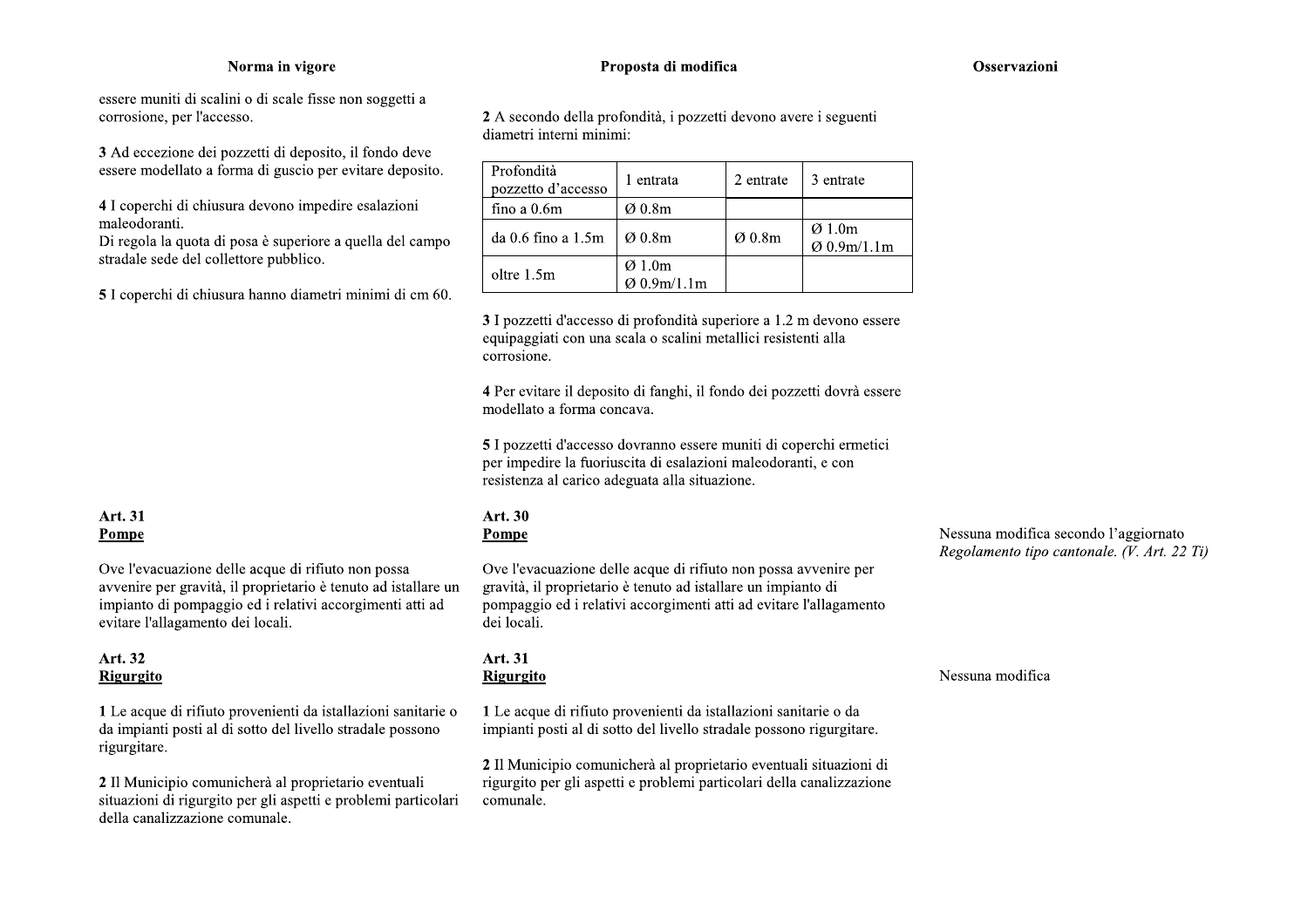| Norma in vigore | Proposta di modifica | Osservazioni |
|---|---|---|
| essere muniti di scalini o di scale fisse non soggetti a corrosione, per l'accesso. | | |
| **3** Ad eccezione dei pozzetti di deposito, il fondo deve essere modellato a forma di guscio per evitare deposito. | **2** A secondo della profondità, i pozzetti devono avere i seguenti diametri interni minimi: | |
| **4** I coperchi di chiusura devono impedire esalazioni maleodoranti. Di regola la quota di posa è superiore a quella del campo stradale sede del collettore pubblico. | | |
| **5** I coperchi di chiusura hanno diametri minimi di cm 60. | | |

| Profondità pozzetto d'accesso | 1 entrata | 2 entrate | 3 entrate |
|---|---|---|---|
| fino a 0.6m | Ø 0.8m | | |
| da 0.6 fino a 1.5m | Ø 0.8m | Ø 0.8m | Ø 1.0m Ø 0.9m/1.1m |
| oltre 1.5m | Ø 1.0m Ø 0.9m/1.1m | | |

**3** I pozzetti d'accesso di profondità superiore a 1.2 m devono essere equipaggiati con una scala o scalini metallici resistenti alla corrosione.

**4** Per evitare il deposito di fanghi, il fondo dei pozzetti dovrà essere modellato a forma concava.

**5** I pozzetti d'accesso dovranno essere muniti di coperchi ermetici per impedire la fuoriuscita di esalazioni maleodoranti, e con resistenza al carico adeguata alla situazione.

| Norma in vigore | Proposta di modifica | Osservazioni |
|---|---|---|
| **Art. 31** <br> **Pompe** | **Art. 30** <br> **Pompe** | Nessuna modifica secondo l'aggiornato *Regolamento tipo cantonale. (V. Art. 22 Ti)* |
| Ove l'evacuazione delle acque di rifiuto non possa avvenire per gravità, il proprietario è tenuto ad istallare un impianto di pompaggio ed i relativi accorgimenti atti ad evitare l'allagamento dei locali. | Ove l'evacuazione delle acque di rifiuto non possa avvenire per gravità, il proprietario è tenuto ad istallare un impianto di pompaggio ed i relativi accorgimenti atti ad evitare l'allagamento dei locali. | |
| **Art. 32** <br> **Rigurgito** | **Art. 31** <br> **Rigurgito** | Nessuna modifica |
| **1** Le acque di rifiuto provenienti da istallazioni sanitarie o da impianti posti al di sotto del livello stradale possono rigurgitare. | **1** Le acque di rifiuto provenienti da istallazioni sanitarie o da impianti posti al di sotto del livello stradale possono rigurgitare. | |
| **2** Il Municipio comunicherà al proprietario eventuali situazioni di rigurgito per gli aspetti e problemi particolari della canalizzazione comunale. | **2** Il Municipio comunicherà al proprietario eventuali situazioni di rigurgito per gli aspetti e problemi particolari della canalizzazione comunale. | |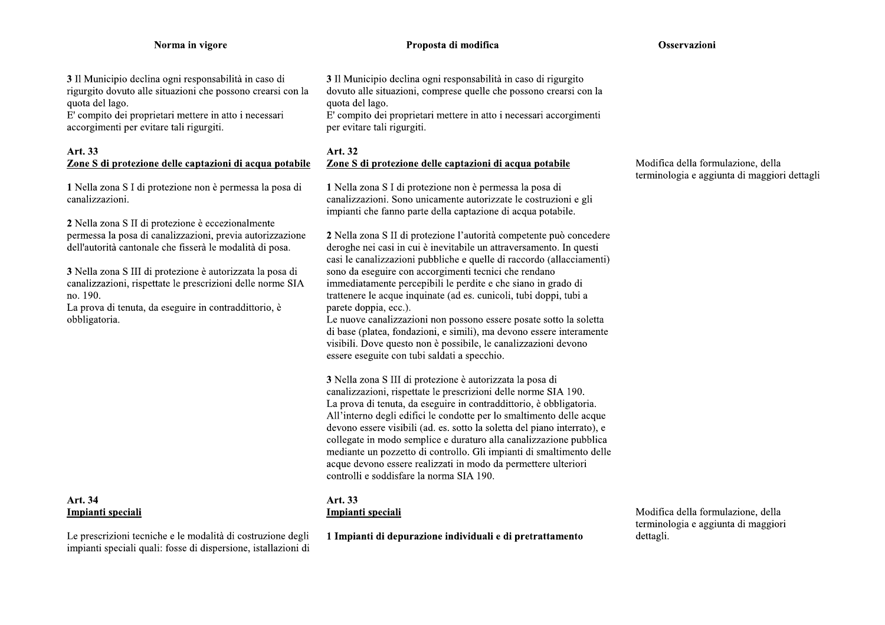| Norma in vigore | Proposta di modifica | Osservazioni |
| --- | --- | --- |
| **3** Il Municipio declina ogni responsabilità in caso di rigurgito dovuto alle situazioni che possono crearsi con la quota del lago.<br>E' compito dei proprietari mettere in atto i necessari accorgimenti per evitare tali rigurgiti. | **3** Il Municipio declina ogni responsabilità in caso di rigurgito dovuto alle situazioni, comprese quelle che possono crearsi con la quota del lago.<br>E' compito dei proprietari mettere in atto i necessari accorgimenti per evitare tali rigurgiti. | |
| **Art. 33**<br>**<u>Zone S di protezione delle captazioni di acqua potabile</u>**<br><br>**1** Nella zona S I di protezione non è permessa la posa di canalizzazioni.<br><br>**2** Nella zona S II di protezione è eccezionalmente permessa la posa di canalizzazioni, previa autorizzazione dell'autorità cantonale che fisserà le modalità di posa.<br><br>**3** Nella zona S III di protezione è autorizzata la posa di canalizzazioni, rispettate le prescrizioni delle norme SIA no. 190.<br>La prova di tenuta, da eseguire in contraddittorio, è obbligatoria. | **Art. 32**<br>**<u>Zone S di protezione delle captazioni di acqua potabile</u>**<br><br>**1** Nella zona S I di protezione non è permessa la posa di canalizzazioni. Sono unicamente autorizzate le costruzioni e gli impianti che fanno parte della captazione di acqua potabile.<br><br>**2** Nella zona S II di protezione l'autorità competente può concedere deroghe nei casi in cui è inevitabile un attraversamento. In questi casi le canalizzazioni pubbliche e quelle di raccordo (allacciamenti) sono da eseguire con accorgimenti tecnici che rendano immediatamente percepibili le perdite e che siano in grado di trattenere le acque inquinate (ad es. cunicoli, tubi doppi, tubi a parete doppia, ecc.).<br>Le nuove canalizzazioni non possono essere posate sotto la soletta di base (platea, fondazioni, e simili), ma devono essere interamente visibili. Dove questo non è possibile, le canalizzazioni devono essere eseguite con tubi saldati a specchio.<br><br>**3** Nella zona S III di protezione è autorizzata la posa di canalizzazioni, rispettate le prescrizioni delle norme SIA 190.<br>La prova di tenuta, da eseguire in contraddittorio, è obbligatoria.<br>All'interno degli edifici le condotte per lo smaltimento delle acque devono essere visibili (ad. es. sotto la soletta del piano interrato), e collegate in modo semplice e duraturo alla canalizzazione pubblica mediante un pozzetto di controllo. Gli impianti di smaltimento delle acque devono essere realizzati in modo da permettere ulteriori controlli e soddisfare la norma SIA 190. | Modifica della formulazione, della terminologia e aggiunta di maggiori dettagli |
| **Art. 34**<br>**<u>Impianti speciali</u>**<br><br>Le prescrizioni tecniche e le modalità di costruzione degli impianti speciali quali: fosse di dispersione, istallazioni di | **Art. 33**<br>**<u>Impianti speciali</u>**<br><br>**1 Impianti di depurazione individuali e di pretrattamento** | Modifica della formulazione, della terminologia e aggiunta di maggiori dettagli. |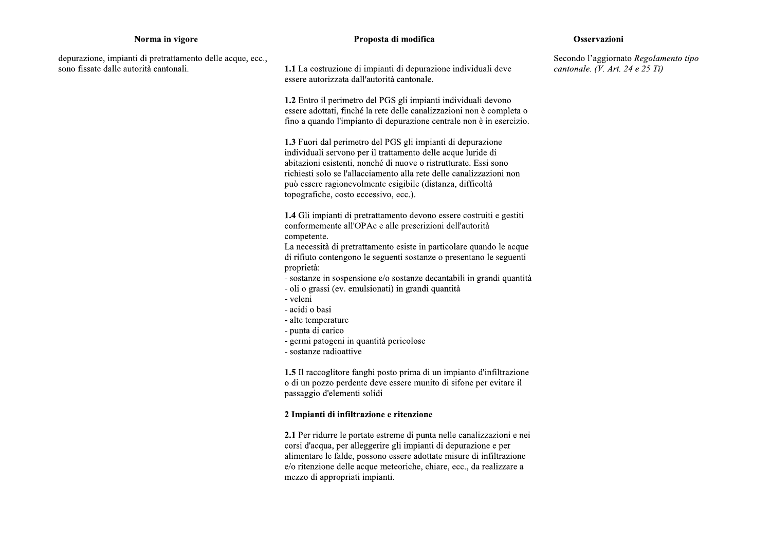| Norma in vigore | Proposta di modifica | Osservazioni |
| --- | --- | --- |
| depurazione, impianti di pretrattamento delle acque, ecc., sono fissate dalle autorità cantonali. | **1.1** La costruzione di impianti di depurazione individuali deve essere autorizzata dall'autorità cantonale.<br><br>**1.2** Entro il perimetro del PGS gli impianti individuali devono essere adottati, finché la rete delle canalizzazioni non è completa o fino a quando l'impianto di depurazione centrale non è in esercizio.<br><br>**1.3** Fuori dal perimetro del PGS gli impianti di depurazione individuali servono per il trattamento delle acque luride di abitazioni esistenti, nonché di nuove o ristrutturate. Essi sono richiesti solo se l'allacciamento alla rete delle canalizzazioni non può essere ragionevolmente esigibile (distanza, difficoltà topografiche, costo eccessivo, ecc.).<br><br>**1.4** Gli impianti di pretrattamento devono essere costruiti e gestiti conformemente all'OPAc e alle prescrizioni dell'autorità competente.<br>La necessità di pretrattamento esiste in particolare quando le acque di rifiuto contengono le seguenti sostanze o presentano le seguenti proprietà:<br>- sostanze in sospensione e/o sostanze decantabili in grandi quantità<br>- oli o grassi (ev. emulsionati) in grandi quantità<br>- veleni<br>- acidi o basi<br>- alte temperature<br>- punta di carico<br>- germi patogeni in quantità pericolose<br>- sostanze radioattive<br><br>**1.5** Il raccoglitore fanghi posto prima di un impianto d'infiltrazione o di un pozzo perdente deve essere munito di sifone per evitare il passaggio d'elementi solidi<br><br>**2 Impianti di infiltrazione e ritenzione**<br><br>**2.1** Per ridurre le portate estreme di punta nelle canalizzazioni e nei corsi d'acqua, per alleggerire gli impianti di depurazione e per alimentare le falde, possono essere adottate misure di infiltrazione e/o ritenzione delle acque meteoriche, chiare, ecc., da realizzare a mezzo di appropriati impianti. | Secondo l'aggiornato *Regolamento tipo cantonale. (V. Art. 24 e 25 Ti)* |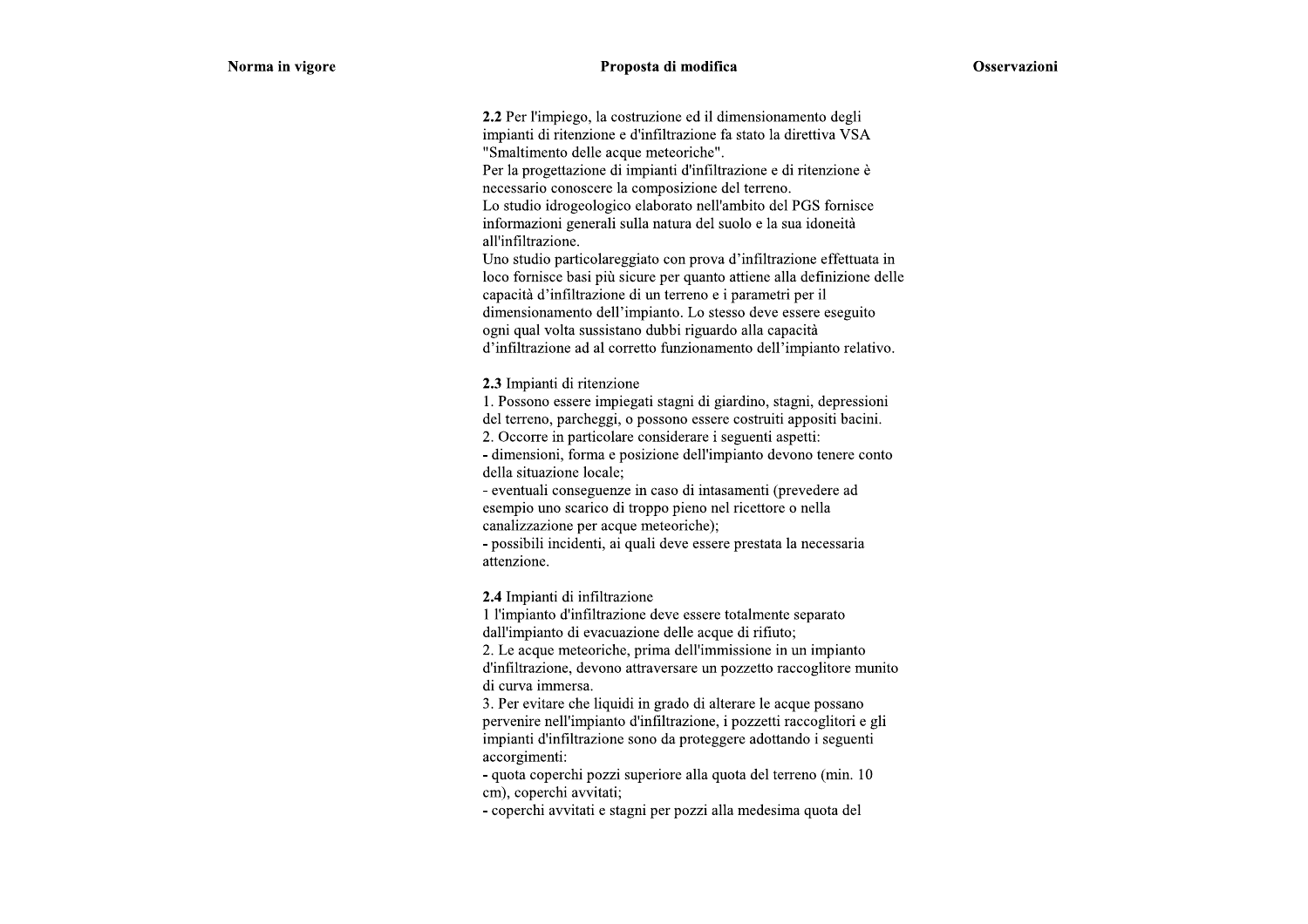| Norma in vigore | Proposta di modifica | Osservazioni |
|---|---|---|
| | **2.2** Per l'impiego, la costruzione ed il dimensionamento degli impianti di ritenzione e d'infiltrazione fa stato la direttiva VSA "Smaltimento delle acque meteoriche".<br>Per la progettazione di impianti d'infiltrazione e di ritenzione è necessario conoscere la composizione del terreno.<br>Lo studio idrogeologico elaborato nell'ambito del PGS fornisce informazioni generali sulla natura del suolo e la sua idoneità all'infiltrazione.<br>Uno studio particolareggiato con prova d'infiltrazione effettuata in loco fornisce basi più sicure per quanto attiene alla definizione delle capacità d'infiltrazione di un terreno e i parametri per il dimensionamento dell'impianto. Lo stesso deve essere eseguito ogni qual volta sussistano dubbi riguardo alla capacità d'infiltrazione ad al corretto funzionamento dell'impianto relativo.<br><br>**2.3** Impianti di ritenzione<br>1. Possono essere impiegati stagni di giardino, stagni, depressioni del terreno, parcheggi, o possono essere costruiti appositi bacini.<br>2. Occorre in particolare considerare i seguenti aspetti:<br>- dimensioni, forma e posizione dell'impianto devono tenere conto della situazione locale;<br>- eventuali conseguenze in caso di intasamenti (prevedere ad esempio uno scarico di troppo pieno nel ricettore o nella canalizzazione per acque meteoriche);<br>- possibili incidenti, ai quali deve essere prestata la necessaria attenzione.<br><br>**2.4** Impianti di infiltrazione<br>1 l'impianto d'infiltrazione deve essere totalmente separato dall'impianto di evacuazione delle acque di rifiuto;<br>2. Le acque meteoriche, prima dell'immissione in un impianto d'infiltrazione, devono attraversare un pozzetto raccoglitore munito di curva immersa.<br>3. Per evitare che liquidi in grado di alterare le acque possano pervenire nell'impianto d'infiltrazione, i pozzetti raccoglitori e gli impianti d'infiltrazione sono da proteggere adottando i seguenti accorgimenti:<br>- quota coperchi pozzi superiore alla quota del terreno (min. 10 cm), coperchi avvitati;<br>- coperchi avvitati e stagni per pozzi alla medesima quota del | |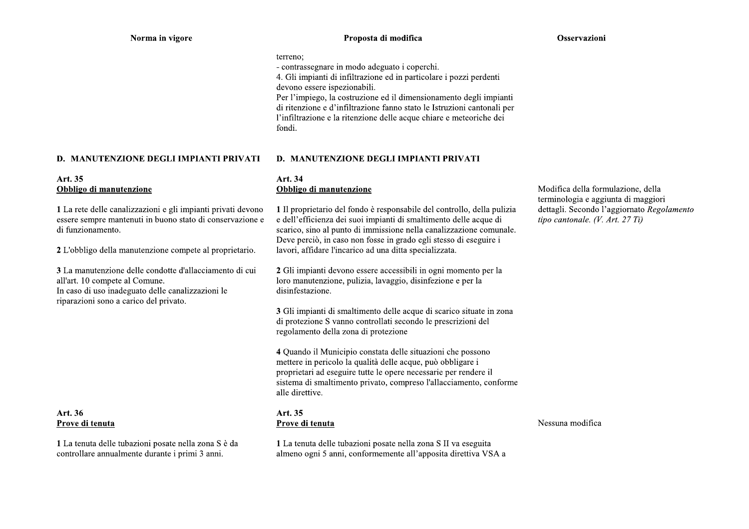| Norma in vigore | Proposta di modifica | Osservazioni |
|---|---|---|
| | terreno;<br>- contrassegnare in modo adeguato i coperchi.<br>4. Gli impianti di infiltrazione ed in particolare i pozzi perdenti devono essere ispezionabili.<br>Per l'impiego, la costruzione ed il dimensionamento degli impianti di ritenzione e d'infiltrazione fanno stato le Istruzioni cantonali per l'infiltrazione e la ritenzione delle acque chiare e meteoriche dei fondi. | |
| **D. MANUTENZIONE DEGLI IMPIANTI PRIVATI** | **D. MANUTENZIONE DEGLI IMPIANTI PRIVATI** | |
| **Art. 35**<br>**Obbligo di manutenzione**<br><br>**1** La rete delle canalizzazioni e gli impianti privati devono essere sempre mantenuti in buono stato di conservazione e di funzionamento.<br><br>**2** L'obbligo della manutenzione compete al proprietario.<br><br>**3** La manutenzione delle condotte d'allacciamento di cui all'art. 10 compete al Comune.<br>In caso di uso inadeguato delle canalizzazioni le riparazioni sono a carico del privato. | **Art. 34**<br>**Obbligo di manutenzione**<br><br>**1** Il proprietario del fondo è responsabile del controllo, della pulizia e dell'efficienza dei suoi impianti di smaltimento delle acque di scarico, sino al punto di immissione nella canalizzazione comunale. Deve perciò, in caso non fosse in grado egli stesso di eseguire i lavori, affidare l'incarico ad una ditta specializzata.<br><br>**2** Gli impianti devono essere accessibili in ogni momento per la loro manutenzione, pulizia, lavaggio, disinfezione e per la disinfestazione.<br><br>**3** Gli impianti di smaltimento delle acque di scarico situate in zona di protezione S vanno controllati secondo le prescrizioni del regolamento della zona di protezione<br><br>**4** Quando il Municipio constata delle situazioni che possono mettere in pericolo la qualità delle acque, può obbligare i proprietari ad eseguire tutte le opere necessarie per rendere il sistema di smaltimento privato, compreso l'allacciamento, conforme alle direttive. | Modifica della formulazione, della terminologia e aggiunta di maggiori dettagli. Secondo l'aggiornato *Regolamento tipo cantonale. (V. Art. 27 Ti)* |
| **Art. 36**<br>**Prove di tenuta**<br><br>**1** La tenuta delle tubazioni posate nella zona S è da controllare annualmente durante i primi 3 anni. | **Art. 35**<br>**Prove di tenuta**<br><br>**1** La tenuta delle tubazioni posate nella zona S II va eseguita almeno ogni 5 anni, conformemente all'apposita direttiva VSA a | Nessuna modifica |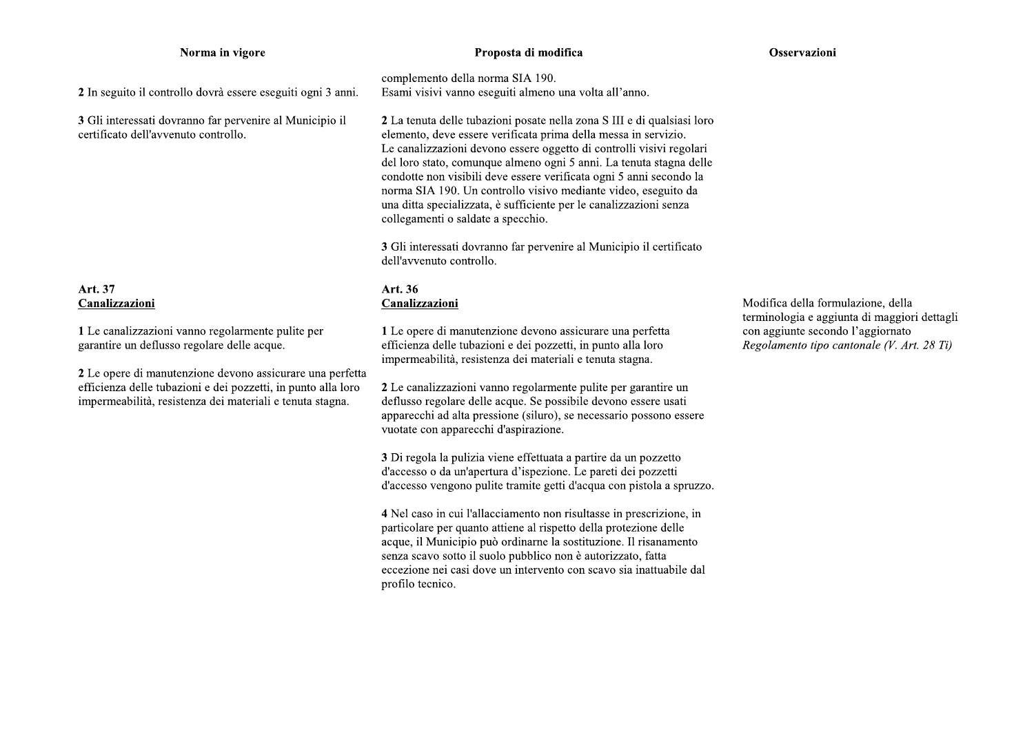| Norma in vigore | Proposta di modifica | Osservazioni |
|---|---|---|
| **2** In seguito il controllo dovrà essere eseguiti ogni 3 anni. | complemento della norma SIA 190.<br>Esami visivi vanno eseguiti almeno una volta all'anno. | |
| **3** Gli interessati dovranno far pervenire al Municipio il certificato dell'avvenuto controllo. | **2** La tenuta delle tubazioni posate nella zona S III e di qualsiasi loro elemento, deve essere verificata prima della messa in servizio.<br>Le canalizzazioni devono essere oggetto di controlli visivi regolari del loro stato, comunque almeno ogni 5 anni. La tenuta stagna delle condotte non visibili deve essere verificata ogni 5 anni secondo la norma SIA 190. Un controllo visivo mediante video, eseguito da una ditta specializzata, è sufficiente per le canalizzazioni senza collegamenti o saldate a specchio.<br><br>**3** Gli interessati dovranno far pervenire al Municipio il certificato dell'avvenuto controllo. | |
| **Art. 37**<br>**<u>Canalizzazioni</u>**<br><br>**1** Le canalizzazioni vanno regolarmente pulite per garantire un deflusso regolare delle acque.<br><br>**2** Le opere di manutenzione devono assicurare una perfetta efficienza delle tubazioni e dei pozzetti, in punto alla loro impermeabilità, resistenza dei materiali e tenuta stagna. | **Art. 36**<br>**<u>Canalizzazioni</u>**<br><br>**1** Le opere di manutenzione devono assicurare una perfetta efficienza delle tubazioni e dei pozzetti, in punto alla loro impermeabilità, resistenza dei materiali e tenuta stagna.<br><br>**2** Le canalizzazioni vanno regolarmente pulite per garantire un deflusso regolare delle acque. Se possibile devono essere usati apparecchi ad alta pressione (siluro), se necessario possono essere vuotate con apparecchi d'aspirazione.<br><br>**3** Di regola la pulizia viene effettuata a partire da un pozzetto d'accesso o da un'apertura d'ispezione. Le pareti dei pozzetti d'accesso vengono pulite tramite getti d'acqua con pistola a spruzzo.<br><br>**4** Nel caso in cui l'allacciamento non risultasse in prescrizione, in particolare per quanto attiene al rispetto della protezione delle acque, il Municipio può ordinarne la sostituzione. Il risanamento senza scavo sotto il suolo pubblico non è autorizzato, fatta eccezione nei casi dove un intervento con scavo sia inattuabile dal profilo tecnico. | Modifica della formulazione, della terminologia e aggiunta di maggiori dettagli con aggiunte secondo l'aggiornato *Regolamento tipo cantonale (V. Art. 28 Ti)* |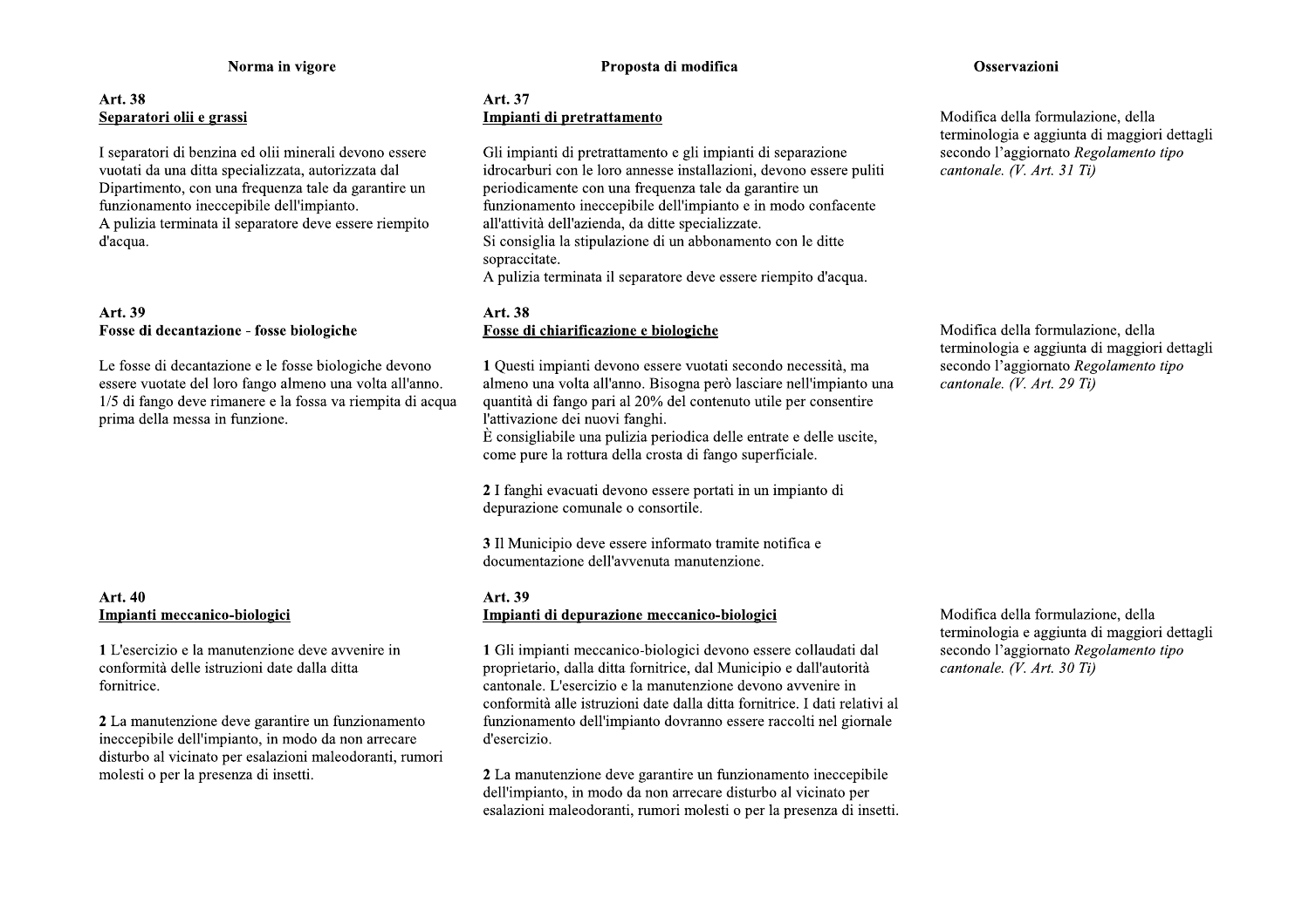| Norma in vigore | Proposta di modifica | Osservazioni |
|---|---|---|
| **Art. 38**<br>**Separatori olii e grassi**<br><br>I separatori di benzina ed olii minerali devono essere vuotati da una ditta specializzata, autorizzata dal Dipartimento, con una frequenza tale da garantire un funzionamento ineccepibile dell'impianto.<br>A pulizia terminata il separatore deve essere riempito d'acqua. | **Art. 37**<br>**Impianti di pretrattamento**<br><br>Gli impianti di pretrattamento e gli impianti di separazione idrocarburi con le loro annesse installazioni, devono essere puliti periodicamente con una frequenza tale da garantire un funzionamento ineccepibile dell'impianto e in modo confacente all'attività dell'azienda, da ditte specializzate.<br>Si consiglia la stipulazione di un abbonamento con le ditte sopraccitate.<br>A pulizia terminata il separatore deve essere riempito d'acqua. | Modifica della formulazione, della terminologia e aggiunta di maggiori dettagli secondo l'aggiornato *Regolamento tipo cantonale. (V. Art. 31 Ti)* |
| **Art. 39**<br>**Fosse di decantazione - fosse biologiche**<br><br>Le fosse di decantazione e le fosse biologiche devono essere vuotate del loro fango almeno una volta all'anno. 1/5 di fango deve rimanere e la fossa va riempita di acqua prima della messa in funzione. | **Art. 38**<br>**Fosse di chiarificazione e biologiche**<br><br>**1** Questi impianti devono essere vuotati secondo necessità, ma almeno una volta all'anno. Bisogna però lasciare nell'impianto una quantità di fango pari al 20% del contenuto utile per consentire l'attivazione dei nuovi fanghi.<br>È consigliabile una pulizia periodica delle entrate e delle uscite, come pure la rottura della crosta di fango superficiale.<br><br>**2** I fanghi evacuati devono essere portati in un impianto di depurazione comunale o consortile.<br><br>**3** Il Municipio deve essere informato tramite notifica e documentazione dell'avvenuta manutenzione. | Modifica della formulazione, della terminologia e aggiunta di maggiori dettagli secondo l'aggiornato *Regolamento tipo cantonale. (V. Art. 29 Ti)* |
| **Art. 40**<br>**Impianti meccanico-biologici**<br><br>**1** L'esercizio e la manutenzione deve avvenire in conformità delle istruzioni date dalla ditta fornitrice.<br><br>**2** La manutenzione deve garantire un funzionamento ineccepibile dell'impianto, in modo da non arrecare disturbo al vicinato per esalazioni maleodoranti, rumori molesti o per la presenza di insetti. | **Art. 39**<br>**Impianti di depurazione meccanico-biologici**<br><br>**1** Gli impianti meccanico-biologici devono essere collaudati dal proprietario, dalla ditta fornitrice, dal Municipio e dall'autorità cantonale. L'esercizio e la manutenzione devono avvenire in conformità alle istruzioni date dalla ditta fornitrice. I dati relativi al funzionamento dell'impianto dovranno essere raccolti nel giornale d'esercizio.<br><br>**2** La manutenzione deve garantire un funzionamento ineccepibile dell'impianto, in modo da non arrecare disturbo al vicinato per esalazioni maleodoranti, rumori molesti o per la presenza di insetti. | Modifica della formulazione, della terminologia e aggiunta di maggiori dettagli secondo l'aggiornato *Regolamento tipo cantonale. (V. Art. 30 Ti)* |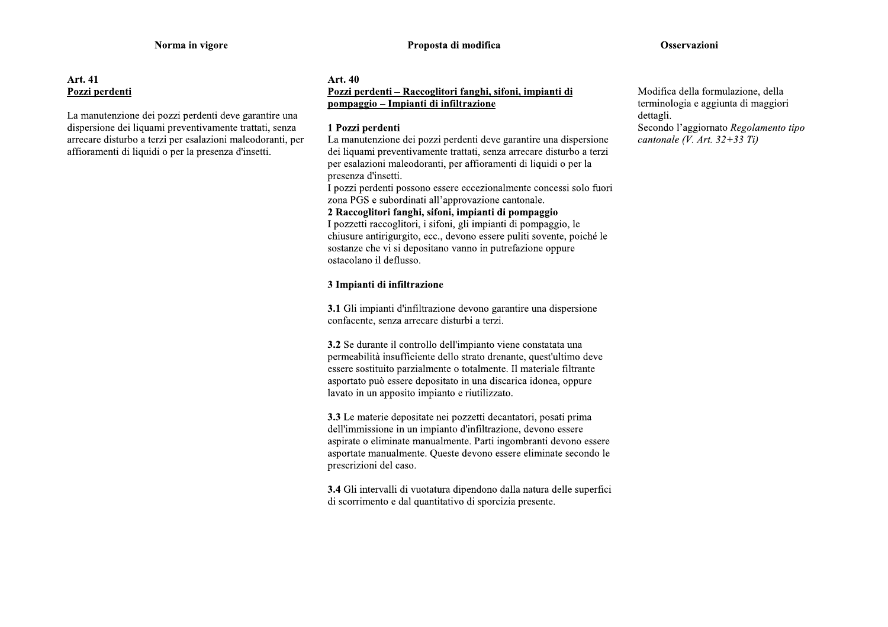| Norma in vigore | Proposta di modifica | Osservazioni |
| --- | --- | --- |
| **Art. 41**<br>**<u>Pozzi perdenti</u>**<br><br>La manutenzione dei pozzi perdenti deve garantire una dispersione dei liquami preventivamente trattati, senza arrecare disturbo a terzi per esalazioni maleodoranti, per affioramenti di liquidi o per la presenza d'insetti. | **Art. 40**<br>**<u>Pozzi perdenti – Raccoglitori fanghi, sifoni, impianti di pompaggio – Impianti di infiltrazione</u>**<br><br>**1 Pozzi perdenti**<br>La manutenzione dei pozzi perdenti deve garantire una dispersione dei liquami preventivamente trattati, senza arrecare disturbo a terzi per esalazioni maleodoranti, per affioramenti di liquidi o per la presenza d'insetti.<br>I pozzi perdenti possono essere eccezionalmente concessi solo fuori zona PGS e subordinati all'approvazione cantonale.<br>**2 Raccoglitori fanghi, sifoni, impianti di pompaggio**<br>I pozzetti raccoglitori, i sifoni, gli impianti di pompaggio, le chiusure antirigurgito, ecc., devono essere puliti sovente, poiché le sostanze che vi si depositano vanno in putrefazione oppure ostacolano il deflusso.<br><br>**3 Impianti di infiltrazione**<br><br>**3.1** Gli impianti d'infiltrazione devono garantire una dispersione confacente, senza arrecare disturbi a terzi.<br><br>**3.2** Se durante il controllo dell'impianto viene constatata una permeabilità insufficiente dello strato drenante, quest'ultimo deve essere sostituito parzialmente o totalmente. Il materiale filtrante asportato può essere depositato in una discarica idonea, oppure lavato in un apposito impianto e riutilizzato.<br><br>**3.3** Le materie depositate nei pozzetti decantatori, posati prima dell'immissione in un impianto d'infiltrazione, devono essere aspirate o eliminate manualmente. Parti ingombranti devono essere asportate manualmente. Queste devono essere eliminate secondo le prescrizioni del caso.<br><br>**3.4** Gli intervalli di vuotatura dipendono dalla natura delle superfici di scorrimento e dal quantitativo di sporcizia presente. | Modifica della formulazione, della terminologia e aggiunta di maggiori dettagli.<br>Secondo l'aggiornato *Regolamento tipo cantonale (V. Art. 32+33 Ti)* |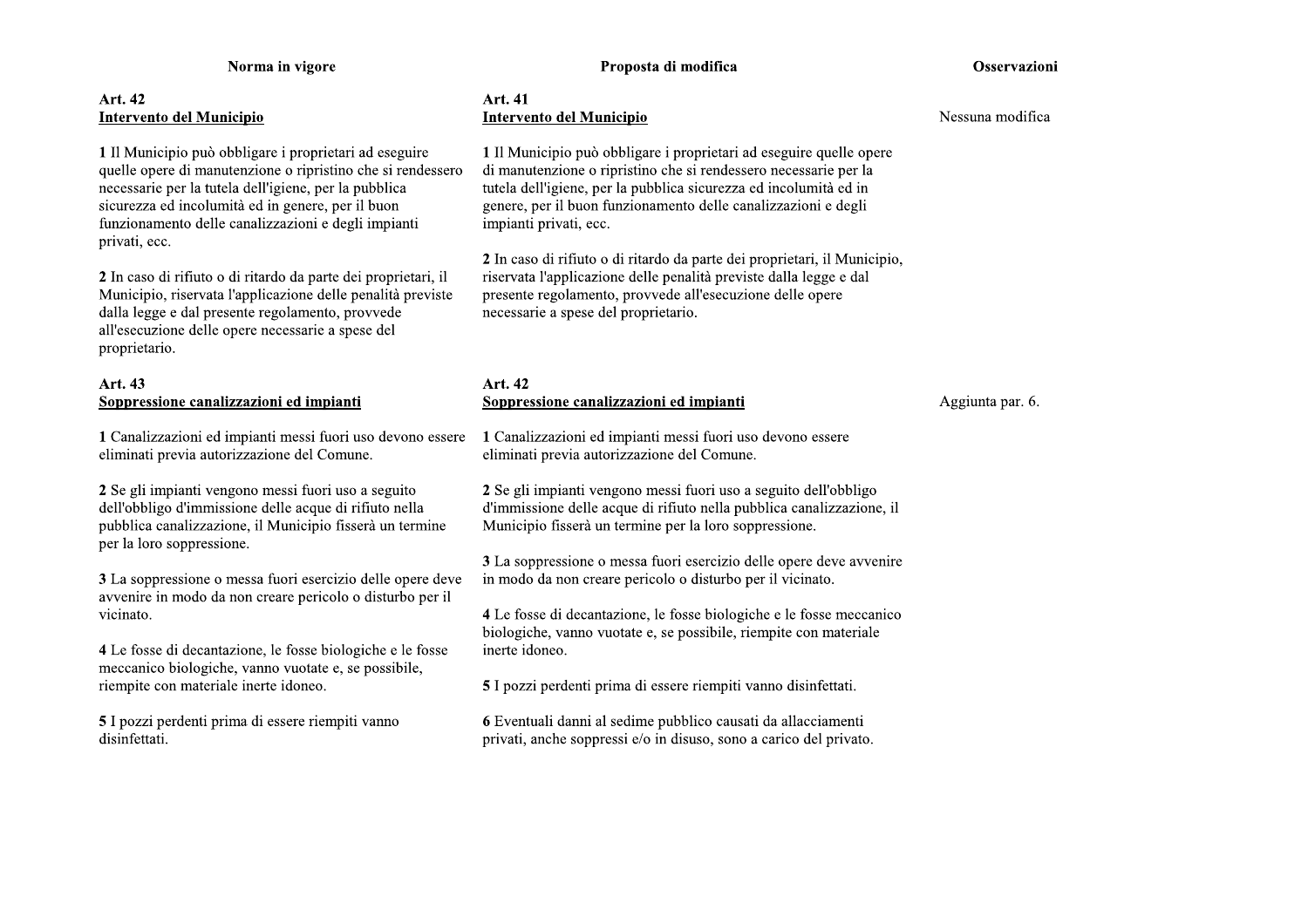| Norma in vigore | Proposta di modifica | Osservazioni |
|---|---|---|
| **Art. 42**<br>**Intervento del Municipio**<br><br>**1** Il Municipio può obbligare i proprietari ad eseguire quelle opere di manutenzione o ripristino che si rendessero necessarie per la tutela dell'igiene, per la pubblica sicurezza ed incolumità ed in genere, per il buon funzionamento delle canalizzazioni e degli impianti privati, ecc.<br><br>**2** In caso di rifiuto o di ritardo da parte dei proprietari, il Municipio, riservata l'applicazione delle penalità previste dalla legge e dal presente regolamento, provvede all'esecuzione delle opere necessarie a spese del proprietario. | **Art. 41**<br>**Intervento del Municipio**<br><br>**1** Il Municipio può obbligare i proprietari ad eseguire quelle opere di manutenzione o ripristino che si rendessero necessarie per la tutela dell'igiene, per la pubblica sicurezza ed incolumità ed in genere, per il buon funzionamento delle canalizzazioni e degli impianti privati, ecc.<br><br>**2** In caso di rifiuto o di ritardo da parte dei proprietari, il Municipio, riservata l'applicazione delle penalità previste dalla legge e dal presente regolamento, provvede all'esecuzione delle opere necessarie a spese del proprietario. | Nessuna modifica |
| **Art. 43**<br>**Soppressione canalizzazioni ed impianti**<br><br>**1** Canalizzazioni ed impianti messi fuori uso devono essere eliminati previa autorizzazione del Comune.<br><br>**2** Se gli impianti vengono messi fuori uso a seguito dell'obbligo d'immissione delle acque di rifiuto nella pubblica canalizzazione, il Municipio fisserà un termine per la loro soppressione.<br><br>**3** La soppressione o messa fuori esercizio delle opere deve avvenire in modo da non creare pericolo o disturbo per il vicinato.<br><br>**4** Le fosse di decantazione, le fosse biologiche e le fosse meccanico biologiche, vanno vuotate e, se possibile, riempite con materiale inerte idoneo.<br><br>**5** I pozzi perdenti prima di essere riempiti vanno disinfettati. | **Art. 42**<br>**Soppressione canalizzazioni ed impianti**<br><br>**1** Canalizzazioni ed impianti messi fuori uso devono essere eliminati previa autorizzazione del Comune.<br><br>**2** Se gli impianti vengono messi fuori uso a seguito dell'obbligo d'immissione delle acque di rifiuto nella pubblica canalizzazione, il Municipio fisserà un termine per la loro soppressione.<br><br>**3** La soppressione o messa fuori esercizio delle opere deve avvenire in modo da non creare pericolo o disturbo per il vicinato.<br><br>**4** Le fosse di decantazione, le fosse biologiche e le fosse meccanico biologiche, vanno vuotate e, se possibile, riempite con materiale inerte idoneo.<br><br>**5** I pozzi perdenti prima di essere riempiti vanno disinfettati.<br><br>**6** Eventuali danni al sedime pubblico causati da allacciamenti privati, anche soppressi e/o in disuso, sono a carico del privato. | Aggiunta par. 6. |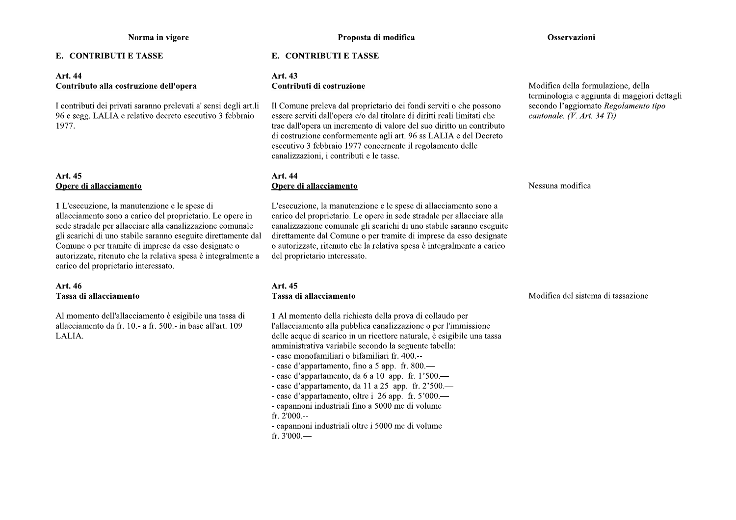| Norma in vigore | Proposta di modifica | Osservazioni |
|---|---|---|
| **E. CONTRIBUTI E TASSE** | **E. CONTRIBUTI E TASSE** | |
| **Art. 44**<br>**Contributo alla costruzione dell'opera**<br><br>I contributi dei privati saranno prelevati a' sensi degli art.li 96 e segg. LALIA e relativo decreto esecutivo 3 febbraio 1977. | **Art. 43**<br>**Contributi di costruzione**<br><br>Il Comune preleva dal proprietario dei fondi serviti o che possono essere serviti dall'opera e/o dal titolare di diritti reali limitati che trae dall'opera un incremento di valore del suo diritto un contributo di costruzione conformemente agli art. 96 ss LALIA e del Decreto esecutivo 3 febbraio 1977 concernente il regolamento delle canalizzazioni, i contributi e le tasse. | Modifica della formulazione, della terminologia e aggiunta di maggiori dettagli secondo l'aggiornato *Regolamento tipo cantonale. (V. Art. 34 Ti)* |
| **Art. 45**<br>**Opere di allacciamento**<br><br>**1** L'esecuzione, la manutenzione e le spese di allacciamento sono a carico del proprietario. Le opere in sede stradale per allacciare alla canalizzazione comunale gli scarichi di uno stabile saranno eseguite direttamente dal Comune o per tramite di imprese da esso designate o autorizzate, ritenuto che la relativa spesa è integralmente a carico del proprietario interessato. | **Art. 44**<br>**Opere di allacciamento**<br><br>L'esecuzione, la manutenzione e le spese di allacciamento sono a carico del proprietario. Le opere in sede stradale per allacciare alla canalizzazione comunale gli scarichi di uno stabile saranno eseguite direttamente dal Comune o per tramite di imprese da esso designate o autorizzate, ritenuto che la relativa spesa è integralmente a carico del proprietario interessato. | Nessuna modifica |
| **Art. 46**<br>**Tassa di allacciamento**<br><br>Al momento dell'allacciamento è esigibile una tassa di allacciamento da fr. 10.- a fr. 500.- in base all'art. 109 LALIA. | **Art. 45**<br>**Tassa di allacciamento**<br><br>**1** Al momento della richiesta della prova di collaudo per l'allacciamento alla pubblica canalizzazione o per l'immissione delle acque di scarico in un ricettore naturale, è esigibile una tassa amministrativa variabile secondo la seguente tabella:<br>- case monofamiliari o bifamiliari fr. 400.--<br>- case d'appartamento, fino a 5 app. fr. 800.—<br>- case d'appartamento, da 6 a 10 app. fr. 1'500.—<br>- case d'appartamento, da 11 a 25 app. fr. 2'500.—<br>- case d'appartamento, oltre i 26 app. fr. 5'000.—<br>- capannoni industriali fino a 5000 mc di volume fr. 2'000.--<br>- capannoni industriali oltre i 5000 mc di volume fr. 3'000.— | Modifica del sistema di tassazione |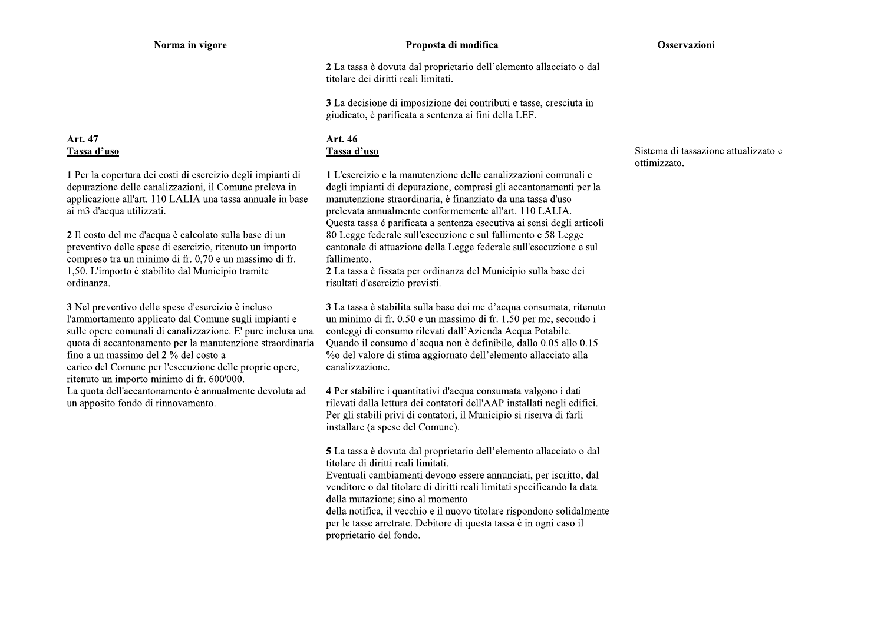| Norma in vigore | Proposta di modifica | Osservazioni |
|---|---|---|
| | **2** La tassa è dovuta dal proprietario dell'elemento allacciato o dal titolare dei diritti reali limitati.<br><br>**3** La decisione di imposizione dei contributi e tasse, cresciuta in giudicato, è parificata a sentenza ai fini della LEF. | |
| **Art. 47**<br>**<u>Tassa d'uso</u>**<br><br>**1** Per la copertura dei costi di esercizio degli impianti di depurazione delle canalizzazioni, il Comune preleva in applicazione all'art. 110 LALIA una tassa annuale in base ai m3 d'acqua utilizzati.<br><br>**2** Il costo del mc d'acqua è calcolato sulla base di un preventivo delle spese di esercizio, ritenuto un importo compreso tra un minimo di fr. 0,70 e un massimo di fr. 1,50. L'importo è stabilito dal Municipio tramite ordinanza.<br><br>**3** Nel preventivo delle spese d'esercizio è incluso l'ammortamento applicato dal Comune sugli impianti e sulle opere comunali di canalizzazione. E' pure inclusa una quota di accantonamento per la manutenzione straordinaria fino a un massimo del 2 % del costo a carico del Comune per l'esecuzione delle proprie opere, ritenuto un importo minimo di fr. 600'000.--<br>La quota dell'accantonamento è annualmente devoluta ad un apposito fondo di rinnovamento. | **Art. 46**<br>**<u>Tassa d'uso</u>**<br><br>**1** L'esercizio e la manutenzione delle canalizzazioni comunali e degli impianti di depurazione, compresi gli accantonamenti per la manutenzione straordinaria, è finanziato da una tassa d'uso prelevata annualmente conformemente all'art. 110 LALIA.<br>Questa tassa é parificata a sentenza esecutiva ai sensi degli articoli 80 Legge federale sull'esecuzione e sul fallimento e 58 Legge cantonale di attuazione della Legge federale sull'esecuzione e sul fallimento.<br>**2** La tassa è fissata per ordinanza del Municipio sulla base dei risultati d'esercizio previsti.<br><br>**3** La tassa è stabilita sulla base dei mc d'acqua consumata, ritenuto un minimo di fr. 0.50 e un massimo di fr. 1.50 per mc, secondo i conteggi di consumo rilevati dall'Azienda Acqua Potabile.<br>Quando il consumo d'acqua non è definibile, dallo 0.05 allo 0.15 ‰ del valore di stima aggiornato dell'elemento allacciato alla canalizzazione.<br><br>**4** Per stabilire i quantitativi d'acqua consumata valgono i dati rilevati dalla lettura dei contatori dell'AAP installati negli edifici. Per gli stabili privi di contatori, il Municipio si riserva di farli installare (a spese del Comune).<br><br>**5** La tassa è dovuta dal proprietario dell'elemento allacciato o dal titolare di diritti reali limitati.<br>Eventuali cambiamenti devono essere annunciati, per iscritto, dal venditore o dal titolare di diritti reali limitati specificando la data della mutazione; sino al momento della notifica, il vecchio e il nuovo titolare rispondono solidalmente per le tasse arretrate. Debitore di questa tassa è in ogni caso il proprietario del fondo. | Sistema di tassazione attualizzato e ottimizzato. |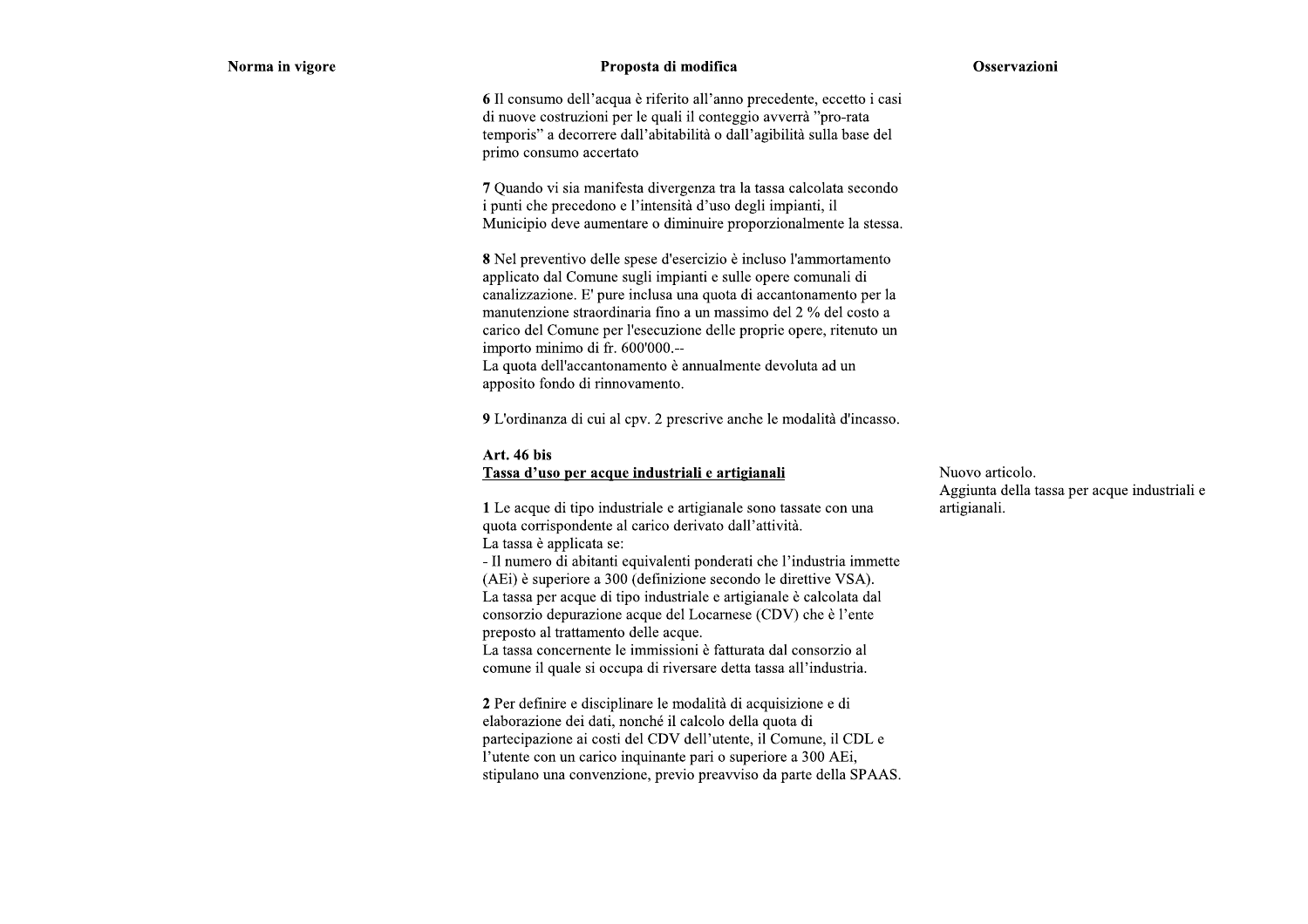| Norma in vigore | Proposta di modifica | Osservazioni |
|---|---|---|
| | **6** Il consumo dell'acqua è riferito all'anno precedente, eccetto i casi di nuove costruzioni per le quali il conteggio avverrà "pro-rata temporis" a decorrere dall'abitabilità o dall'agibilità sulla base del primo consumo accertato | |
| | **7** Quando vi sia manifesta divergenza tra la tassa calcolata secondo i punti che precedono e l'intensità d'uso degli impianti, il Municipio deve aumentare o diminuire proporzionalmente la stessa. | |
| | **8** Nel preventivo delle spese d'esercizio è incluso l'ammortamento applicato dal Comune sugli impianti e sulle opere comunali di canalizzazione. E' pure inclusa una quota di accantonamento per la manutenzione straordinaria fino a un massimo del 2 % del costo a carico del Comune per l'esecuzione delle proprie opere, ritenuto un importo minimo di fr. 600'000.--<br>La quota dell'accantonamento è annualmente devoluta ad un apposito fondo di rinnovamento. | |
| | **9** L'ordinanza di cui al cpv. 2 prescrive anche le modalità d'incasso. | |
| | **Art. 46 bis**<br>**<u>Tassa d'uso per acque industriali e artigianali</u>** | Nuovo articolo.<br>Aggiunta della tassa per acque industriali e artigianali. |
| | **1** Le acque di tipo industriale e artigianale sono tassate con una quota corrispondente al carico derivato dall'attività.<br>La tassa è applicata se:<br>- Il numero di abitanti equivalenti ponderati che l'industria immette (AEi) è superiore a 300 (definizione secondo le direttive VSA).<br>La tassa per acque di tipo industriale e artigianale è calcolata dal consorzio depurazione acque del Locarnese (CDV) che è l'ente preposto al trattamento delle acque.<br>La tassa concernente le immissioni è fatturata dal consorzio al comune il quale si occupa di riversare detta tassa all'industria. | |
| | **2** Per definire e disciplinare le modalità di acquisizione e di elaborazione dei dati, nonché il calcolo della quota di partecipazione ai costi del CDV dell'utente, il Comune, il CDL e l'utente con un carico inquinante pari o superiore a 300 AEi, stipulano una convenzione, previo preavviso da parte della SPAAS. | |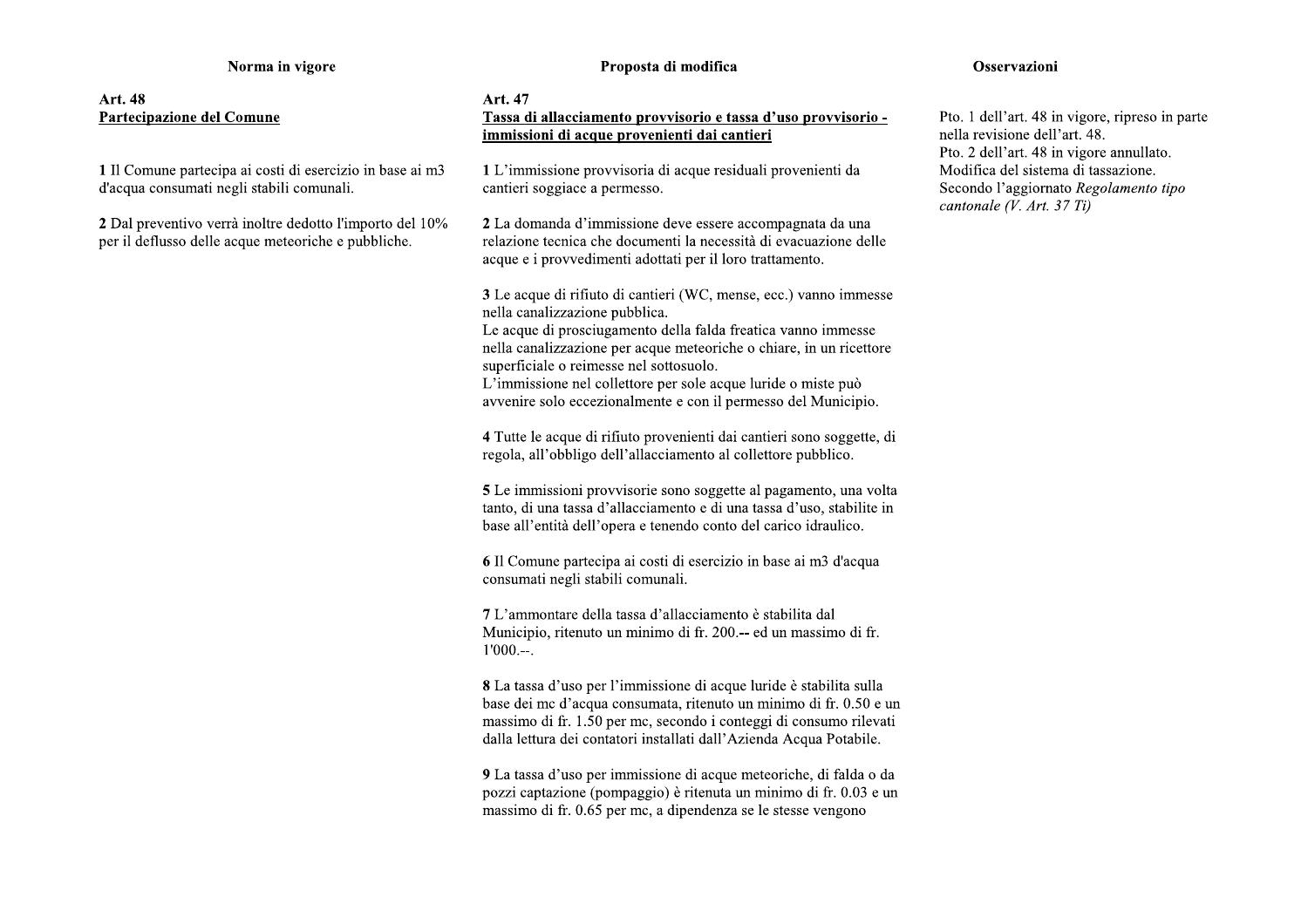| Norma in vigore | Proposta di modifica | Osservazioni |
|---|---|---|
| **Art. 48**<br>**Partecipazione del Comune**<br><br>**1** Il Comune partecipa ai costi di esercizio in base ai m3 d'acqua consumati negli stabili comunali.<br><br>**2** Dal preventivo verrà inoltre dedotto l'importo del 10% per il deflusso delle acque meteoriche e pubbliche. | **Art. 47**<br>**Tassa di allacciamento provvisorio e tassa d'uso provvisorio - immissioni di acque provenienti dai cantieri**<br><br>**1** L'immissione provvisoria di acque residuali provenienti da cantieri soggiace a permesso.<br><br>**2** La domanda d'immissione deve essere accompagnata da una relazione tecnica che documenti la necessità di evacuazione delle acque e i provvedimenti adottati per il loro trattamento.<br><br>**3** Le acque di rifiuto di cantieri (WC, mense, ecc.) vanno immesse nella canalizzazione pubblica.<br>Le acque di prosciugamento della falda freatica vanno immesse nella canalizzazione per acque meteoriche o chiare, in un ricettore superficiale o reimesse nel sottosuolo.<br>L'immissione nel collettore per sole acque luride o miste può avvenire solo eccezionalmente e con il permesso del Municipio.<br><br>**4** Tutte le acque di rifiuto provenienti dai cantieri sono soggette, di regola, all'obbligo dell'allacciamento al collettore pubblico.<br><br>**5** Le immissioni provvisorie sono soggette al pagamento, una volta tanto, di una tassa d'allacciamento e di una tassa d'uso, stabilite in base all'entità dell'opera e tenendo conto del carico idraulico.<br><br>**6** Il Comune partecipa ai costi di esercizio in base ai m3 d'acqua consumati negli stabili comunali.<br><br>**7** L'ammontare della tassa d'allacciamento è stabilita dal Municipio, ritenuto un minimo di fr. 200.-- ed un massimo di fr. 1'000.--.<br><br>**8** La tassa d'uso per l'immissione di acque luride è stabilita sulla base dei mc d'acqua consumata, ritenuto un minimo di fr. 0.50 e un massimo di fr. 1.50 per mc, secondo i conteggi di consumo rilevati dalla lettura dei contatori installati dall'Azienda Acqua Potabile.<br><br>**9** La tassa d'uso per immissione di acque meteoriche, di falda o da pozzi captazione (pompaggio) è ritenuta un minimo di fr. 0.03 e un massimo di fr. 0.65 per mc, a dipendenza se le stesse vengono | Pto. 1 dell'art. 48 in vigore, ripreso in parte nella revisione dell'art. 48.<br>Pto. 2 dell'art. 48 in vigore annullato.<br>Modifica del sistema di tassazione.<br>Secondo l'aggiornato *Regolamento tipo cantonale (V. Art. 37 Ti)* |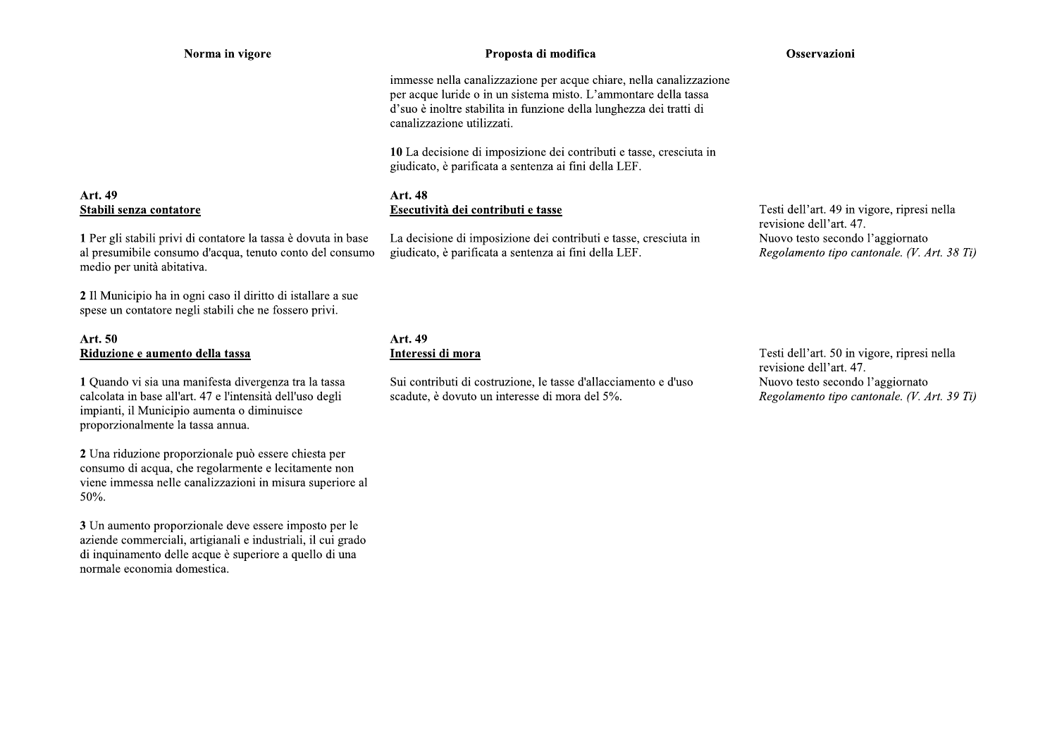| Norma in vigore | Proposta di modifica | Osservazioni |
|---|---|---|
| | immesse nella canalizzazione per acque chiare, nella canalizzazione per acque luride o in un sistema misto. L'ammontare della tassa d'suo è inoltre stabilita in funzione della lunghezza dei tratti di canalizzazione utilizzati.<br><br>**10** La decisione di imposizione dei contributi e tasse, cresciuta in giudicato, è parificata a sentenza ai fini della LEF. | |
| **Art. 49**<br>**<u>Stabili senza contatore</u>**<br><br>**1** Per gli stabili privi di contatore la tassa è dovuta in base al presumibile consumo d'acqua, tenuto conto del consumo medio per unità abitativa.<br><br>**2** Il Municipio ha in ogni caso il diritto di istallare a sue spese un contatore negli stabili che ne fossero privi. | **Art. 48**<br>**<u>Esecutività dei contributi e tasse</u>**<br><br>La decisione di imposizione dei contributi e tasse, cresciuta in giudicato, è parificata a sentenza ai fini della LEF. | Testi dell'art. 49 in vigore, ripresi nella revisione dell'art. 47.<br>Nuovo testo secondo l'aggiornato *Regolamento tipo cantonale. (V. Art. 38 Ti)* |
| **Art. 50**<br>**<u>Riduzione e aumento della tassa</u>**<br><br>**1** Quando vi sia una manifesta divergenza tra la tassa calcolata in base all'art. 47 e l'intensità dell'uso degli impianti, il Municipio aumenta o diminuisce proporzionalmente la tassa annua.<br><br>**2** Una riduzione proporzionale può essere chiesta per consumo di acqua, che regolarmente e lecitamente non viene immessa nelle canalizzazioni in misura superiore al 50%.<br><br>**3** Un aumento proporzionale deve essere imposto per le aziende commerciali, artigianali e industriali, il cui grado di inquinamento delle acque è superiore a quello di una normale economia domestica. | **Art. 49**<br>**<u>Interessi di mora</u>**<br><br>Sui contributi di costruzione, le tasse d'allacciamento e d'uso scadute, è dovuto un interesse di mora del 5%. | Testi dell'art. 50 in vigore, ripresi nella revisione dell'art. 47.<br>Nuovo testo secondo l'aggiornato *Regolamento tipo cantonale. (V. Art. 39 Ti)* |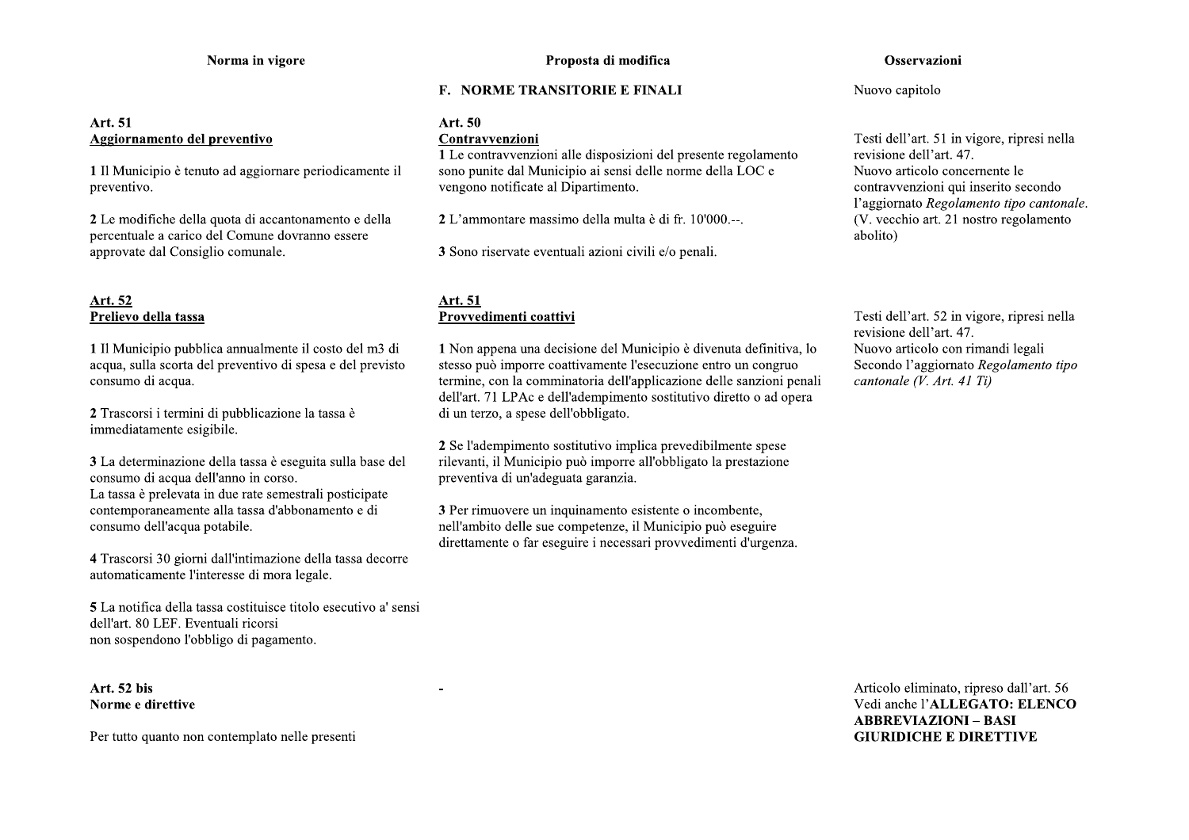| Norma in vigore | Proposta di modifica | Osservazioni |
|---|---|---|
| | **F. NORME TRANSITORIE E FINALI** | Nuovo capitolo |
| **Art. 51**<br>**<u>Aggiornamento del preventivo</u>**<br><br>**1** Il Municipio è tenuto ad aggiornare periodicamente il preventivo.<br><br>**2** Le modifiche della quota di accantonamento e della percentuale a carico del Comune dovranno essere approvate dal Consiglio comunale. | **Art. 50**<br>**<u>Contravvenzioni</u>**<br>**1** Le contravvenzioni alle disposizioni del presente regolamento sono punite dal Municipio ai sensi delle norme della LOC e vengono notificate al Dipartimento.<br><br>**2** L'ammontare massimo della multa è di fr. 10'000.--.<br><br>**3** Sono riservate eventuali azioni civili e/o penali. | Testi dell'art. 51 in vigore, ripresi nella revisione dell'art. 47.<br>Nuovo articolo concernente le contravvenzioni qui inserito secondo l'aggiornato *Regolamento tipo cantonale*.<br>(V. vecchio art. 21 nostro regolamento abolito) |
| **<u>Art. 52</u>**<br>**<u>Prelievo della tassa</u>**<br><br>**1** Il Municipio pubblica annualmente il costo del m3 di acqua, sulla scorta del preventivo di spesa e del previsto consumo di acqua.<br><br>**2** Trascorsi i termini di pubblicazione la tassa è immediatamente esigibile.<br><br>**3** La determinazione della tassa è eseguita sulla base del consumo di acqua dell'anno in corso.<br>La tassa è prelevata in due rate semestrali posticipate contemporaneamente alla tassa d'abbonamento e di consumo dell'acqua potabile.<br><br>**4** Trascorsi 30 giorni dall'intimazione della tassa decorre automaticamente l'interesse di mora legale.<br><br>**5** La notifica della tassa costituisce titolo esecutivo a' sensi dell'art. 80 LEF. Eventuali ricorsi non sospendono l'obbligo di pagamento. | **<u>Art. 51</u>**<br>**<u>Provvedimenti coattivi</u>**<br><br>**1** Non appena una decisione del Municipio è divenuta definitiva, lo stesso può imporre coattivamente l'esecuzione entro un congruo termine, con la comminatoria dell'applicazione delle sanzioni penali dell'art. 71 LPAc e dell'adempimento sostitutivo diretto o ad opera di un terzo, a spese dell'obbligato.<br><br>**2** Se l'adempimento sostitutivo implica prevedibilmente spese rilevanti, il Municipio può imporre all'obbligato la prestazione preventiva di un'adeguata garanzia.<br><br>**3** Per rimuovere un inquinamento esistente o incombente, nell'ambito delle sue competenze, il Municipio può eseguire direttamente o far eseguire i necessari provvedimenti d'urgenza. | Testi dell'art. 52 in vigore, ripresi nella revisione dell'art. 47.<br>Nuovo articolo con rimandi legali<br>Secondo l'aggiornato *Regolamento tipo cantonale (V. Art. 41 Ti)* |
| **Art. 52 bis**<br>**Norme e direttive**<br><br>Per tutto quanto non contemplato nelle presenti | - | Articolo eliminato, ripreso dall'art. 56<br>Vedi anche l'**ALLEGATO: ELENCO ABBREVIAZIONI – BASI GIURIDICHE E DIRETTIVE** |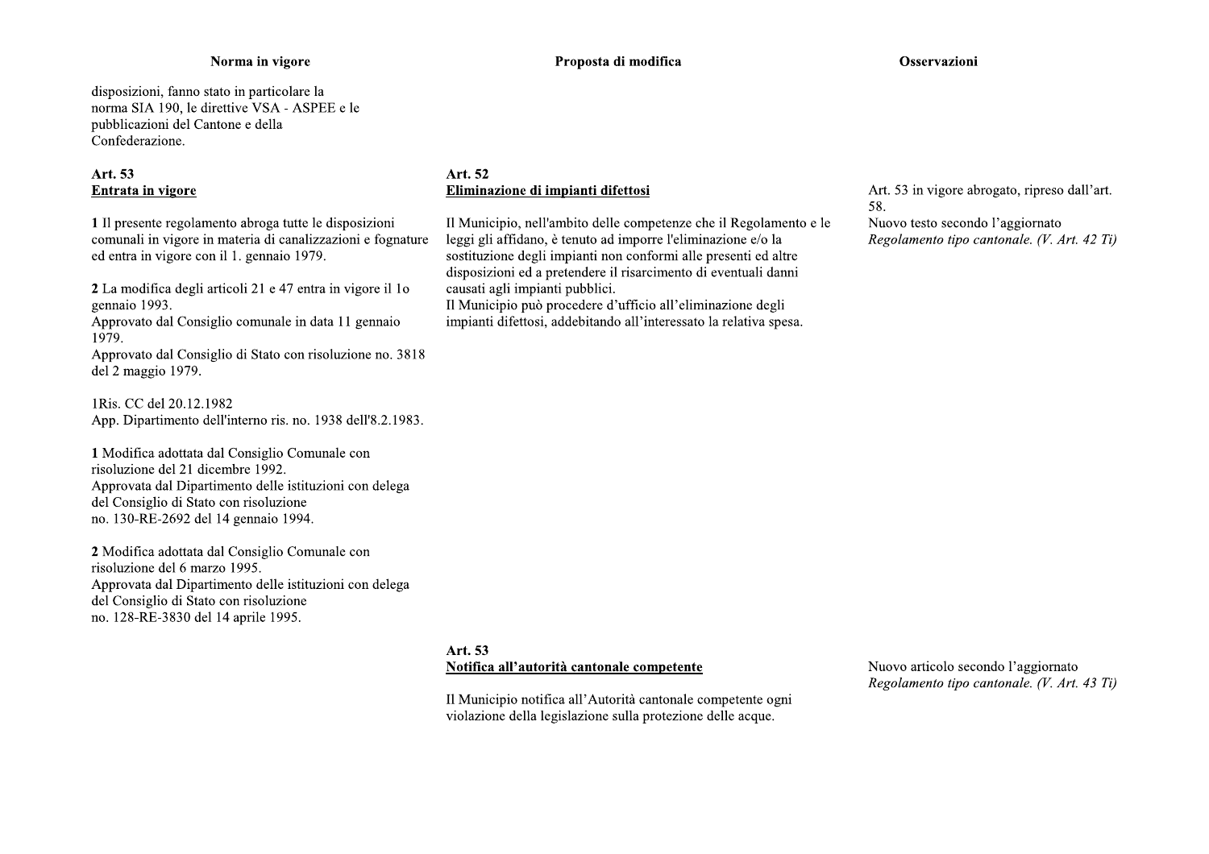| Norma in vigore | Proposta di modifica | Osservazioni |
|---|---|---|
| disposizioni, fanno stato in particolare la norma SIA 190, le direttive VSA - ASPEE e le pubblicazioni del Cantone e della Confederazione. | | |
| **Art. 53**<br>**Entrata in vigore**<br><br>**1** Il presente regolamento abroga tutte le disposizioni comunali in vigore in materia di canalizzazioni e fognature ed entra in vigore con il 1. gennaio 1979.<br><br>**2** La modifica degli articoli 21 e 47 entra in vigore il 1o gennaio 1993.<br>Approvato dal Consiglio comunale in data 11 gennaio 1979.<br>Approvato dal Consiglio di Stato con risoluzione no. 3818 del 2 maggio 1979.<br><br>1Ris. CC del 20.12.1982<br>App. Dipartimento dell'interno ris. no. 1938 dell'8.2.1983.<br><br>**1** Modifica adottata dal Consiglio Comunale con risoluzione del 21 dicembre 1992.<br>Approvata dal Dipartimento delle istituzioni con delega del Consiglio di Stato con risoluzione no. 130-RE-2692 del 14 gennaio 1994.<br><br>**2** Modifica adottata dal Consiglio Comunale con risoluzione del 6 marzo 1995.<br>Approvata dal Dipartimento delle istituzioni con delega del Consiglio di Stato con risoluzione no. 128-RE-3830 del 14 aprile 1995. | **Art. 52**<br>**Eliminazione di impianti difettosi**<br><br>Il Municipio, nell'ambito delle competenze che il Regolamento e le leggi gli affidano, è tenuto ad imporre l'eliminazione e/o la sostituzione degli impianti non conformi alle presenti ed altre disposizioni ed a pretendere il risarcimento di eventuali danni causati agli impianti pubblici.<br>Il Municipio può procedere d'ufficio all'eliminazione degli impianti difettosi, addebitando all'interessato la relativa spesa. | Art. 53 in vigore abrogato, ripreso dall'art. 58.<br>Nuovo testo secondo l'aggiornato *Regolamento tipo cantonale. (V. Art. 42 Ti)* |
| | **Art. 53**<br>**Notifica all'autorità cantonale competente**<br><br>Il Municipio notifica all'Autorità cantonale competente ogni violazione della legislazione sulla protezione delle acque. | Nuovo articolo secondo l'aggiornato *Regolamento tipo cantonale. (V. Art. 43 Ti)* |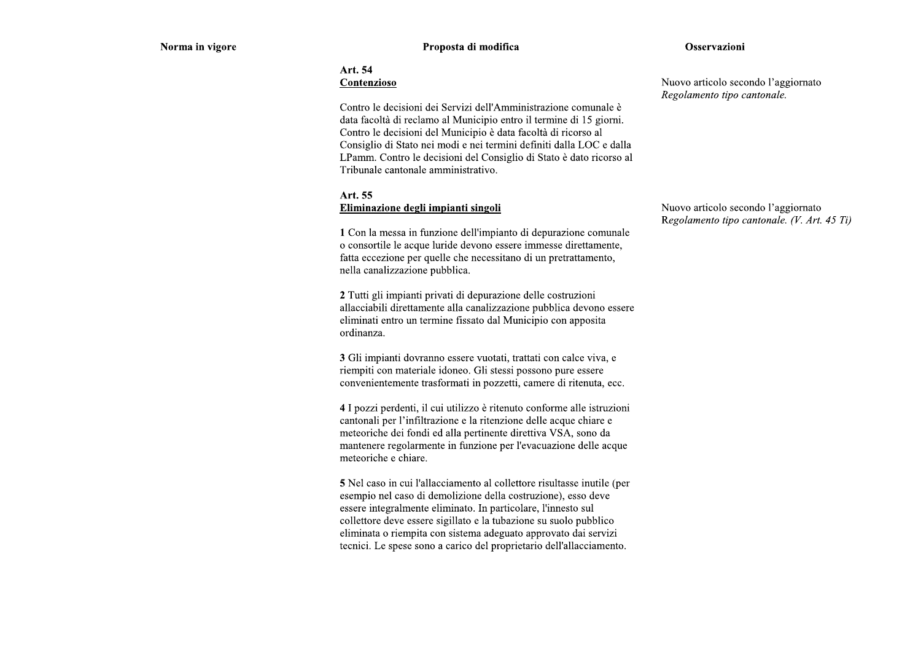| Norma in vigore | Proposta di modifica | Osservazioni |
|---|---|---|
| | **Art. 54**<br>**<u>Contenzioso</u>**<br><br>Contro le decisioni dei Servizi dell'Amministrazione comunale è data facoltà di reclamo al Municipio entro il termine di 15 giorni. Contro le decisioni del Municipio è data facoltà di ricorso al Consiglio di Stato nei modi e nei termini definiti dalla LOC e dalla LPamm. Contro le decisioni del Consiglio di Stato è dato ricorso al Tribunale cantonale amministrativo. | Nuovo articolo secondo l'aggiornato *Regolamento tipo cantonale.* |
| | **Art. 55**<br>**<u>Eliminazione degli impianti singoli</u>**<br><br>**1** Con la messa in funzione dell'impianto di depurazione comunale o consortile le acque luride devono essere immesse direttamente, fatta eccezione per quelle che necessitano di un pretrattamento, nella canalizzazione pubblica.<br><br>**2** Tutti gli impianti privati di depurazione delle costruzioni allacciabili direttamente alla canalizzazione pubblica devono essere eliminati entro un termine fissato dal Municipio con apposita ordinanza.<br><br>**3** Gli impianti dovranno essere vuotati, trattati con calce viva, e riempiti con materiale idoneo. Gli stessi possono pure essere convenientemente trasformati in pozzetti, camere di ritenuta, ecc.<br><br>**4** I pozzi perdenti, il cui utilizzo è ritenuto conforme alle istruzioni cantonali per l'infiltrazione e la ritenzione delle acque chiare e meteoriche dei fondi ed alla pertinente direttiva VSA, sono da mantenere regolarmente in funzione per l'evacuazione delle acque meteoriche e chiare.<br><br>**5** Nel caso in cui l'allacciamento al collettore risultasse inutile (per esempio nel caso di demolizione della costruzione), esso deve essere integralmente eliminato. In particolare, l'innesto sul collettore deve essere sigillato e la tubazione su suolo pubblico eliminata o riempita con sistema adeguato approvato dai servizi tecnici. Le spese sono a carico del proprietario dell'allacciamento. | Nuovo articolo secondo l'aggiornato R*egolamento tipo cantonale. (V. Art. 45 Ti)* |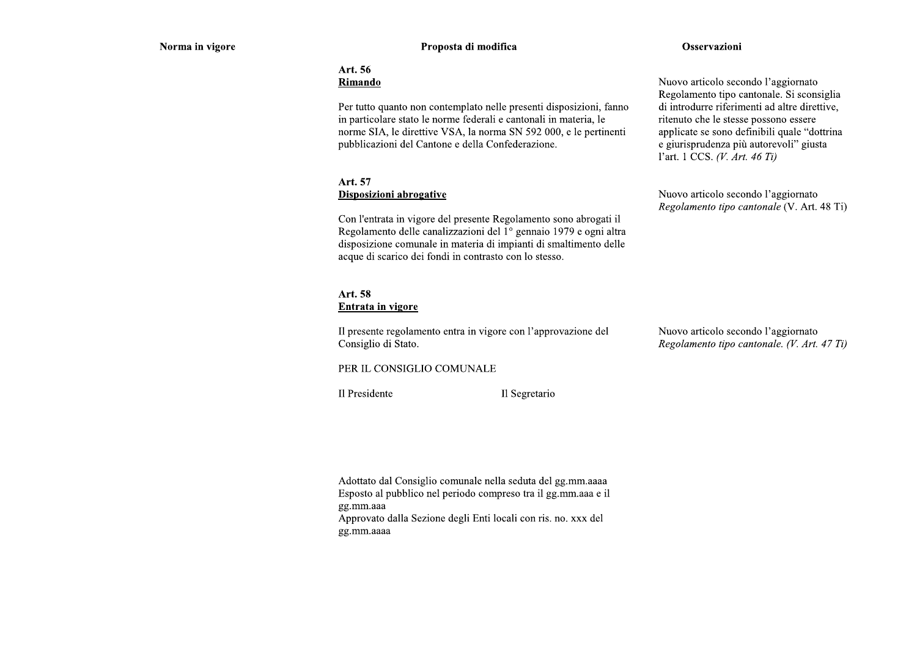| Norma in vigore | Proposta di modifica | Osservazioni |
|---|---|---|
| | **Art. 56**<br>**<u>Rimando</u>**<br><br>Per tutto quanto non contemplato nelle presenti disposizioni, fanno in particolare stato le norme federali e cantonali in materia, le norme SIA, le direttive VSA, la norma SN 592 000, e le pertinenti pubblicazioni del Cantone e della Confederazione. | Nuovo articolo secondo l'aggiornato Regolamento tipo cantonale. Si sconsiglia di introdurre riferimenti ad altre direttive, ritenuto che le stesse possono essere applicate se sono definibili quale "dottrina e giurisprudenza più autorevoli" giusta l'art. 1 CCS. *(V. Art. 46 Ti)* |
| | **Art. 57**<br>**<u>Disposizioni abrogative</u>**<br><br>Con l'entrata in vigore del presente Regolamento sono abrogati il Regolamento delle canalizzazioni del 1° gennaio 1979 e ogni altra disposizione comunale in materia di impianti di smaltimento delle acque di scarico dei fondi in contrasto con lo stesso. | Nuovo articolo secondo l'aggiornato *Regolamento tipo cantonale* (V. Art. 48 Ti) |
| | **Art. 58**<br>**<u>Entrata in vigore</u>**<br><br>Il presente regolamento entra in vigore con l'approvazione del Consiglio di Stato.<br><br>PER IL CONSIGLIO COMUNALE<br><br>Il Presidente Il Segretario<br><br>Adottato dal Consiglio comunale nella seduta del gg.mm.aaaa<br>Esposto al pubblico nel periodo compreso tra il gg.mm.aaa e il gg.mm.aaa<br>Approvato dalla Sezione degli Enti locali con ris. no. xxx del gg.mm.aaaa | Nuovo articolo secondo l'aggiornato *Regolamento tipo cantonale. (V. Art. 47 Ti)* |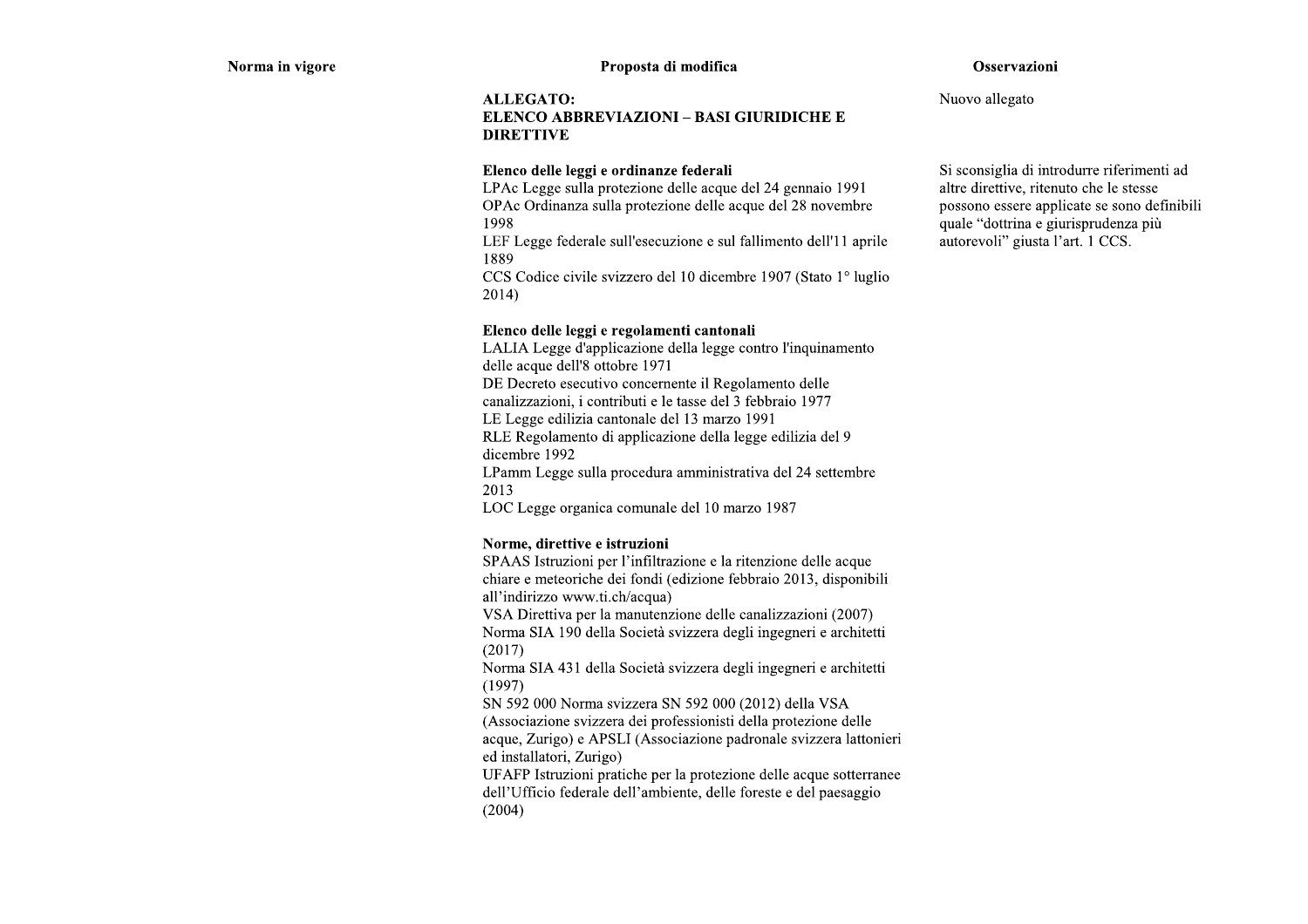| Norma in vigore | Proposta di modifica | Osservazioni |
|---|---|---|
| | **ALLEGATO:**<br>**ELENCO ABBREVIAZIONI – BASI GIURIDICHE E DIRETTIVE** | Nuovo allegato |
| | **Elenco delle leggi e ordinanze federali**<br>LPAc Legge sulla protezione delle acque del 24 gennaio 1991<br>OPAc Ordinanza sulla protezione delle acque del 28 novembre 1998<br>LEF Legge federale sull'esecuzione e sul fallimento dell'11 aprile 1889<br>CCS Codice civile svizzero del 10 dicembre 1907 (Stato 1° luglio 2014) | Si sconsiglia di introdurre riferimenti ad altre direttive, ritenuto che le stesse possono essere applicate se sono definibili quale "dottrina e giurisprudenza più autorevoli" giusta l'art. 1 CCS. |
| | **Elenco delle leggi e regolamenti cantonali**<br>LALIA Legge d'applicazione della legge contro l'inquinamento delle acque dell'8 ottobre 1971<br>DE Decreto esecutivo concernente il Regolamento delle canalizzazioni, i contributi e le tasse del 3 febbraio 1977<br>LE Legge edilizia cantonale del 13 marzo 1991<br>RLE Regolamento di applicazione della legge edilizia del 9 dicembre 1992<br>LPamm Legge sulla procedura amministrativa del 24 settembre 2013<br>LOC Legge organica comunale del 10 marzo 1987 | |
| | **Norme, direttive e istruzioni**<br>SPAAS Istruzioni per l'infiltrazione e la ritenzione delle acque chiare e meteoriche dei fondi (edizione febbraio 2013, disponibili all'indirizzo www.ti.ch/acqua)<br>VSA Direttiva per la manutenzione delle canalizzazioni (2007)<br>Norma SIA 190 della Società svizzera degli ingegneri e architetti (2017)<br>Norma SIA 431 della Società svizzera degli ingegneri e architetti (1997)<br>SN 592 000 Norma svizzera SN 592 000 (2012) della VSA (Associazione svizzera dei professionisti della protezione delle acque, Zurigo) e APSLI (Associazione padronale svizzera lattonieri ed installatori, Zurigo)<br>UFAFP Istruzioni pratiche per la protezione delle acque sotterranee dell'Ufficio federale dell'ambiente, delle foreste e del paesaggio (2004) | |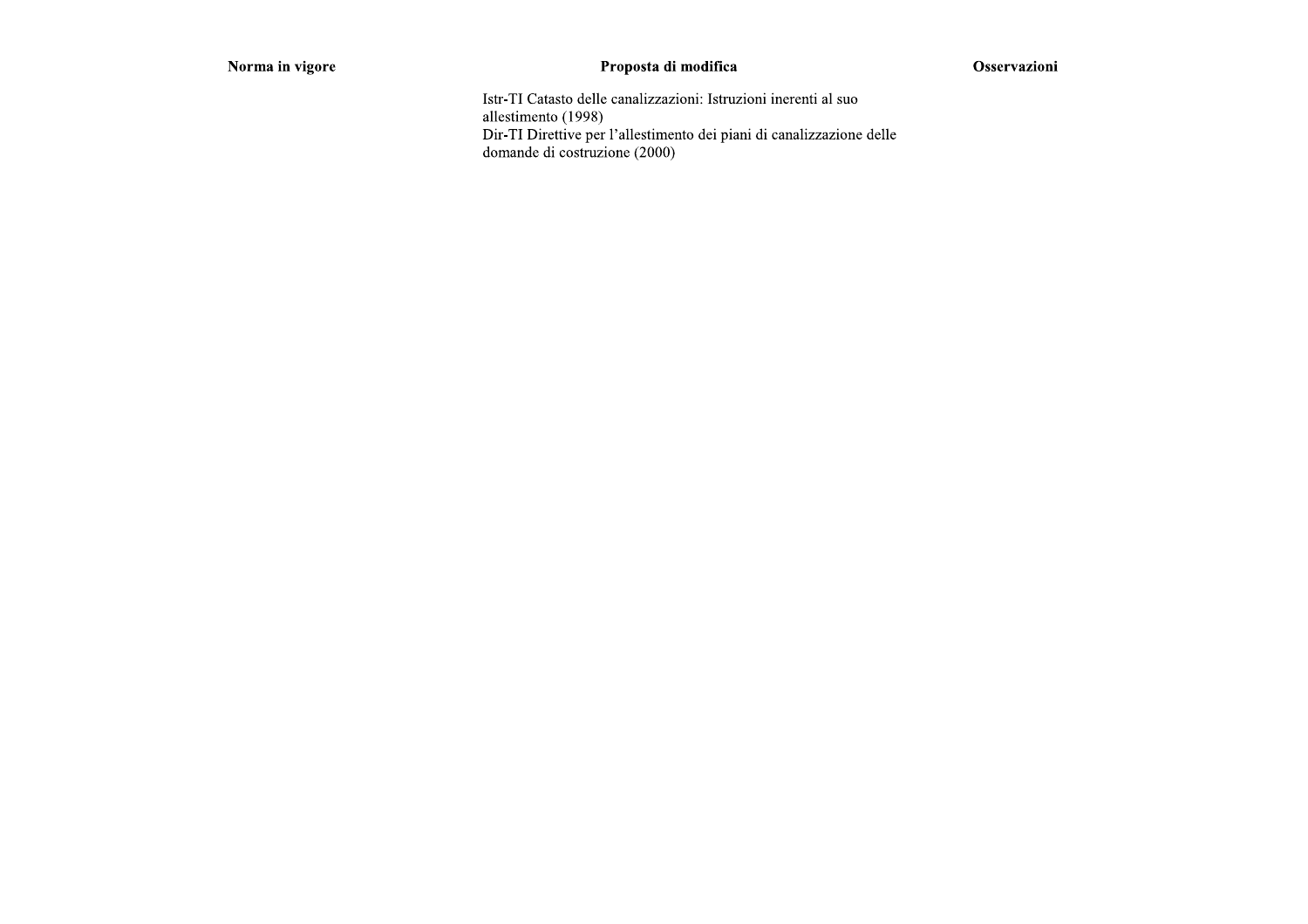| Norma in vigore | Proposta di modifica | Osservazioni |
| --- | --- | --- |
| | Istr-TI Catasto delle canalizzazioni: Istruzioni inerenti al suo allestimento (1998)<br>Dir-TI Direttive per l'allestimento dei piani di canalizzazione delle domande di costruzione (2000) | |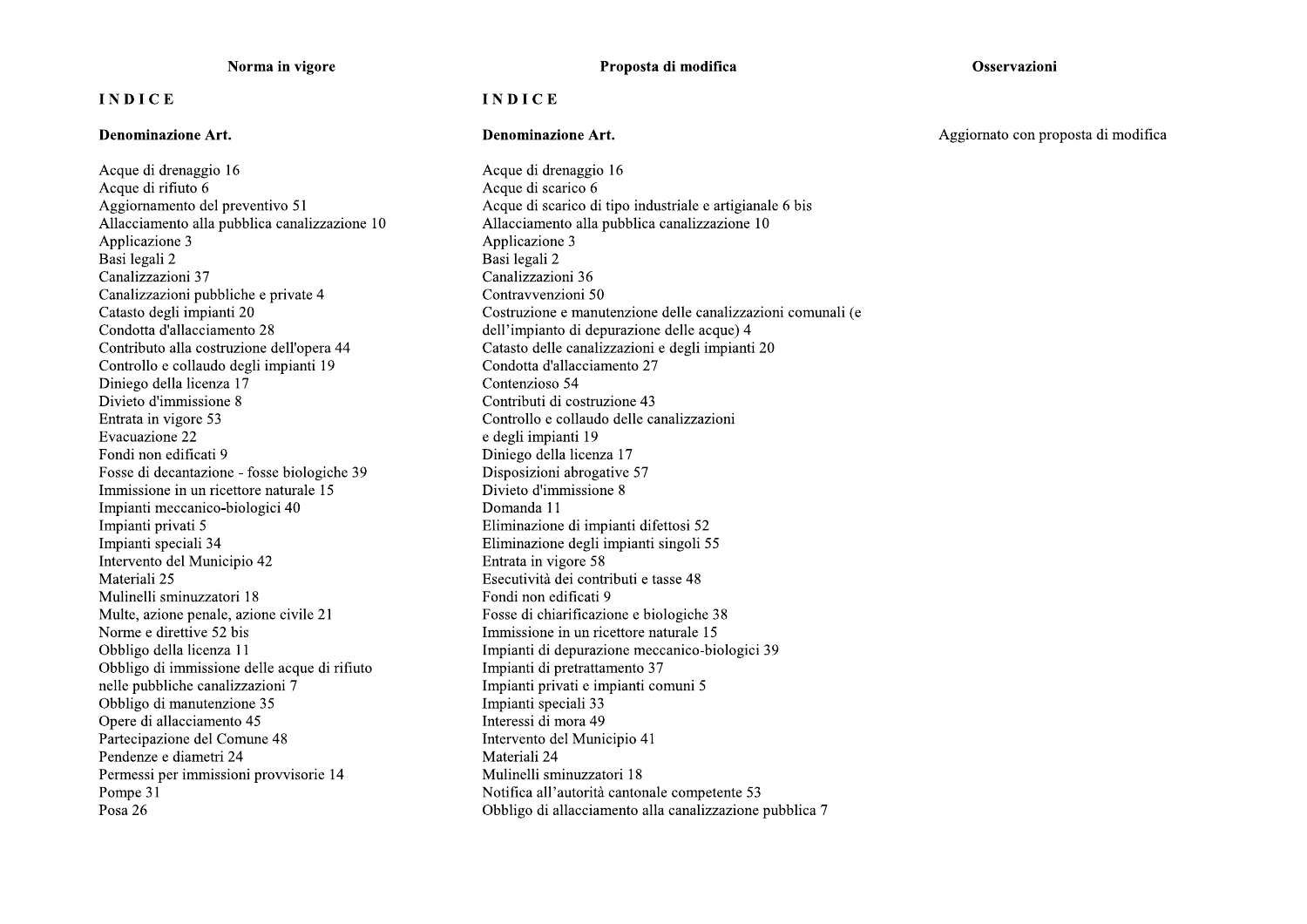| Norma in vigore | Proposta di modifica | Osservazioni |
|---|---|---|
| **INDICE** | **INDICE** | |
| **Denominazione Art.** | **Denominazione Art.** | Aggiornato con proposta di modifica |
| Acque di drenaggio 16<br>Acque di rifiuto 6<br>Aggiornamento del preventivo 51<br>Allacciamento alla pubblica canalizzazione 10<br>Applicazione 3<br>Basi legali 2<br>Canalizzazioni 37<br>Canalizzazioni pubbliche e private 4<br>Catasto degli impianti 20<br>Condotta d'allacciamento 28<br>Contributo alla costruzione dell'opera 44<br>Controllo e collaudo degli impianti 19<br>Diniego della licenza 17<br>Divieto d'immissione 8<br>Entrata in vigore 53<br>Evacuazione 22<br>Fondi non edificati 9<br>Fosse di decantazione - fosse biologiche 39<br>Immissione in un ricettore naturale 15<br>Impianti meccanico-biologici 40<br>Impianti privati 5<br>Impianti speciali 34<br>Intervento del Municipio 42<br>Materiali 25<br>Mulinelli sminuzzatori 18<br>Multe, azione penale, azione civile 21<br>Norme e direttive 52 bis<br>Obbligo della licenza 11<br>Obbligo di immissione delle acque di rifiuto nelle pubbliche canalizzazioni 7<br>Obbligo di manutenzione 35<br>Opere di allacciamento 45<br>Partecipazione del Comune 48<br>Pendenze e diametri 24<br>Permessi per immissioni provvisorie 14<br>Pompe 31<br>Posa 26 | Acque di drenaggio 16<br>Acque di scarico 6<br>Acque di scarico di tipo industriale e artigianale 6 bis<br>Allacciamento alla pubblica canalizzazione 10<br>Applicazione 3<br>Basi legali 2<br>Canalizzazioni 36<br>Contravvenzioni 50<br>Costruzione e manutenzione delle canalizzazioni comunali (e dell'impianto di depurazione delle acque) 4<br>Catasto delle canalizzazioni e degli impianti 20<br>Condotta d'allacciamento 27<br>Contenzioso 54<br>Contributi di costruzione 43<br>Controllo e collaudo delle canalizzazioni e degli impianti 19<br>Diniego della licenza 17<br>Disposizioni abrogative 57<br>Divieto d'immissione 8<br>Domanda 11<br>Eliminazione di impianti difettosi 52<br>Eliminazione degli impianti singoli 55<br>Entrata in vigore 58<br>Esecutività dei contributi e tasse 48<br>Fondi non edificati 9<br>Fosse di chiarificazione e biologiche 38<br>Immissione in un ricettore naturale 15<br>Impianti di depurazione meccanico-biologici 39<br>Impianti di pretrattamento 37<br>Impianti privati e impianti comuni 5<br>Impianti speciali 33<br>Interessi di mora 49<br>Intervento del Municipio 41<br>Materiali 24<br>Mulinelli sminuzzatori 18<br>Notifica all'autorità cantonale competente 53<br>Obbligo di allacciamento alla canalizzazione pubblica 7 | |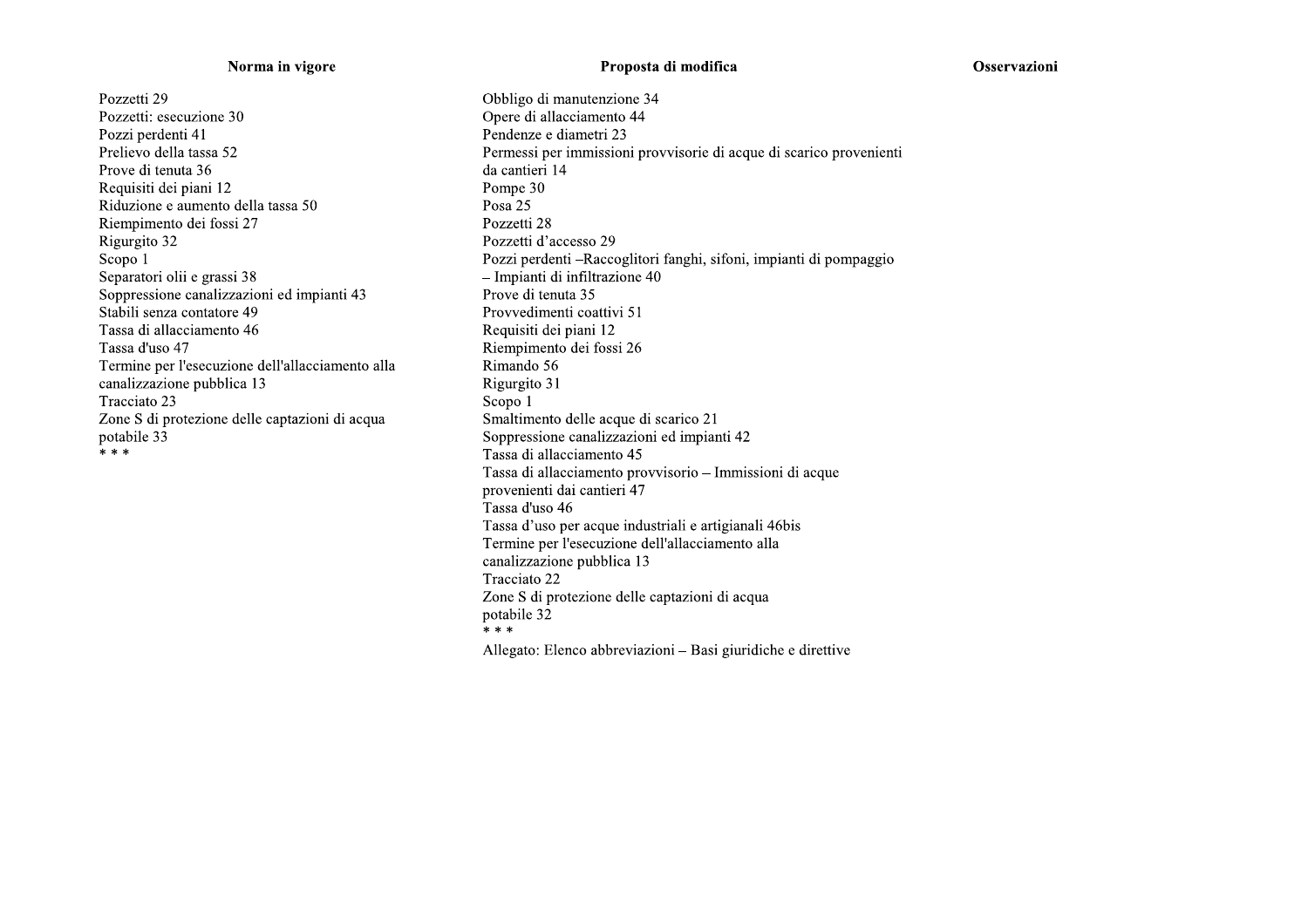| Norma in vigore | Proposta di modifica | Osservazioni |
| --- | --- | --- |
| Pozzetti 29<br>Pozzetti: esecuzione 30<br>Pozzi perdenti 41<br>Prelievo della tassa 52<br>Prove di tenuta 36<br>Requisiti dei piani 12<br>Riduzione e aumento della tassa 50<br>Riempimento dei fossi 27<br>Rigurgito 32<br>Scopo 1<br>Separatori olii e grassi 38<br>Soppressione canalizzazioni ed impianti 43<br>Stabili senza contatore 49<br>Tassa di allacciamento 46<br>Tassa d'uso 47<br>Termine per l'esecuzione dell'allacciamento alla canalizzazione pubblica 13<br>Tracciato 23<br>Zone S di protezione delle captazioni di acqua potabile 33<br>* * * | Obbligo di manutenzione 34<br>Opere di allacciamento 44<br>Pendenze e diametri 23<br>Permessi per immissioni provvisorie di acque di scarico provenienti da cantieri 14<br>Pompe 30<br>Posa 25<br>Pozzetti 28<br>Pozzetti d'accesso 29<br>Pozzi perdenti –Raccoglitori fanghi, sifoni, impianti di pompaggio – Impianti di infiltrazione 40<br>Prove di tenuta 35<br>Provvedimenti coattivi 51<br>Requisiti dei piani 12<br>Riempimento dei fossi 26<br>Rimando 56<br>Rigurgito 31<br>Scopo 1<br>Smaltimento delle acque di scarico 21<br>Soppressione canalizzazioni ed impianti 42<br>Tassa di allacciamento 45<br>Tassa di allacciamento provvisorio – Immissioni di acque provenienti dai cantieri 47<br>Tassa d'uso 46<br>Tassa d'uso per acque industriali e artigianali 46bis<br>Termine per l'esecuzione dell'allacciamento alla canalizzazione pubblica 13<br>Tracciato 22<br>Zone S di protezione delle captazioni di acqua potabile 32<br>* * *<br>Allegato: Elenco abbreviazioni – Basi giuridiche e direttive | |